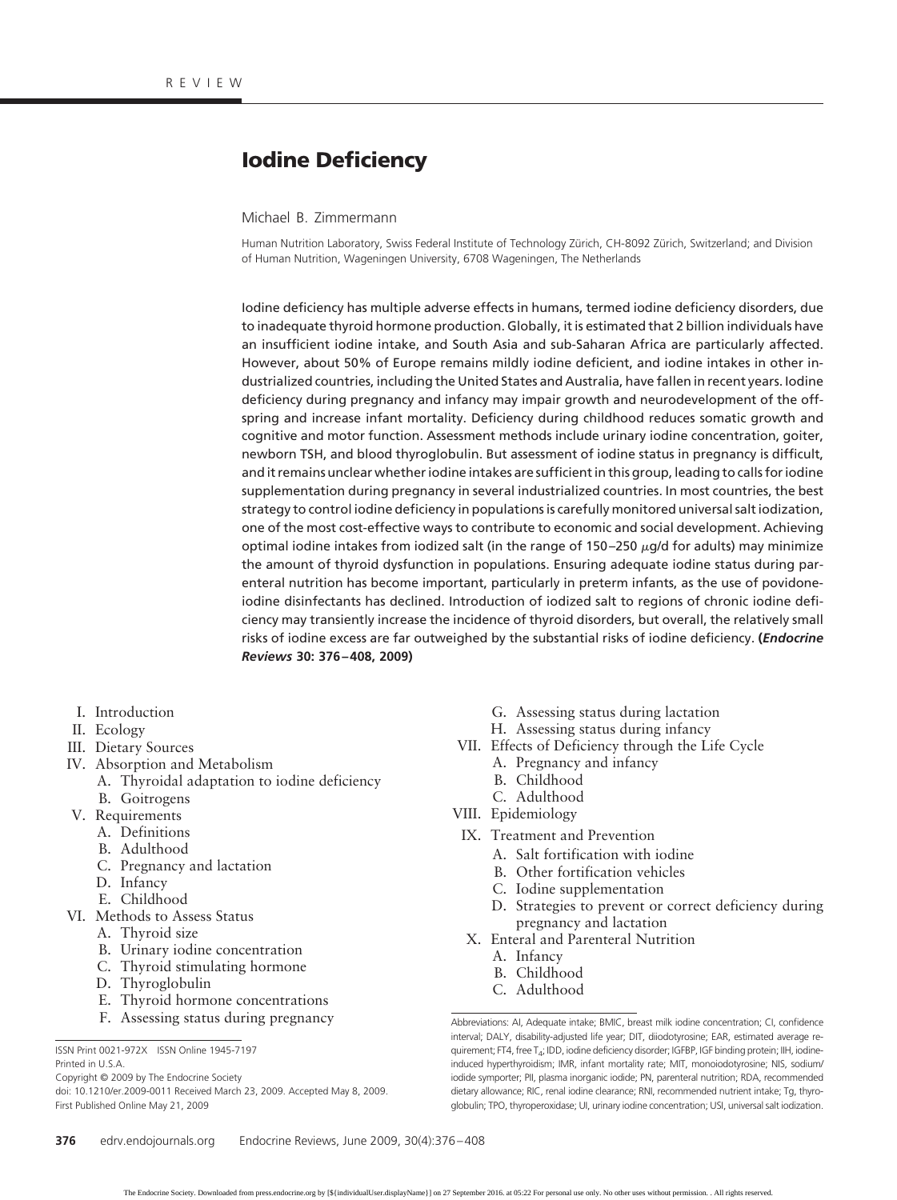REVIEW

# Iodine Deficiency

Michael B. Zimmermann

Human Nutrition Laboratory, Swiss Federal Institute of Technology Zürich, CH-8092 Zürich, Switzerland; and Division of Human Nutrition, Wageningen University, 6708 Wageningen, The Netherlands

Iodine deficiency has multiple adverse effects in humans, termed iodine deficiency disorders, due to inadequate thyroid hormone production. Globally, it is estimated that 2 billion individuals have an insufficient iodine intake, and South Asia and sub-Saharan Africa are particularly affected. However, about 50% of Europe remains mildly iodine deficient, and iodine intakes in other industrialized countries, including the United States and Australia, have fallen in recent years. Iodine deficiency during pregnancy and infancy may impair growth and neurodevelopment of the offspring and increase infant mortality. Deficiency during childhood reduces somatic growth and cognitive and motor function. Assessment methods include urinary iodine concentration, goiter, newborn TSH, and blood thyroglobulin. But assessment of iodine status in pregnancy is difficult, and it remains unclear whether iodine intakes are sufficient in this group, leading to calls for iodine supplementation during pregnancy in several industrialized countries. In most countries, the best strategy to control iodine deficiency in populations is carefully monitored universal salt iodization, one of the most cost-effective ways to contribute to economic and social development. Achieving optimal iodine intakes from iodized salt (in the range of 150–250 $\mu$g/d for adults) may minimize the amount of thyroid dysfunction in populations. Ensuring adequate iodine status during parenteral nutrition has become important, particularly in preterm infants, as the use of povidone-iodine disinfectants has declined. Introduction of iodized salt to regions of chronic iodine deficiency may transiently increase the incidence of thyroid disorders, but overall, the relatively small risks of iodine excess are far outweighed by the substantial risks of iodine deficiency. **(*Endocrine Reviews* 30: 376–408, 2009)**

- I. Introduction
- II. Ecology
- III. Dietary Sources
- IV. Absorption and Metabolism
  - A. Thyroidal adaptation to iodine deficiency
  - B. Goitrogens
- V. Requirements
  - A. Definitions
  - B. Adulthood
  - C. Pregnancy and lactation
  - D. Infancy
  - E. Childhood
- VI. Methods to Assess Status
  - A. Thyroid size
  - B. Urinary iodine concentration
  - C. Thyroid stimulating hormone
  - D. Thyroglobulin
  - E. Thyroid hormone concentrations
  - F. Assessing status during pregnancy
  - G. Assessing status during lactation
  - H. Assessing status during infancy
- VII. Effects of Deficiency through the Life Cycle
  - A. Pregnancy and infancy
  - B. Childhood
  - C. Adulthood
- VIII. Epidemiology
- IX. Treatment and Prevention
  - A. Salt fortification with iodine
  - B. Other fortification vehicles
  - C. Iodine supplementation
  - D. Strategies to prevent or correct deficiency during pregnancy and lactation
- X. Enteral and Parenteral Nutrition
  - A. Infancy
  - B. Childhood
  - C. Adulthood

ISSN Print 0021-972X ISSN Online 1945-7197
Printed in U.S.A.
Copyright © 2009 by The Endocrine Society
doi: 10.1210/er.2009-0011 Received March 23, 2009. Accepted May 8, 2009.
First Published Online May 21, 2009

Abbreviations: AI, Adequate intake; BMIC, breast milk iodine concentration; CI, confidence interval; DALY, disability-adjusted life year; DIT, diiodotyrosine; EAR, estimated average requirement; FT4, free $T_4$; IDD, iodine deficiency disorder; IGFBP, IGF binding protein; IIH, iodine-induced hyperthyroidism; IMR, infant mortality rate; MIT, monoiodotyrosine; NIS, sodium/iodide symporter; PII, plasma inorganic iodide; PN, parenteral nutrition; RDA, recommended dietary allowance; RIC, renal iodine clearance; RNI, recommended nutrient intake; Tg, thyroglobulin; TPO, thyroperoxidase; UI, urinary iodine concentration; USI, universal salt iodization.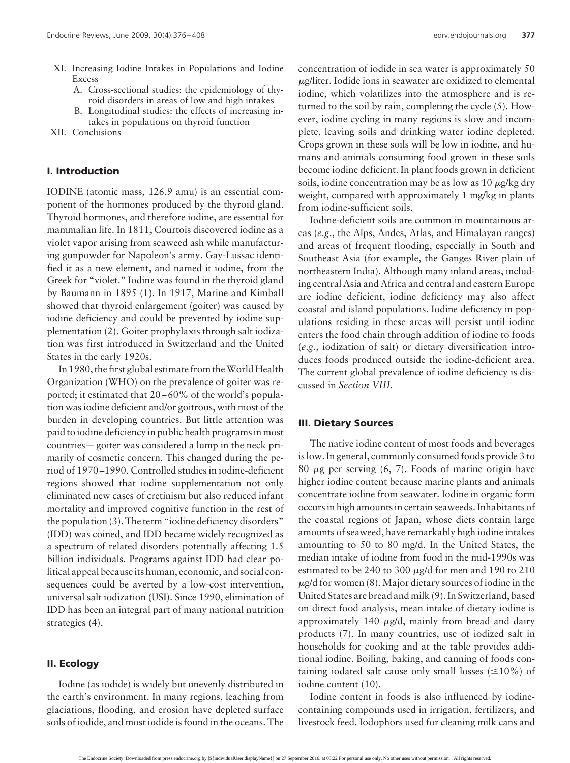XI. Increasing Iodine Intakes in Populations and Iodine Excess
   A. Cross-sectional studies: the epidemiology of thyroid disorders in areas of low and high intakes
   B. Longitudinal studies: the effects of increasing intakes in populations on thyroid function

XII. Conclusions

## I. Introduction

IODINE (atomic mass, 126.9 amu) is an essential component of the hormones produced by the thyroid gland. Thyroid hormones, and therefore iodine, are essential for mammalian life. In 1811, Courtois discovered iodine as a violet vapor arising from seaweed ash while manufacturing gunpowder for Napoleon's army. Gay-Lussac identified it as a new element, and named it iodine, from the Greek for "violet." Iodine was found in the thyroid gland by Baumann in 1895 (1). In 1917, Marine and Kimball showed that thyroid enlargement (goiter) was caused by iodine deficiency and could be prevented by iodine supplementation (2). Goiter prophylaxis through salt iodization was first introduced in Switzerland and the United States in the early 1920s.

In 1980, the first global estimate from the World Health Organization (WHO) on the prevalence of goiter was reported; it estimated that 20–60% of the world's population was iodine deficient and/or goitrous, with most of the burden in developing countries. But little attention was paid to iodine deficiency in public health programs in most countries— goiter was considered a lump in the neck primarily of cosmetic concern. This changed during the period of 1970–1990. Controlled studies in iodine-deficient regions showed that iodine supplementation not only eliminated new cases of cretinism but also reduced infant mortality and improved cognitive function in the rest of the population (3). The term "iodine deficiency disorders" (IDD) was coined, and IDD became widely recognized as a spectrum of related disorders potentially affecting 1.5 billion individuals. Programs against IDD had clear political appeal because its human, economic, and social consequences could be averted by a low-cost intervention, universal salt iodization (USI). Since 1990, elimination of IDD has been an integral part of many national nutrition strategies (4).

## II. Ecology

Iodine (as iodide) is widely but unevenly distributed in the earth's environment. In many regions, leaching from glaciations, flooding, and erosion have depleted surface soils of iodide, and most iodide is found in the oceans. The concentration of iodide in sea water is approximately 50 μg/liter. Iodide ions in seawater are oxidized to elemental iodine, which volatilizes into the atmosphere and is returned to the soil by rain, completing the cycle (5). However, iodine cycling in many regions is slow and incomplete, leaving soils and drinking water iodine depleted. Crops grown in these soils will be low in iodine, and humans and animals consuming food grown in these soils become iodine deficient. In plant foods grown in deficient soils, iodine concentration may be as low as 10 μg/kg dry weight, compared with approximately 1 mg/kg in plants from iodine-sufficient soils.

Iodine-deficient soils are common in mountainous areas (*e.g.*, the Alps, Andes, Atlas, and Himalayan ranges) and areas of frequent flooding, especially in South and Southeast Asia (for example, the Ganges River plain of northeastern India). Although many inland areas, including central Asia and Africa and central and eastern Europe are iodine deficient, iodine deficiency may also affect coastal and island populations. Iodine deficiency in populations residing in these areas will persist until iodine enters the food chain through addition of iodine to foods (*e.g.*, iodization of salt) or dietary diversification introduces foods produced outside the iodine-deficient area. The current global prevalence of iodine deficiency is discussed in *Section VIII*.

## III. Dietary Sources

The native iodine content of most foods and beverages is low. In general, commonly consumed foods provide 3 to 80 μg per serving (6, 7). Foods of marine origin have higher iodine content because marine plants and animals concentrate iodine from seawater. Iodine in organic form occurs in high amounts in certain seaweeds. Inhabitants of the coastal regions of Japan, whose diets contain large amounts of seaweed, have remarkably high iodine intakes amounting to 50 to 80 mg/d. In the United States, the median intake of iodine from food in the mid-1990s was estimated to be 240 to 300 μg/d for men and 190 to 210 μg/d for women (8). Major dietary sources of iodine in the United States are bread and milk (9). In Switzerland, based on direct food analysis, mean intake of dietary iodine is approximately 140 μg/d, mainly from bread and dairy products (7). In many countries, use of iodized salt in households for cooking and at the table provides additional iodine. Boiling, baking, and canning of foods containing iodated salt cause only small losses ($\leq$10%) of iodine content (10).

Iodine content in foods is also influenced by iodine-containing compounds used in irrigation, fertilizers, and livestock feed. Iodophors used for cleaning milk cans and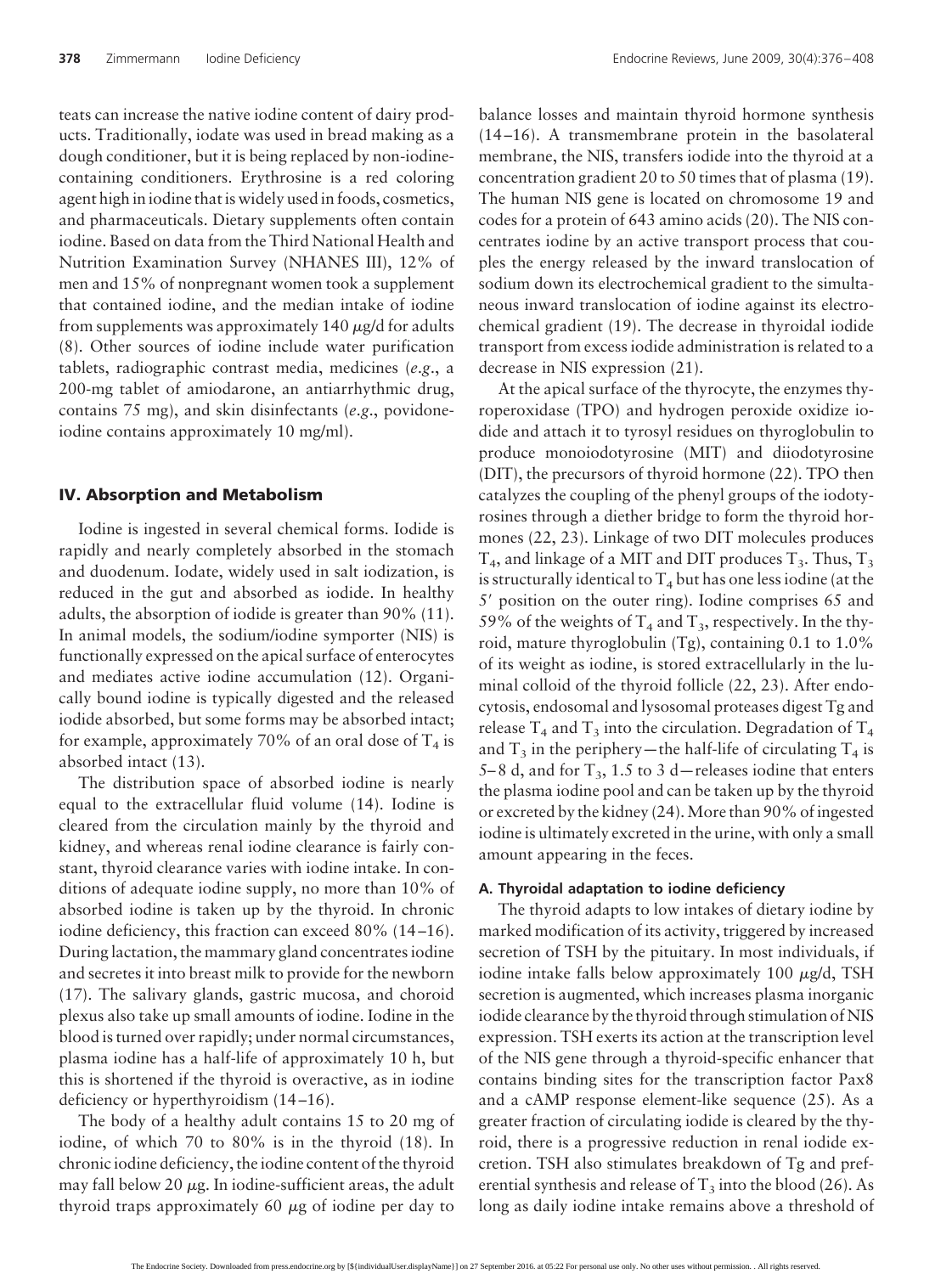teats can increase the native iodine content of dairy products. Traditionally, iodate was used in bread making as a dough conditioner, but it is being replaced by non-iodine-containing conditioners. Erythrosine is a red coloring agent high in iodine that is widely used in foods, cosmetics, and pharmaceuticals. Dietary supplements often contain iodine. Based on data from the Third National Health and Nutrition Examination Survey (NHANES III), 12% of men and 15% of nonpregnant women took a supplement that contained iodine, and the median intake of iodine from supplements was approximately 140 $\mu$g/d for adults (8). Other sources of iodine include water purification tablets, radiographic contrast media, medicines (*e.g.*, a 200-mg tablet of amiodarone, an antiarrhythmic drug, contains 75 mg), and skin disinfectants (*e.g.*, povidone-iodine contains approximately 10 mg/ml).

## IV. Absorption and Metabolism

Iodine is ingested in several chemical forms. Iodide is rapidly and nearly completely absorbed in the stomach and duodenum. Iodate, widely used in salt iodization, is reduced in the gut and absorbed as iodide. In healthy adults, the absorption of iodide is greater than 90% (11). In animal models, the sodium/iodine symporter (NIS) is functionally expressed on the apical surface of enterocytes and mediates active iodine accumulation (12). Organically bound iodine is typically digested and the released iodide absorbed, but some forms may be absorbed intact; for example, approximately 70% of an oral dose of $T_4$ is absorbed intact (13).

The distribution space of absorbed iodine is nearly equal to the extracellular fluid volume (14). Iodine is cleared from the circulation mainly by the thyroid and kidney, and whereas renal iodine clearance is fairly constant, thyroid clearance varies with iodine intake. In conditions of adequate iodine supply, no more than 10% of absorbed iodine is taken up by the thyroid. In chronic iodine deficiency, this fraction can exceed 80% (14–16). During lactation, the mammary gland concentrates iodine and secretes it into breast milk to provide for the newborn (17). The salivary glands, gastric mucosa, and choroid plexus also take up small amounts of iodine. Iodine in the blood is turned over rapidly; under normal circumstances, plasma iodine has a half-life of approximately 10 h, but this is shortened if the thyroid is overactive, as in iodine deficiency or hyperthyroidism (14–16).

The body of a healthy adult contains 15 to 20 mg of iodine, of which 70 to 80% is in the thyroid (18). In chronic iodine deficiency, the iodine content of the thyroid may fall below 20 $\mu$g. In iodine-sufficient areas, the adult thyroid traps approximately 60 $\mu$g of iodine per day to balance losses and maintain thyroid hormone synthesis (14–16). A transmembrane protein in the basolateral membrane, the NIS, transfers iodide into the thyroid at a concentration gradient 20 to 50 times that of plasma (19). The human NIS gene is located on chromosome 19 and codes for a protein of 643 amino acids (20). The NIS concentrates iodine by an active transport process that couples the energy released by the inward translocation of sodium down its electrochemical gradient to the simultaneous inward translocation of iodine against its electrochemical gradient (19). The decrease in thyroidal iodide transport from excess iodide administration is related to a decrease in NIS expression (21).

At the apical surface of the thyrocyte, the enzymes thyroperoxidase (TPO) and hydrogen peroxide oxidize iodide and attach it to tyrosyl residues on thyroglobulin to produce monoiodotyrosine (MIT) and diiodotyrosine (DIT), the precursors of thyroid hormone (22). TPO then catalyzes the coupling of the phenyl groups of the iodotyrosines through a diether bridge to form the thyroid hormones (22, 23). Linkage of two DIT molecules produces $T_4$, and linkage of a MIT and DIT produces $T_3$. Thus, $T_3$ is structurally identical to $T_4$ but has one less iodine (at the 5′ position on the outer ring). Iodine comprises 65 and 59% of the weights of $T_4$ and $T_3$, respectively. In the thyroid, mature thyroglobulin (Tg), containing 0.1 to 1.0% of its weight as iodine, is stored extracellularly in the luminal colloid of the thyroid follicle (22, 23). After endocytosis, endosomal and lysosomal proteases digest Tg and release $T_4$ and $T_3$ into the circulation. Degradation of $T_4$ and $T_3$ in the periphery—the half-life of circulating $T_4$ is 5–8 d, and for $T_3$, 1.5 to 3 d—releases iodine that enters the plasma iodine pool and can be taken up by the thyroid or excreted by the kidney (24). More than 90% of ingested iodine is ultimately excreted in the urine, with only a small amount appearing in the feces.

### A. Thyroidal adaptation to iodine deficiency

The thyroid adapts to low intakes of dietary iodine by marked modification of its activity, triggered by increased secretion of TSH by the pituitary. In most individuals, if iodine intake falls below approximately 100 $\mu$g/d, TSH secretion is augmented, which increases plasma inorganic iodide clearance by the thyroid through stimulation of NIS expression. TSH exerts its action at the transcription level of the NIS gene through a thyroid-specific enhancer that contains binding sites for the transcription factor Pax8 and a cAMP response element-like sequence (25). As a greater fraction of circulating iodide is cleared by the thyroid, there is a progressive reduction in renal iodide excretion. TSH also stimulates breakdown of Tg and preferential synthesis and release of $T_3$ into the blood (26). As long as daily iodine intake remains above a threshold of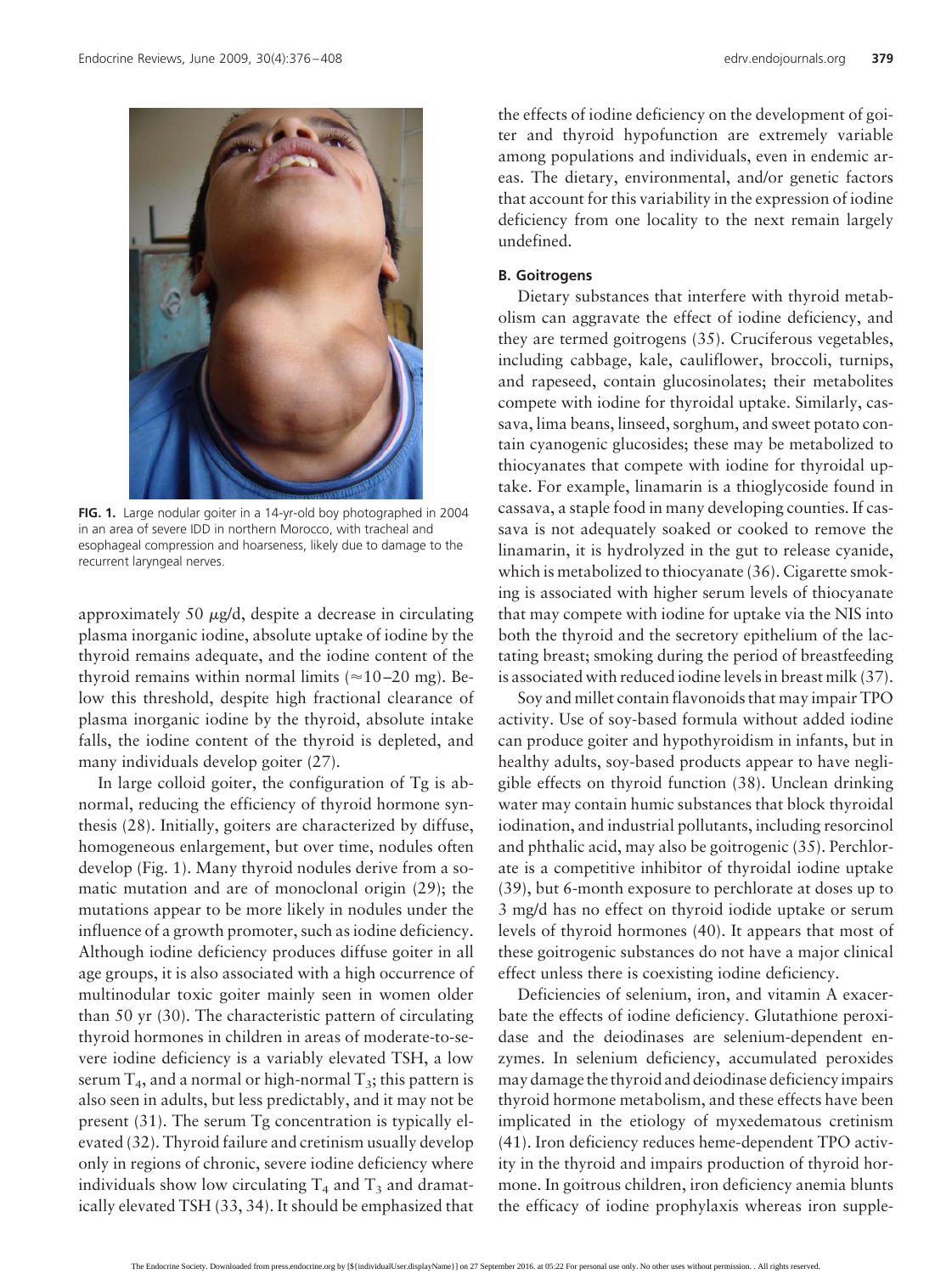**FIG. 1.** Large nodular goiter in a 14-yr-old boy photographed in 2004 in an area of severe IDD in northern Morocco, with tracheal and esophageal compression and hoarseness, likely due to damage to the recurrent laryngeal nerves.

approximately 50 $\mu$g/d, despite a decrease in circulating plasma inorganic iodine, absolute uptake of iodine by the thyroid remains adequate, and the iodine content of the thyroid remains within normal limits ($\approx$10–20 mg). Below this threshold, despite high fractional clearance of plasma inorganic iodine by the thyroid, absolute intake falls, the iodine content of the thyroid is depleted, and many individuals develop goiter (27).

In large colloid goiter, the configuration of Tg is abnormal, reducing the efficiency of thyroid hormone synthesis (28). Initially, goiters are characterized by diffuse, homogeneous enlargement, but over time, nodules often develop (Fig. 1). Many thyroid nodules derive from a somatic mutation and are of monoclonal origin (29); the mutations appear to be more likely in nodules under the influence of a growth promoter, such as iodine deficiency. Although iodine deficiency produces diffuse goiter in all age groups, it is also associated with a high occurrence of multinodular toxic goiter mainly seen in women older than 50 yr (30). The characteristic pattern of circulating thyroid hormones in children in areas of moderate-to-severe iodine deficiency is a variably elevated TSH, a low serum $T_4$, and a normal or high-normal $T_3$; this pattern is also seen in adults, but less predictably, and it may not be present (31). The serum Tg concentration is typically elevated (32). Thyroid failure and cretinism usually develop only in regions of chronic, severe iodine deficiency where individuals show low circulating $T_4$ and $T_3$ and dramatically elevated TSH (33, 34). It should be emphasized that the effects of iodine deficiency on the development of goiter and thyroid hypofunction are extremely variable among populations and individuals, even in endemic areas. The dietary, environmental, and/or genetic factors that account for this variability in the expression of iodine deficiency from one locality to the next remain largely undefined.

### B. Goitrogens

Dietary substances that interfere with thyroid metabolism can aggravate the effect of iodine deficiency, and they are termed goitrogens (35). Cruciferous vegetables, including cabbage, kale, cauliflower, broccoli, turnips, and rapeseed, contain glucosinolates; their metabolites compete with iodine for thyroidal uptake. Similarly, cassava, lima beans, linseed, sorghum, and sweet potato contain cyanogenic glucosides; these may be metabolized to thiocyanates that compete with iodine for thyroidal uptake. For example, linamarin is a thioglycoside found in cassava, a staple food in many developing counties. If cassava is not adequately soaked or cooked to remove the linamarin, it is hydrolyzed in the gut to release cyanide, which is metabolized to thiocyanate (36). Cigarette smoking is associated with higher serum levels of thiocyanate that may compete with iodine for uptake via the NIS into both the thyroid and the secretory epithelium of the lactating breast; smoking during the period of breastfeeding is associated with reduced iodine levels in breast milk (37).

Soy and millet contain flavonoids that may impair TPO activity. Use of soy-based formula without added iodine can produce goiter and hypothyroidism in infants, but in healthy adults, soy-based products appear to have negligible effects on thyroid function (38). Unclean drinking water may contain humic substances that block thyroidal iodination, and industrial pollutants, including resorcinol and phthalic acid, may also be goitrogenic (35). Perchlorate is a competitive inhibitor of thyroidal iodine uptake (39), but 6-month exposure to perchlorate at doses up to 3 mg/d has no effect on thyroid iodide uptake or serum levels of thyroid hormones (40). It appears that most of these goitrogenic substances do not have a major clinical effect unless there is coexisting iodine deficiency.

Deficiencies of selenium, iron, and vitamin A exacerbate the effects of iodine deficiency. Glutathione peroxidase and the deiodinases are selenium-dependent enzymes. In selenium deficiency, accumulated peroxides may damage the thyroid and deiodinase deficiency impairs thyroid hormone metabolism, and these effects have been implicated in the etiology of myxedematous cretinism (41). Iron deficiency reduces heme-dependent TPO activity in the thyroid and impairs production of thyroid hormone. In goitrous children, iron deficiency anemia blunts the efficacy of iodine prophylaxis whereas iron supple-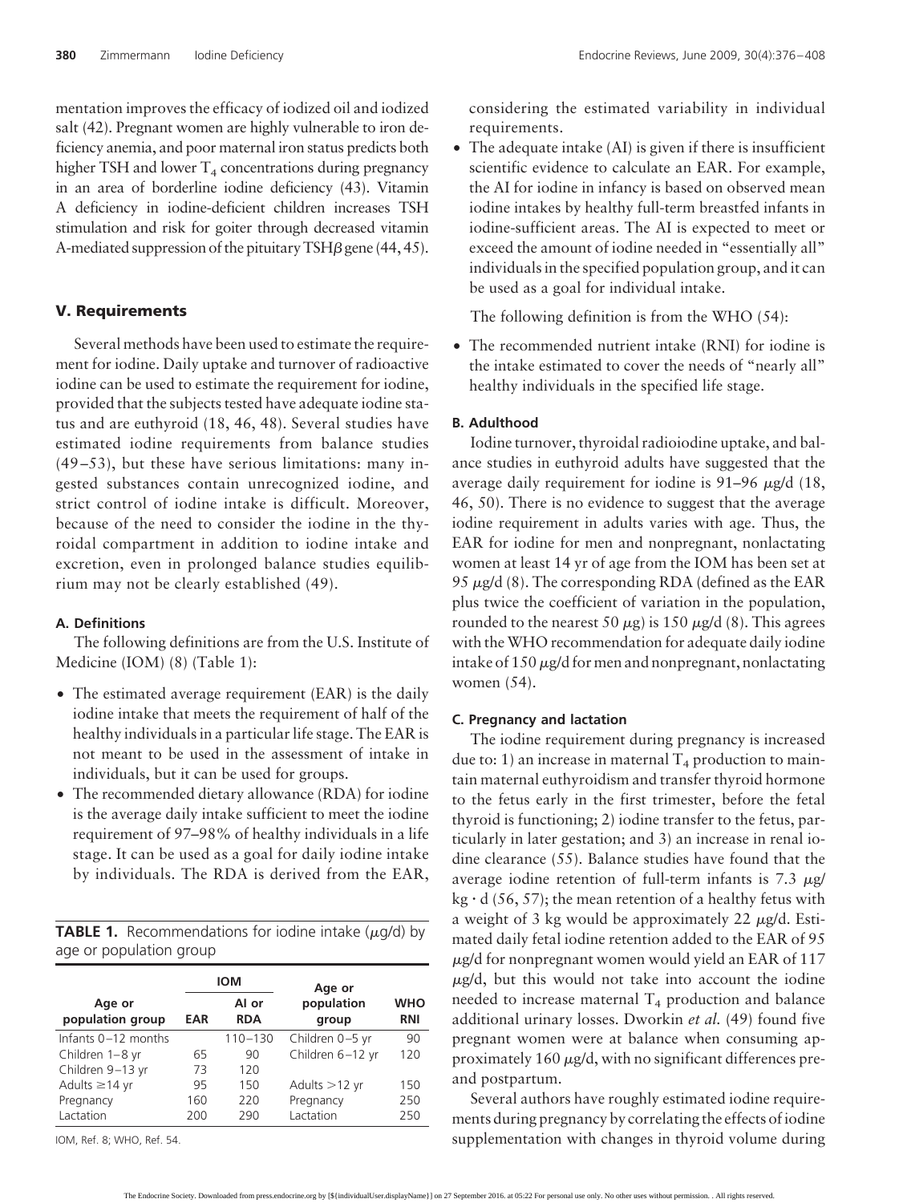mentation improves the efficacy of iodized oil and iodized salt (42). Pregnant women are highly vulnerable to iron deficiency anemia, and poor maternal iron status predicts both higher TSH and lower $T_4$ concentrations during pregnancy in an area of borderline iodine deficiency (43). Vitamin A deficiency in iodine-deficient children increases TSH stimulation and risk for goiter through decreased vitamin A-mediated suppression of the pituitary TSH$\beta$ gene (44, 45).

## V. Requirements

Several methods have been used to estimate the requirement for iodine. Daily uptake and turnover of radioactive iodine can be used to estimate the requirement for iodine, provided that the subjects tested have adequate iodine status and are euthyroid (18, 46, 48). Several studies have estimated iodine requirements from balance studies (49–53), but these have serious limitations: many ingested substances contain unrecognized iodine, and strict control of iodine intake is difficult. Moreover, because of the need to consider the iodine in the thyroidal compartment in addition to iodine intake and excretion, even in prolonged balance studies equilibrium may not be clearly established (49).

### A. Definitions

The following definitions are from the U.S. Institute of Medicine (IOM) (8) (Table 1):

- The estimated average requirement (EAR) is the daily iodine intake that meets the requirement of half of the healthy individuals in a particular life stage. The EAR is not meant to be used in the assessment of intake in individuals, but it can be used for groups.
- The recommended dietary allowance (RDA) for iodine is the average daily intake sufficient to meet the iodine requirement of 97–98% of healthy individuals in a life stage. It can be used as a goal for daily iodine intake by individuals. The RDA is derived from the EAR, considering the estimated variability in individual requirements.
- The adequate intake (AI) is given if there is insufficient scientific evidence to calculate an EAR. For example, the AI for iodine in infancy is based on observed mean iodine intakes by healthy full-term breastfed infants in iodine-sufficient areas. The AI is expected to meet or exceed the amount of iodine needed in "essentially all" individuals in the specified population group, and it can be used as a goal for individual intake.

The following definition is from the WHO (54):

- The recommended nutrient intake (RNI) for iodine is the intake estimated to cover the needs of "nearly all" healthy individuals in the specified life stage.

**TABLE 1.** Recommendations for iodine intake ($\mu$g/d) by age or population group

| Age or population group | IOM | | Age or population group | WHO RNI |
|---|---|---|---|---|
| | EAR | AI or RDA | | |
| Infants 0–12 months | | 110–130 | Children 0–5 yr | 90 |
| Children 1–8 yr | 65 | 90 | Children 6–12 yr | 120 |
| Children 9–13 yr | 73 | 120 | | |
| Adults ≥14 yr | 95 | 150 | Adults >12 yr | 150 |
| Pregnancy | 160 | 220 | Pregnancy | 250 |
| Lactation | 200 | 290 | Lactation | 250 |

IOM, Ref. 8; WHO, Ref. 54.

### B. Adulthood

Iodine turnover, thyroidal radioiodine uptake, and balance studies in euthyroid adults have suggested that the average daily requirement for iodine is 91–96 $\mu$g/d (18, 46, 50). There is no evidence to suggest that the average iodine requirement in adults varies with age. Thus, the EAR for iodine for men and nonpregnant, nonlactating women at least 14 yr of age from the IOM has been set at 95 $\mu$g/d (8). The corresponding RDA (defined as the EAR plus twice the coefficient of variation in the population, rounded to the nearest 50 $\mu$g) is 150 $\mu$g/d (8). This agrees with the WHO recommendation for adequate daily iodine intake of 150 $\mu$g/d for men and nonpregnant, nonlactating women (54).

### C. Pregnancy and lactation

The iodine requirement during pregnancy is increased due to: 1) an increase in maternal $T_4$ production to maintain maternal euthyroidism and transfer thyroid hormone to the fetus early in the first trimester, before the fetal thyroid is functioning; 2) iodine transfer to the fetus, particularly in later gestation; and 3) an increase in renal iodine clearance (55). Balance studies have found that the average iodine retention of full-term infants is 7.3 $\mu$g/kg · d (56, 57); the mean retention of a healthy fetus with a weight of 3 kg would be approximately 22 $\mu$g/d. Estimated daily fetal iodine retention added to the EAR of 95 $\mu$g/d for nonpregnant women would yield an EAR of 117 $\mu$g/d, but this would not take into account the iodine needed to increase maternal $T_4$ production and balance additional urinary losses. Dworkin *et al.* (49) found five pregnant women were at balance when consuming approximately 160 $\mu$g/d, with no significant differences pre- and postpartum.

Several authors have roughly estimated iodine requirements during pregnancy by correlating the effects of iodine supplementation with changes in thyroid volume during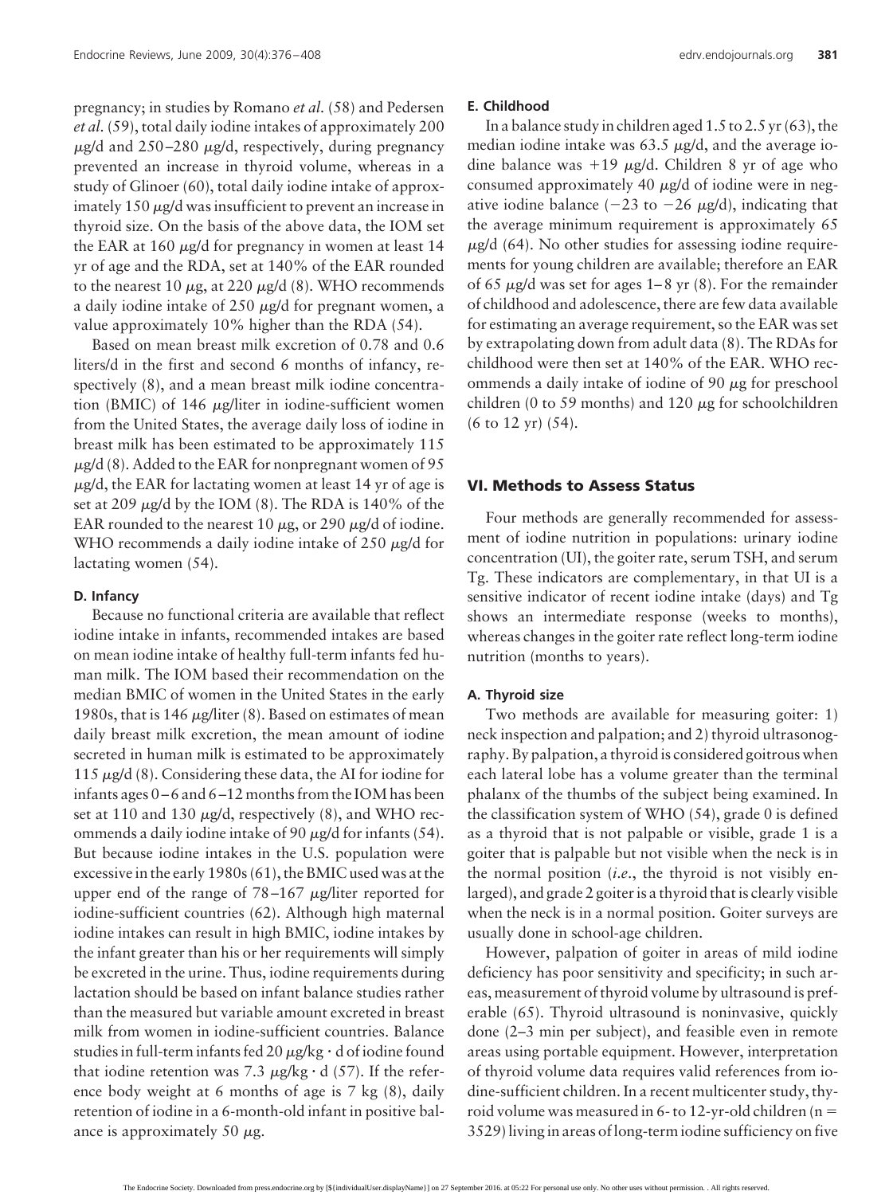pregnancy; in studies by Romano *et al.* (58) and Pedersen *et al.* (59), total daily iodine intakes of approximately 200 μg/d and 250–280 μg/d, respectively, during pregnancy prevented an increase in thyroid volume, whereas in a study of Glinoer (60), total daily iodine intake of approximately 150 μg/d was insufficient to prevent an increase in thyroid size. On the basis of the above data, the IOM set the EAR at 160 μg/d for pregnancy in women at least 14 yr of age and the RDA, set at 140% of the EAR rounded to the nearest 10 μg, at 220 μg/d (8). WHO recommends a daily iodine intake of 250 μg/d for pregnant women, a value approximately 10% higher than the RDA (54).

Based on mean breast milk excretion of 0.78 and 0.6 liters/d in the first and second 6 months of infancy, respectively (8), and a mean breast milk iodine concentration (BMIC) of 146 μg/liter in iodine-sufficient women from the United States, the average daily loss of iodine in breast milk has been estimated to be approximately 115 μg/d (8). Added to the EAR for nonpregnant women of 95 μg/d, the EAR for lactating women at least 14 yr of age is set at 209 μg/d by the IOM (8). The RDA is 140% of the EAR rounded to the nearest 10 μg, or 290 μg/d of iodine. WHO recommends a daily iodine intake of 250 μg/d for lactating women (54).

#### D. Infancy

Because no functional criteria are available that reflect iodine intake in infants, recommended intakes are based on mean iodine intake of healthy full-term infants fed human milk. The IOM based their recommendation on the median BMIC of women in the United States in the early 1980s, that is 146 μg/liter (8). Based on estimates of mean daily breast milk excretion, the mean amount of iodine secreted in human milk is estimated to be approximately 115 μg/d (8). Considering these data, the AI for iodine for infants ages 0–6 and 6–12 months from the IOM has been set at 110 and 130 μg/d, respectively (8), and WHO recommends a daily iodine intake of 90 μg/d for infants (54). But because iodine intakes in the U.S. population were excessive in the early 1980s (61), the BMIC used was at the upper end of the range of 78–167 μg/liter reported for iodine-sufficient countries (62). Although high maternal iodine intakes can result in high BMIC, iodine intakes by the infant greater than his or her requirements will simply be excreted in the urine. Thus, iodine requirements during lactation should be based on infant balance studies rather than the measured but variable amount excreted in breast milk from women in iodine-sufficient countries. Balance studies in full-term infants fed 20 μg/kg · d of iodine found that iodine retention was 7.3 μg/kg · d (57). If the reference body weight at 6 months of age is 7 kg (8), daily retention of iodine in a 6-month-old infant in positive balance is approximately 50 μg.

#### E. Childhood

In a balance study in children aged 1.5 to 2.5 yr (63), the median iodine intake was 63.5 μg/d, and the average iodine balance was +19 μg/d. Children 8 yr of age who consumed approximately 40 μg/d of iodine were in negative iodine balance (−23 to −26 μg/d), indicating that the average minimum requirement is approximately 65 μg/d (64). No other studies for assessing iodine requirements for young children are available; therefore an EAR of 65 μg/d was set for ages 1–8 yr (8). For the remainder of childhood and adolescence, there are few data available for estimating an average requirement, so the EAR was set by extrapolating down from adult data (8). The RDAs for childhood were then set at 140% of the EAR. WHO recommends a daily intake of iodine of 90 μg for preschool children (0 to 59 months) and 120 μg for schoolchildren (6 to 12 yr) (54).

## VI. Methods to Assess Status

Four methods are generally recommended for assessment of iodine nutrition in populations: urinary iodine concentration (UI), the goiter rate, serum TSH, and serum Tg. These indicators are complementary, in that UI is a sensitive indicator of recent iodine intake (days) and Tg shows an intermediate response (weeks to months), whereas changes in the goiter rate reflect long-term iodine nutrition (months to years).

#### A. Thyroid size

Two methods are available for measuring goiter: 1) neck inspection and palpation; and 2) thyroid ultrasonography. By palpation, a thyroid is considered goitrous when each lateral lobe has a volume greater than the terminal phalanx of the thumbs of the subject being examined. In the classification system of WHO (54), grade 0 is defined as a thyroid that is not palpable or visible, grade 1 is a goiter that is palpable but not visible when the neck is in the normal position (*i.e.*, the thyroid is not visibly enlarged), and grade 2 goiter is a thyroid that is clearly visible when the neck is in a normal position. Goiter surveys are usually done in school-age children.

However, palpation of goiter in areas of mild iodine deficiency has poor sensitivity and specificity; in such areas, measurement of thyroid volume by ultrasound is preferable (65). Thyroid ultrasound is noninvasive, quickly done (2–3 min per subject), and feasible even in remote areas using portable equipment. However, interpretation of thyroid volume data requires valid references from iodine-sufficient children. In a recent multicenter study, thyroid volume was measured in 6- to 12-yr-old children ($n = 3529$) living in areas of long-term iodine sufficiency on five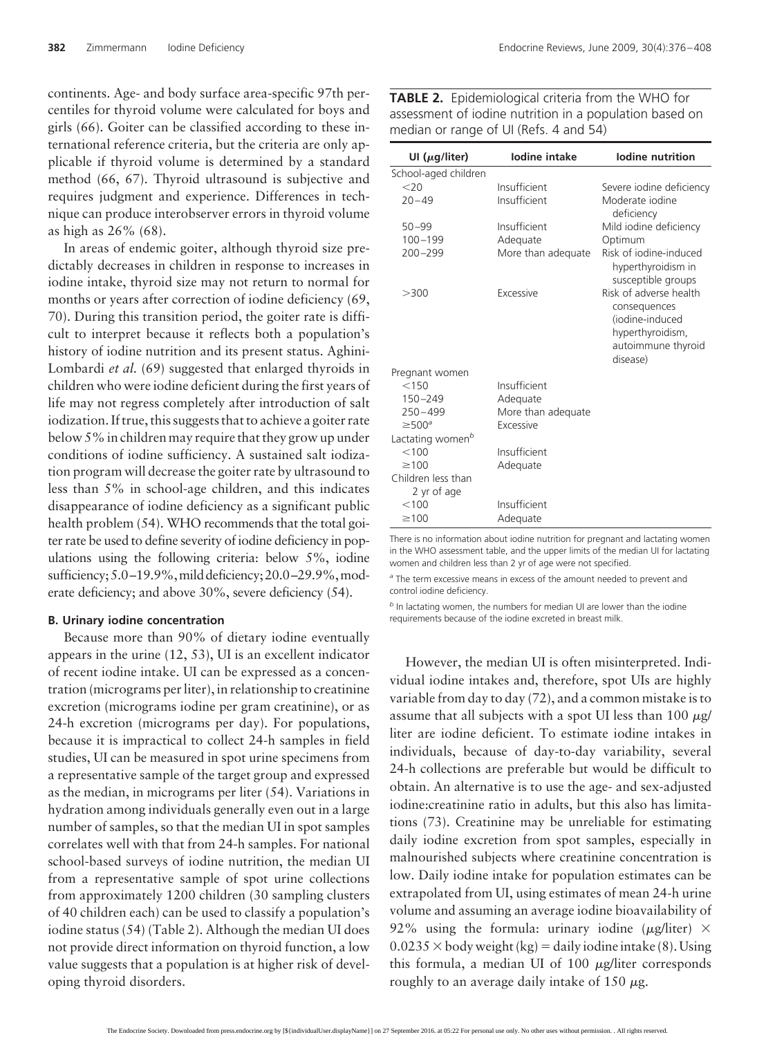continents. Age- and body surface area-specific 97th percentiles for thyroid volume were calculated for boys and girls (66). Goiter can be classified according to these international reference criteria, but the criteria are only applicable if thyroid volume is determined by a standard method (66, 67). Thyroid ultrasound is subjective and requires judgment and experience. Differences in technique can produce interobserver errors in thyroid volume as high as 26% (68).

In areas of endemic goiter, although thyroid size predictably decreases in children in response to increases in iodine intake, thyroid size may not return to normal for months or years after correction of iodine deficiency (69, 70). During this transition period, the goiter rate is difficult to interpret because it reflects both a population's history of iodine nutrition and its present status. Aghini-Lombardi *et al.* (69) suggested that enlarged thyroids in children who were iodine deficient during the first years of life may not regress completely after introduction of salt iodization. If true, this suggests that to achieve a goiter rate below 5% in children may require that they grow up under conditions of iodine sufficiency. A sustained salt iodization program will decrease the goiter rate by ultrasound to less than 5% in school-age children, and this indicates disappearance of iodine deficiency as a significant public health problem (54). WHO recommends that the total goiter rate be used to define severity of iodine deficiency in populations using the following criteria: below 5%, iodine sufficiency; 5.0–19.9%, mild deficiency; 20.0–29.9%, moderate deficiency; and above 30%, severe deficiency (54).

### B. Urinary iodine concentration

Because more than 90% of dietary iodine eventually appears in the urine (12, 53), UI is an excellent indicator of recent iodine intake. UI can be expressed as a concentration (micrograms per liter), in relationship to creatinine excretion (micrograms iodine per gram creatinine), or as 24-h excretion (micrograms per day). For populations, because it is impractical to collect 24-h samples in field studies, UI can be measured in spot urine specimens from a representative sample of the target group and expressed as the median, in micrograms per liter (54). Variations in hydration among individuals generally even out in a large number of samples, so that the median UI in spot samples correlates well with that from 24-h samples. For national school-based surveys of iodine nutrition, the median UI from a representative sample of spot urine collections from approximately 1200 children (30 sampling clusters of 40 children each) can be used to classify a population's iodine status (54) (Table 2). Although the median UI does not provide direct information on thyroid function, a low value suggests that a population is at higher risk of developing thyroid disorders.

**TABLE 2.** Epidemiological criteria from the WHO for assessment of iodine nutrition in a population based on median or range of UI (Refs. 4 and 54)

| UI (μg/liter) | Iodine intake | Iodine nutrition |
|---|---|---|
| School-aged children | | |
| <20 | Insufficient | Severe iodine deficiency |
| 20–49 | Insufficient | Moderate iodine deficiency |
| 50–99 | Insufficient | Mild iodine deficiency |
| 100–199 | Adequate | Optimum |
| 200–299 | More than adequate | Risk of iodine-induced hyperthyroidism in susceptible groups |
| >300 | Excessive | Risk of adverse health consequences (iodine-induced hyperthyroidism, autoimmune thyroid disease) |
| Pregnant women | | |
| <150 | Insufficient | |
| 150–249 | Adequate | |
| 250–499 | More than adequate | |
| ≥500[a] | Excessive | |
| Lactating women[b] | | |
| <100 | Insufficient | |
| ≥100 | Adequate | |
| Children less than 2 yr of age | | |
| <100 | Insufficient | |
| ≥100 | Adequate | |

There is no information about iodine nutrition for pregnant and lactating women in the WHO assessment table, and the upper limits of the median UI for lactating women and children less than 2 yr of age were not specified.

[a] The term excessive means in excess of the amount needed to prevent and control iodine deficiency.

[b] In lactating women, the numbers for median UI are lower than the iodine requirements because of the iodine excreted in breast milk.

However, the median UI is often misinterpreted. Individual iodine intakes and, therefore, spot UIs are highly variable from day to day (72), and a common mistake is to assume that all subjects with a spot UI less than 100 μg/liter are iodine deficient. To estimate iodine intakes in individuals, because of day-to-day variability, several 24-h collections are preferable but would be difficult to obtain. An alternative is to use the age- and sex-adjusted iodine:creatinine ratio in adults, but this also has limitations (73). Creatinine may be unreliable for estimating daily iodine excretion from spot samples, especially in malnourished subjects where creatinine concentration is low. Daily iodine intake for population estimates can be extrapolated from UI, using estimates of mean 24-h urine volume and assuming an average iodine bioavailability of 92% using the formula: urinary iodine (μg/liter) $\times$ $0.0235 \times$ body weight (kg) = daily iodine intake (8). Using this formula, a median UI of 100 μg/liter corresponds roughly to an average daily intake of 150 μg.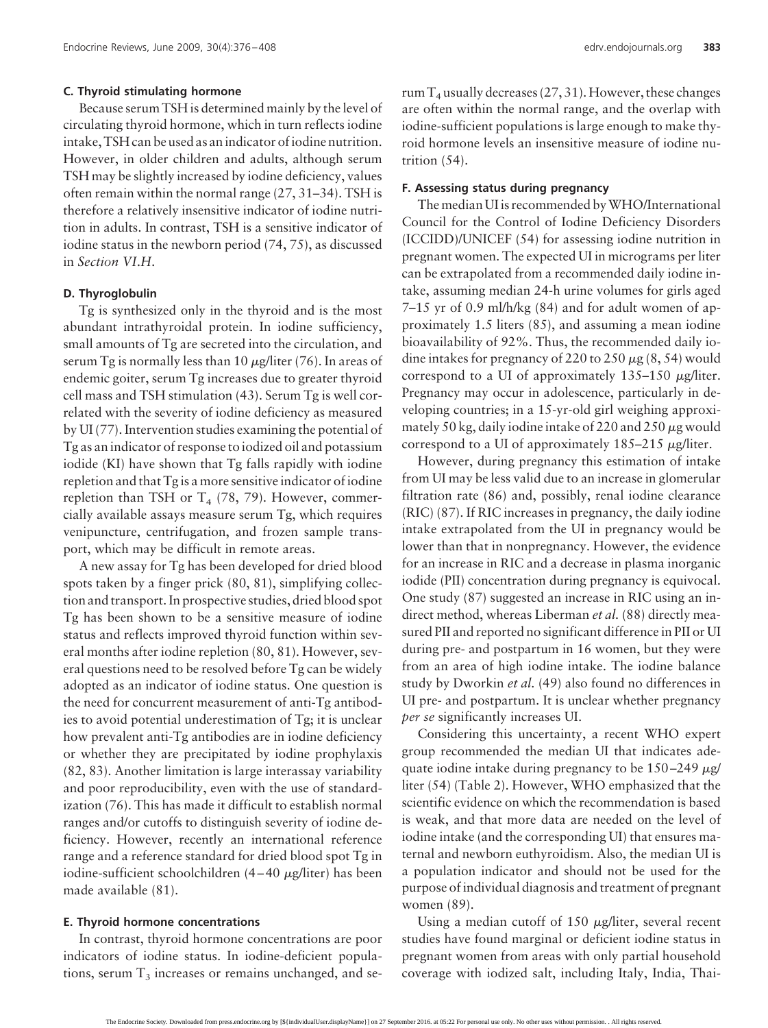### C. Thyroid stimulating hormone

Because serum TSH is determined mainly by the level of circulating thyroid hormone, which in turn reflects iodine intake, TSH can be used as an indicator of iodine nutrition. However, in older children and adults, although serum TSH may be slightly increased by iodine deficiency, values often remain within the normal range (27, 31–34). TSH is therefore a relatively insensitive indicator of iodine nutrition in adults. In contrast, TSH is a sensitive indicator of iodine status in the newborn period (74, 75), as discussed in *Section VI.H*.

### D. Thyroglobulin

Tg is synthesized only in the thyroid and is the most abundant intrathyroidal protein. In iodine sufficiency, small amounts of Tg are secreted into the circulation, and serum Tg is normally less than 10 μg/liter (76). In areas of endemic goiter, serum Tg increases due to greater thyroid cell mass and TSH stimulation (43). Serum Tg is well correlated with the severity of iodine deficiency as measured by UI (77). Intervention studies examining the potential of Tg as an indicator of response to iodized oil and potassium iodide (KI) have shown that Tg falls rapidly with iodine repletion and that Tg is a more sensitive indicator of iodine repletion than TSH or $T_4$ (78, 79). However, commercially available assays measure serum Tg, which requires venipuncture, centrifugation, and frozen sample transport, which may be difficult in remote areas.

A new assay for Tg has been developed for dried blood spots taken by a finger prick (80, 81), simplifying collection and transport. In prospective studies, dried blood spot Tg has been shown to be a sensitive measure of iodine status and reflects improved thyroid function within several months after iodine repletion (80, 81). However, several questions need to be resolved before Tg can be widely adopted as an indicator of iodine status. One question is the need for concurrent measurement of anti-Tg antibodies to avoid potential underestimation of Tg; it is unclear how prevalent anti-Tg antibodies are in iodine deficiency or whether they are precipitated by iodine prophylaxis (82, 83). Another limitation is large interassay variability and poor reproducibility, even with the use of standardization (76). This has made it difficult to establish normal ranges and/or cutoffs to distinguish severity of iodine deficiency. However, recently an international reference range and a reference standard for dried blood spot Tg in iodine-sufficient schoolchildren (4–40 μg/liter) has been made available (81).

### E. Thyroid hormone concentrations

In contrast, thyroid hormone concentrations are poor indicators of iodine status. In iodine-deficient populations, serum $T_3$ increases or remains unchanged, and serum $T_4$ usually decreases (27, 31). However, these changes are often within the normal range, and the overlap with iodine-sufficient populations is large enough to make thyroid hormone levels an insensitive measure of iodine nutrition (54).

### F. Assessing status during pregnancy

The median UI is recommended by WHO/International Council for the Control of Iodine Deficiency Disorders (ICCIDD)/UNICEF (54) for assessing iodine nutrition in pregnant women. The expected UI in micrograms per liter can be extrapolated from a recommended daily iodine intake, assuming median 24-h urine volumes for girls aged 7–15 yr of 0.9 ml/h/kg (84) and for adult women of approximately 1.5 liters (85), and assuming a mean iodine bioavailability of 92%. Thus, the recommended daily iodine intakes for pregnancy of 220 to 250 μg (8, 54) would correspond to a UI of approximately 135–150 μg/liter. Pregnancy may occur in adolescence, particularly in developing countries; in a 15-yr-old girl weighing approximately 50 kg, daily iodine intake of 220 and 250 μg would correspond to a UI of approximately 185–215 μg/liter.

However, during pregnancy this estimation of intake from UI may be less valid due to an increase in glomerular filtration rate (86) and, possibly, renal iodine clearance (RIC) (87). If RIC increases in pregnancy, the daily iodine intake extrapolated from the UI in pregnancy would be lower than that in nonpregnancy. However, the evidence for an increase in RIC and a decrease in plasma inorganic iodide (PII) concentration during pregnancy is equivocal. One study (87) suggested an increase in RIC using an indirect method, whereas Liberman *et al.* (88) directly measured PII and reported no significant difference in PII or UI during pre- and postpartum in 16 women, but they were from an area of high iodine intake. The iodine balance study by Dworkin *et al.* (49) also found no differences in UI pre- and postpartum. It is unclear whether pregnancy *per se* significantly increases UI.

Considering this uncertainty, a recent WHO expert group recommended the median UI that indicates adequate iodine intake during pregnancy to be 150–249 μg/liter (54) (Table 2). However, WHO emphasized that the scientific evidence on which the recommendation is based is weak, and that more data are needed on the level of iodine intake (and the corresponding UI) that ensures maternal and newborn euthyroidism. Also, the median UI is a population indicator and should not be used for the purpose of individual diagnosis and treatment of pregnant women (89).

Using a median cutoff of 150 μg/liter, several recent studies have found marginal or deficient iodine status in pregnant women from areas with only partial household coverage with iodized salt, including Italy, India, Thai-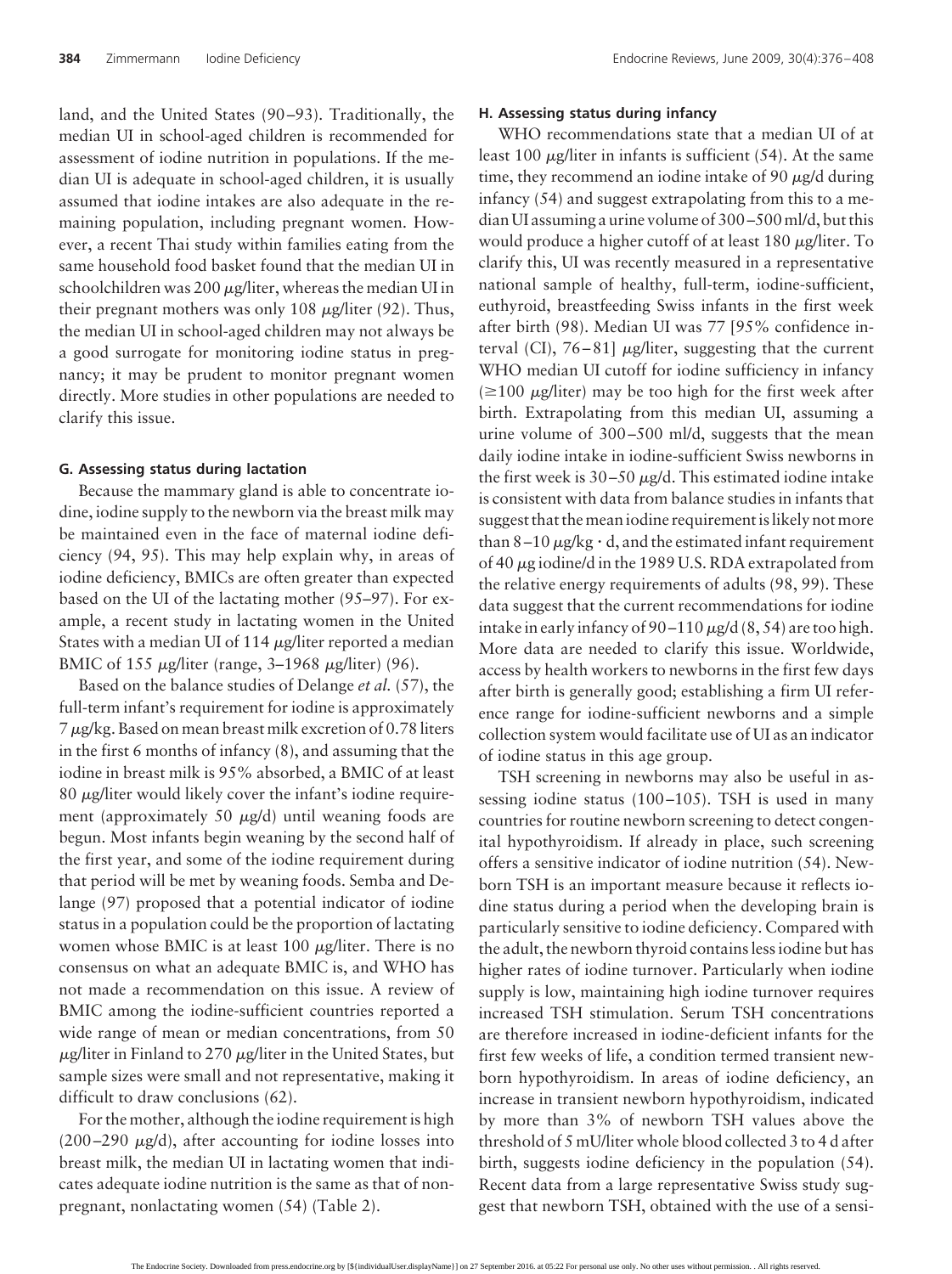land, and the United States (90–93). Traditionally, the median UI in school-aged children is recommended for assessment of iodine nutrition in populations. If the median UI is adequate in school-aged children, it is usually assumed that iodine intakes are also adequate in the remaining population, including pregnant women. However, a recent Thai study within families eating from the same household food basket found that the median UI in schoolchildren was 200 μg/liter, whereas the median UI in their pregnant mothers was only 108 μg/liter (92). Thus, the median UI in school-aged children may not always be a good surrogate for monitoring iodine status in pregnancy; it may be prudent to monitor pregnant women directly. More studies in other populations are needed to clarify this issue.

### G. Assessing status during lactation

Because the mammary gland is able to concentrate iodine, iodine supply to the newborn via the breast milk may be maintained even in the face of maternal iodine deficiency (94, 95). This may help explain why, in areas of iodine deficiency, BMICs are often greater than expected based on the UI of the lactating mother (95–97). For example, a recent study in lactating women in the United States with a median UI of 114 μg/liter reported a median BMIC of 155 μg/liter (range, 3–1968 μg/liter) (96).

Based on the balance studies of Delange *et al.* (57), the full-term infant's requirement for iodine is approximately 7 μg/kg. Based on mean breast milk excretion of 0.78 liters in the first 6 months of infancy (8), and assuming that the iodine in breast milk is 95% absorbed, a BMIC of at least 80 μg/liter would likely cover the infant's iodine requirement (approximately 50 μg/d) until weaning foods are begun. Most infants begin weaning by the second half of the first year, and some of the iodine requirement during that period will be met by weaning foods. Semba and Delange (97) proposed that a potential indicator of iodine status in a population could be the proportion of lactating women whose BMIC is at least 100 μg/liter. There is no consensus on what an adequate BMIC is, and WHO has not made a recommendation on this issue. A review of BMIC among the iodine-sufficient countries reported a wide range of mean or median concentrations, from 50 μg/liter in Finland to 270 μg/liter in the United States, but sample sizes were small and not representative, making it difficult to draw conclusions (62).

For the mother, although the iodine requirement is high (200–290 μg/d), after accounting for iodine losses into breast milk, the median UI in lactating women that indicates adequate iodine nutrition is the same as that of nonpregnant, nonlactating women (54) (Table 2).

### H. Assessing status during infancy

WHO recommendations state that a median UI of at least 100 μg/liter in infants is sufficient (54). At the same time, they recommend an iodine intake of 90 μg/d during infancy (54) and suggest extrapolating from this to a median UI assuming a urine volume of 300–500 ml/d, but this would produce a higher cutoff of at least 180 μg/liter. To clarify this, UI was recently measured in a representative national sample of healthy, full-term, iodine-sufficient, euthyroid, breastfeeding Swiss infants in the first week after birth (98). Median UI was 77 [95% confidence interval (CI), 76–81] μg/liter, suggesting that the current WHO median UI cutoff for iodine sufficiency in infancy (≥100 μg/liter) may be too high for the first week after birth. Extrapolating from this median UI, assuming a urine volume of 300–500 ml/d, suggests that the mean daily iodine intake in iodine-sufficient Swiss newborns in the first week is 30–50 μg/d. This estimated iodine intake is consistent with data from balance studies in infants that suggest that the mean iodine requirement is likely not more than 8–10 μg/kg · d, and the estimated infant requirement of 40 μg iodine/d in the 1989 U.S. RDA extrapolated from the relative energy requirements of adults (98, 99). These data suggest that the current recommendations for iodine intake in early infancy of 90–110 μg/d (8, 54) are too high. More data are needed to clarify this issue. Worldwide, access by health workers to newborns in the first few days after birth is generally good; establishing a firm UI reference range for iodine-sufficient newborns and a simple collection system would facilitate use of UI as an indicator of iodine status in this age group.

TSH screening in newborns may also be useful in assessing iodine status (100–105). TSH is used in many countries for routine newborn screening to detect congenital hypothyroidism. If already in place, such screening offers a sensitive indicator of iodine nutrition (54). Newborn TSH is an important measure because it reflects iodine status during a period when the developing brain is particularly sensitive to iodine deficiency. Compared with the adult, the newborn thyroid contains less iodine but has higher rates of iodine turnover. Particularly when iodine supply is low, maintaining high iodine turnover requires increased TSH stimulation. Serum TSH concentrations are therefore increased in iodine-deficient infants for the first few weeks of life, a condition termed transient newborn hypothyroidism. In areas of iodine deficiency, an increase in transient newborn hypothyroidism, indicated by more than 3% of newborn TSH values above the threshold of 5 mU/liter whole blood collected 3 to 4 d after birth, suggests iodine deficiency in the population (54). Recent data from a large representative Swiss study suggest that newborn TSH, obtained with the use of a sensi-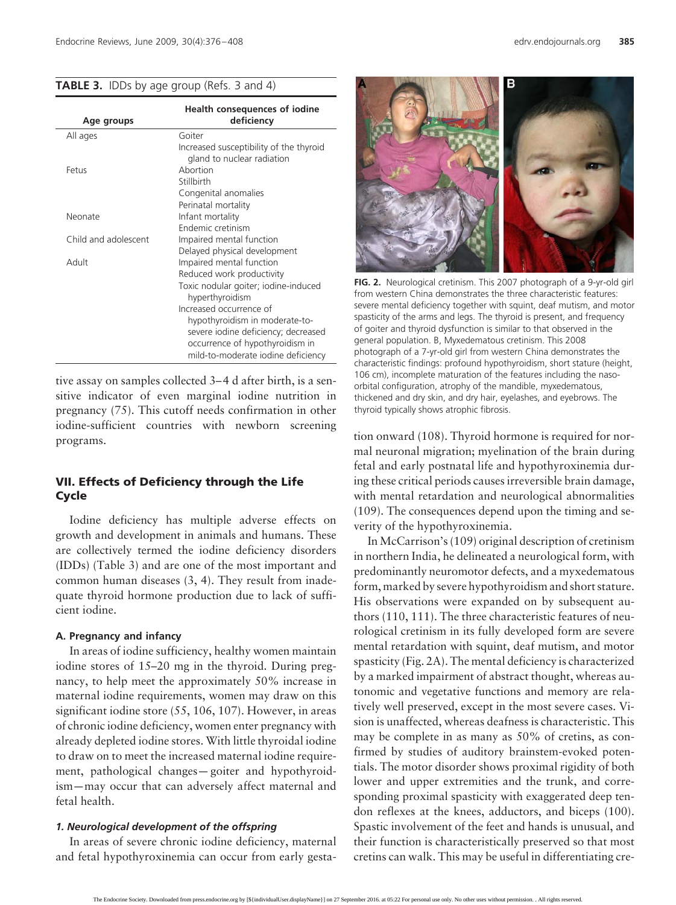**TABLE 3.** IDDs by age group (Refs. 3 and 4)

| Age groups | Health consequences of iodine deficiency |
|---|---|
| All ages | Goiter |
| | Increased susceptibility of the thyroid gland to nuclear radiation |
| Fetus | Abortion |
| | Stillbirth |
| | Congenital anomalies |
| | Perinatal mortality |
| Neonate | Infant mortality |
| | Endemic cretinism |
| Child and adolescent | Impaired mental function |
| | Delayed physical development |
| Adult | Impaired mental function |
| | Reduced work productivity |
| | Toxic nodular goiter; iodine-induced hyperthyroidism |
| | Increased occurrence of hypothyroidism in moderate-to-severe iodine deficiency; decreased occurrence of hypothyroidism in mild-to-moderate iodine deficiency |

tive assay on samples collected 3–4 d after birth, is a sensitive indicator of even marginal iodine nutrition in pregnancy (75). This cutoff needs confirmation in other iodine-sufficient countries with newborn screening programs.

## VII. Effects of Deficiency through the Life Cycle

Iodine deficiency has multiple adverse effects on growth and development in animals and humans. These are collectively termed the iodine deficiency disorders (IDDs) (Table 3) and are one of the most important and common human diseases (3, 4). They result from inadequate thyroid hormone production due to lack of sufficient iodine.

### A. Pregnancy and infancy

In areas of iodine sufficiency, healthy women maintain iodine stores of 15–20 mg in the thyroid. During pregnancy, to help meet the approximately 50% increase in maternal iodine requirements, women may draw on this significant iodine store (55, 106, 107). However, in areas of chronic iodine deficiency, women enter pregnancy with already depleted iodine stores. With little thyroidal iodine to draw on to meet the increased maternal iodine requirement, pathological changes—goiter and hypothyroidism—may occur that can adversely affect maternal and fetal health.

#### *1. Neurological development of the offspring*

In areas of severe chronic iodine deficiency, maternal and fetal hypothyroxinemia can occur from early gestation onward (108). Thyroid hormone is required for normal neuronal migration; myelination of the brain during fetal and early postnatal life and hypothyroxinemia during these critical periods causes irreversible brain damage, with mental retardation and neurological abnormalities (109). The consequences depend upon the timing and severity of the hypothyroxinemia.

In McCarrison's (109) original description of cretinism in northern India, he delineated a neurological form, with predominantly neuromotor defects, and a myxedematous form, marked by severe hypothyroidism and short stature. His observations were expanded on by subsequent authors (110, 111). The three characteristic features of neurological cretinism in its fully developed form are severe mental retardation with squint, deaf mutism, and motor spasticity (Fig. 2A). The mental deficiency is characterized by a marked impairment of abstract thought, whereas autonomic and vegetative functions and memory are relatively well preserved, except in the most severe cases. Vision is unaffected, whereas deafness is characteristic. This may be complete in as many as 50% of cretins, as confirmed by studies of auditory brainstem-evoked potentials. The motor disorder shows proximal rigidity of both lower and upper extremities and the trunk, and corresponding proximal spasticity with exaggerated deep tendon reflexes at the knees, adductors, and biceps (100). Spastic involvement of the feet and hands is unusual, and their function is characteristically preserved so that most cretins can walk. This may be useful in differentiating cre-

**FIG. 2.** Neurological cretinism. This 2007 photograph of a 9-yr-old girl from western China demonstrates the three characteristic features: severe mental deficiency together with squint, deaf mutism, and motor spasticity of the arms and legs. The thyroid is present, and frequency of goiter and thyroid dysfunction is similar to that observed in the general population. B, Myxedematous cretinism. This 2008 photograph of a 7-yr-old girl from western China demonstrates the characteristic findings: profound hypothyroidism, short stature (height, 106 cm), incomplete maturation of the features including the naso-orbital configuration, atrophy of the mandible, myxedematous, thickened and dry skin, and dry hair, eyelashes, and eyebrows. The thyroid typically shows atrophic fibrosis.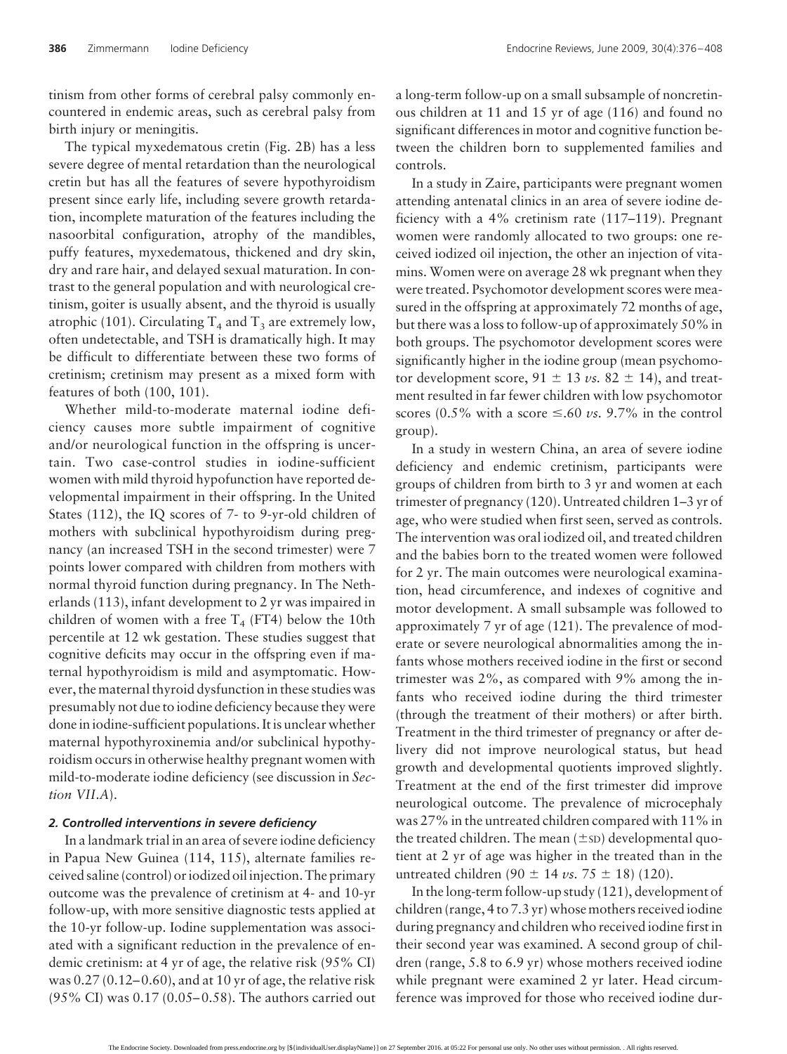tinism from other forms of cerebral palsy commonly encountered in endemic areas, such as cerebral palsy from birth injury or meningitis.

The typical myxedematous cretin (Fig. 2B) has a less severe degree of mental retardation than the neurological cretin but has all the features of severe hypothyroidism present since early life, including severe growth retardation, incomplete maturation of the features including the nasoorbital configuration, atrophy of the mandibles, puffy features, myxedematous, thickened and dry skin, dry and rare hair, and delayed sexual maturation. In contrast to the general population and with neurological cretinism, goiter is usually absent, and the thyroid is usually atrophic (101). Circulating $T_4$ and $T_3$ are extremely low, often undetectable, and TSH is dramatically high. It may be difficult to differentiate between these two forms of cretinism; cretinism may present as a mixed form with features of both (100, 101).

Whether mild-to-moderate maternal iodine deficiency causes more subtle impairment of cognitive and/or neurological function in the offspring is uncertain. Two case-control studies in iodine-sufficient women with mild thyroid hypofunction have reported developmental impairment in their offspring. In the United States (112), the IQ scores of 7- to 9-yr-old children of mothers with subclinical hypothyroidism during pregnancy (an increased TSH in the second trimester) were 7 points lower compared with children from mothers with normal thyroid function during pregnancy. In The Netherlands (113), infant development to 2 yr was impaired in children of women with a free $T_4$ (FT4) below the 10th percentile at 12 wk gestation. These studies suggest that cognitive deficits may occur in the offspring even if maternal hypothyroidism is mild and asymptomatic. However, the maternal thyroid dysfunction in these studies was presumably not due to iodine deficiency because they were done in iodine-sufficient populations. It is unclear whether maternal hypothyroxinemia and/or subclinical hypothyroidism occurs in otherwise healthy pregnant women with mild-to-moderate iodine deficiency (see discussion in *Section VII.A*).

#### *2. Controlled interventions in severe deficiency*

In a landmark trial in an area of severe iodine deficiency in Papua New Guinea (114, 115), alternate families received saline (control) or iodized oil injection. The primary outcome was the prevalence of cretinism at 4- and 10-yr follow-up, with more sensitive diagnostic tests applied at the 10-yr follow-up. Iodine supplementation was associated with a significant reduction in the prevalence of endemic cretinism: at 4 yr of age, the relative risk (95% CI) was 0.27 (0.12–0.60), and at 10 yr of age, the relative risk (95% CI) was 0.17 (0.05–0.58). The authors carried out a long-term follow-up on a small subsample of noncretinous children at 11 and 15 yr of age (116) and found no significant differences in motor and cognitive function between the children born to supplemented families and controls.

In a study in Zaire, participants were pregnant women attending antenatal clinics in an area of severe iodine deficiency with a 4% cretinism rate (117–119). Pregnant women were randomly allocated to two groups: one received iodized oil injection, the other an injection of vitamins. Women were on average 28 wk pregnant when they were treated. Psychomotor development scores were measured in the offspring at approximately 72 months of age, but there was a loss to follow-up of approximately 50% in both groups. The psychomotor development scores were significantly higher in the iodine group (mean psychomotor development score, $91 \pm 13$ *vs.* $82 \pm 14$), and treatment resulted in far fewer children with low psychomotor scores (0.5% with a score $\leq$.60 *vs.* 9.7% in the control group).

In a study in western China, an area of severe iodine deficiency and endemic cretinism, participants were groups of children from birth to 3 yr and women at each trimester of pregnancy (120). Untreated children 1–3 yr of age, who were studied when first seen, served as controls. The intervention was oral iodized oil, and treated children and the babies born to the treated women were followed for 2 yr. The main outcomes were neurological examination, head circumference, and indexes of cognitive and motor development. A small subsample was followed to approximately 7 yr of age (121). The prevalence of moderate or severe neurological abnormalities among the infants whose mothers received iodine in the first or second trimester was 2%, as compared with 9% among the infants who received iodine during the third trimester (through the treatment of their mothers) or after birth. Treatment in the third trimester of pregnancy or after delivery did not improve neurological status, but head growth and developmental quotients improved slightly. Treatment at the end of the first trimester did improve neurological outcome. The prevalence of microcephaly was 27% in the untreated children compared with 11% in the treated children. The mean ($\pm$SD) developmental quotient at 2 yr of age was higher in the treated than in the untreated children ($90 \pm 14$ *vs.* $75 \pm 18$) (120).

In the long-term follow-up study (121), development of children (range, 4 to 7.3 yr) whose mothers received iodine during pregnancy and children who received iodine first in their second year was examined. A second group of children (range, 5.8 to 6.9 yr) whose mothers received iodine while pregnant were examined 2 yr later. Head circumference was improved for those who received iodine dur-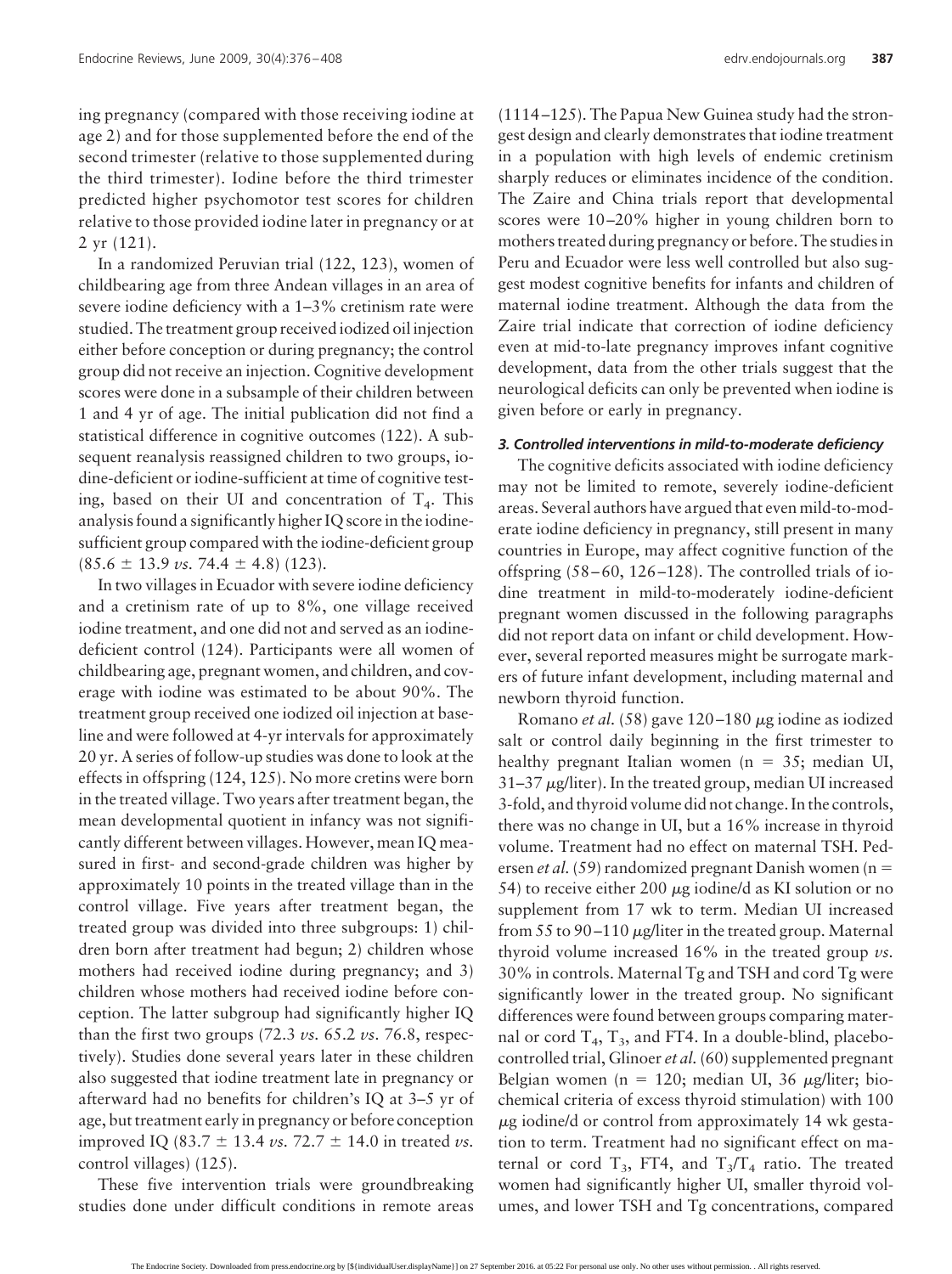ing pregnancy (compared with those receiving iodine at age 2) and for those supplemented before the end of the second trimester (relative to those supplemented during the third trimester). Iodine before the third trimester predicted higher psychomotor test scores for children relative to those provided iodine later in pregnancy or at 2 yr (121).

In a randomized Peruvian trial (122, 123), women of childbearing age from three Andean villages in an area of severe iodine deficiency with a 1–3% cretinism rate were studied. The treatment group received iodized oil injection either before conception or during pregnancy; the control group did not receive an injection. Cognitive development scores were done in a subsample of their children between 1 and 4 yr of age. The initial publication did not find a statistical difference in cognitive outcomes (122). A subsequent reanalysis reassigned children to two groups, iodine-deficient or iodine-sufficient at time of cognitive testing, based on their UI and concentration of $T_4$. This analysis found a significantly higher IQ score in the iodine-sufficient group compared with the iodine-deficient group ($85.6 \pm 13.9$ *vs.* $74.4 \pm 4.8$) (123).

In two villages in Ecuador with severe iodine deficiency and a cretinism rate of up to 8%, one village received iodine treatment, and one did not and served as an iodine-deficient control (124). Participants were all women of childbearing age, pregnant women, and children, and coverage with iodine was estimated to be about 90%. The treatment group received one iodized oil injection at baseline and were followed at 4-yr intervals for approximately 20 yr. A series of follow-up studies was done to look at the effects in offspring (124, 125). No more cretins were born in the treated village. Two years after treatment began, the mean developmental quotient in infancy was not significantly different between villages. However, mean IQ measured in first- and second-grade children was higher by approximately 10 points in the treated village than in the control village. Five years after treatment began, the treated group was divided into three subgroups: 1) children born after treatment had begun; 2) children whose mothers had received iodine during pregnancy; and 3) children whose mothers had received iodine before conception. The latter subgroup had significantly higher IQ than the first two groups (72.3 *vs.* 65.2 *vs.* 76.8, respectively). Studies done several years later in these children also suggested that iodine treatment late in pregnancy or afterward had no benefits for children's IQ at 3–5 yr of age, but treatment early in pregnancy or before conception improved IQ ($83.7 \pm 13.4$ *vs.* $72.7 \pm 14.0$ in treated *vs.* control villages) (125).

These five intervention trials were groundbreaking studies done under difficult conditions in remote areas (1114–125). The Papua New Guinea study had the strongest design and clearly demonstrates that iodine treatment in a population with high levels of endemic cretinism sharply reduces or eliminates incidence of the condition. The Zaire and China trials report that developmental scores were 10–20% higher in young children born to mothers treated during pregnancy or before. The studies in Peru and Ecuador were less well controlled but also suggest modest cognitive benefits for infants and children of maternal iodine treatment. Although the data from the Zaire trial indicate that correction of iodine deficiency even at mid-to-late pregnancy improves infant cognitive development, data from the other trials suggest that the neurological deficits can only be prevented when iodine is given before or early in pregnancy.

#### *3. Controlled interventions in mild-to-moderate deficiency*

The cognitive deficits associated with iodine deficiency may not be limited to remote, severely iodine-deficient areas. Several authors have argued that even mild-to-moderate iodine deficiency in pregnancy, still present in many countries in Europe, may affect cognitive function of the offspring (58–60, 126–128). The controlled trials of iodine treatment in mild-to-moderately iodine-deficient pregnant women discussed in the following paragraphs did not report data on infant or child development. However, several reported measures might be surrogate markers of future infant development, including maternal and newborn thyroid function.

Romano *et al.* (58) gave 120–180 μg iodine as iodized salt or control daily beginning in the first trimester to healthy pregnant Italian women (n = 35; median UI, 31–37 μg/liter). In the treated group, median UI increased 3-fold, and thyroid volume did not change. In the controls, there was no change in UI, but a 16% increase in thyroid volume. Treatment had no effect on maternal TSH. Pedersen *et al.* (59) randomized pregnant Danish women (n = 54) to receive either 200 μg iodine/d as KI solution or no supplement from 17 wk to term. Median UI increased from 55 to 90–110 μg/liter in the treated group. Maternal thyroid volume increased 16% in the treated group *vs.* 30% in controls. Maternal Tg and TSH and cord Tg were significantly lower in the treated group. No significant differences were found between groups comparing maternal or cord $T_4$, $T_3$, and FT4. In a double-blind, placebo-controlled trial, Glinoer *et al.* (60) supplemented pregnant Belgian women (n = 120; median UI, 36 μg/liter; biochemical criteria of excess thyroid stimulation) with 100 μg iodine/d or control from approximately 14 wk gestation to term. Treatment had no significant effect on maternal or cord $T_3$, FT4, and $T_3/T_4$ ratio. The treated women had significantly higher UI, smaller thyroid volumes, and lower TSH and Tg concentrations, compared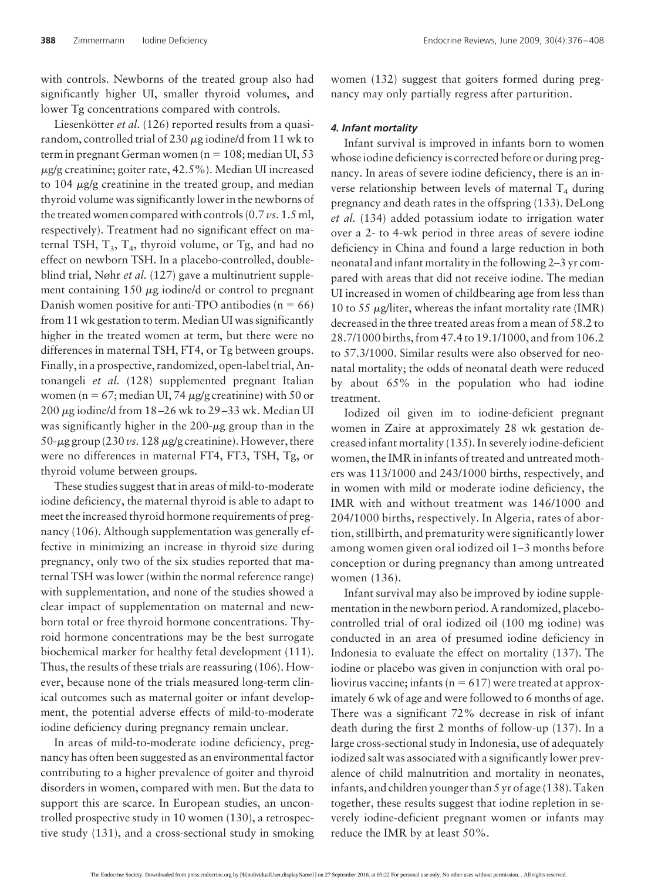with controls. Newborns of the treated group also had significantly higher UI, smaller thyroid volumes, and lower Tg concentrations compared with controls.

Liesenkötter *et al.* (126) reported results from a quasi-random, controlled trial of 230 μg iodine/d from 11 wk to term in pregnant German women (n = 108; median UI, 53 μg/g creatinine; goiter rate, 42.5%). Median UI increased to 104 μg/g creatinine in the treated group, and median thyroid volume was significantly lower in the newborns of the treated women compared with controls (0.7 *vs.* 1.5 ml, respectively). Treatment had no significant effect on maternal TSH, $T_3$, $T_4$, thyroid volume, or Tg, and had no effect on newborn TSH. In a placebo-controlled, double-blind trial, Nøhr *et al.* (127) gave a multinutrient supplement containing 150 μg iodine/d or control to pregnant Danish women positive for anti-TPO antibodies (n = 66) from 11 wk gestation to term. Median UI was significantly higher in the treated women at term, but there were no differences in maternal TSH, FT4, or Tg between groups. Finally, in a prospective, randomized, open-label trial, Antonangeli *et al.* (128) supplemented pregnant Italian women (n = 67; median UI, 74 μg/g creatinine) with 50 or 200 μg iodine/d from 18–26 wk to 29–33 wk. Median UI was significantly higher in the 200-μg group than in the 50-μg group (230 *vs.* 128 μg/g creatinine). However, there were no differences in maternal FT4, FT3, TSH, Tg, or thyroid volume between groups.

These studies suggest that in areas of mild-to-moderate iodine deficiency, the maternal thyroid is able to adapt to meet the increased thyroid hormone requirements of pregnancy (106). Although supplementation was generally effective in minimizing an increase in thyroid size during pregnancy, only two of the six studies reported that maternal TSH was lower (within the normal reference range) with supplementation, and none of the studies showed a clear impact of supplementation on maternal and newborn total or free thyroid hormone concentrations. Thyroid hormone concentrations may be the best surrogate biochemical marker for healthy fetal development (111). Thus, the results of these trials are reassuring (106). However, because none of the trials measured long-term clinical outcomes such as maternal goiter or infant development, the potential adverse effects of mild-to-moderate iodine deficiency during pregnancy remain unclear.

In areas of mild-to-moderate iodine deficiency, pregnancy has often been suggested as an environmental factor contributing to a higher prevalence of goiter and thyroid disorders in women, compared with men. But the data to support this are scarce. In European studies, an uncontrolled prospective study in 10 women (130), a retrospective study (131), and a cross-sectional study in smoking women (132) suggest that goiters formed during pregnancy may only partially regress after parturition.

#### *4. Infant mortality*

Infant survival is improved in infants born to women whose iodine deficiency is corrected before or during pregnancy. In areas of severe iodine deficiency, there is an inverse relationship between levels of maternal $T_4$ during pregnancy and death rates in the offspring (133). DeLong *et al.* (134) added potassium iodate to irrigation water over a 2- to 4-wk period in three areas of severe iodine deficiency in China and found a large reduction in both neonatal and infant mortality in the following 2–3 yr compared with areas that did not receive iodine. The median UI increased in women of childbearing age from less than 10 to 55 μg/liter, whereas the infant mortality rate (IMR) decreased in the three treated areas from a mean of 58.2 to 28.7/1000 births, from 47.4 to 19.1/1000, and from 106.2 to 57.3/1000. Similar results were also observed for neonatal mortality; the odds of neonatal death were reduced by about 65% in the population who had iodine treatment.

Iodized oil given im to iodine-deficient pregnant women in Zaire at approximately 28 wk gestation decreased infant mortality (135). In severely iodine-deficient women, the IMR in infants of treated and untreated mothers was 113/1000 and 243/1000 births, respectively, and in women with mild or moderate iodine deficiency, the IMR with and without treatment was 146/1000 and 204/1000 births, respectively. In Algeria, rates of abortion, stillbirth, and prematurity were significantly lower among women given oral iodized oil 1–3 months before conception or during pregnancy than among untreated women (136).

Infant survival may also be improved by iodine supplementation in the newborn period. A randomized, placebo-controlled trial of oral iodized oil (100 mg iodine) was conducted in an area of presumed iodine deficiency in Indonesia to evaluate the effect on mortality (137). The iodine or placebo was given in conjunction with oral poliovirus vaccine; infants (n = 617) were treated at approximately 6 wk of age and were followed to 6 months of age. There was a significant 72% decrease in risk of infant death during the first 2 months of follow-up (137). In a large cross-sectional study in Indonesia, use of adequately iodized salt was associated with a significantly lower prevalence of child malnutrition and mortality in neonates, infants, and children younger than 5 yr of age (138). Taken together, these results suggest that iodine repletion in severely iodine-deficient pregnant women or infants may reduce the IMR by at least 50%.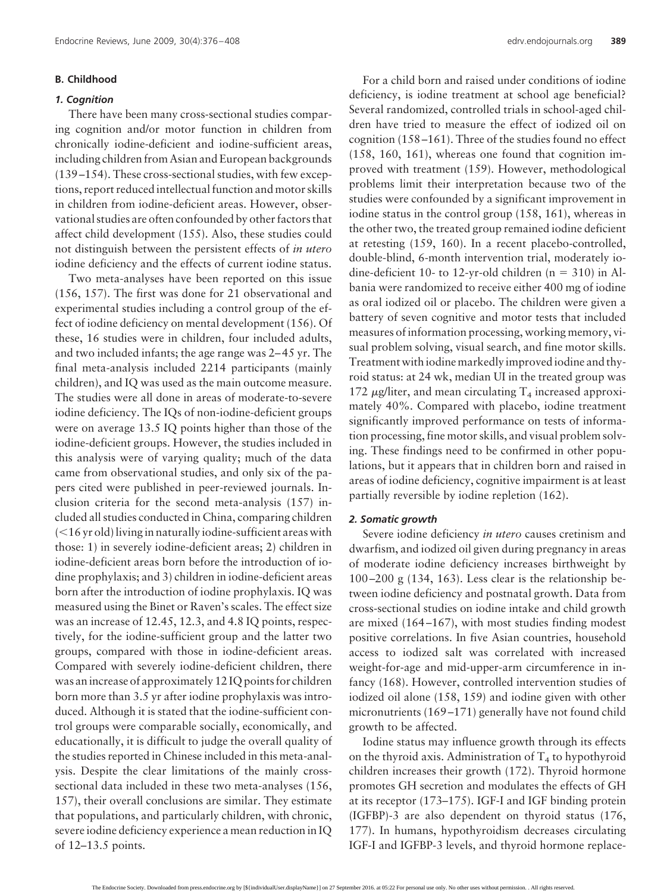### B. Childhood

#### *1. Cognition*

There have been many cross-sectional studies comparing cognition and/or motor function in children from chronically iodine-deficient and iodine-sufficient areas, including children from Asian and European backgrounds (139–154). These cross-sectional studies, with few exceptions, report reduced intellectual function and motor skills in children from iodine-deficient areas. However, observational studies are often confounded by other factors that affect child development (155). Also, these studies could not distinguish between the persistent effects of *in utero* iodine deficiency and the effects of current iodine status.

Two meta-analyses have been reported on this issue (156, 157). The first was done for 21 observational and experimental studies including a control group of the effect of iodine deficiency on mental development (156). Of these, 16 studies were in children, four included adults, and two included infants; the age range was 2–45 yr. The final meta-analysis included 2214 participants (mainly children), and IQ was used as the main outcome measure. The studies were all done in areas of moderate-to-severe iodine deficiency. The IQs of non-iodine-deficient groups were on average 13.5 IQ points higher than those of the iodine-deficient groups. However, the studies included in this analysis were of varying quality; much of the data came from observational studies, and only six of the papers cited were published in peer-reviewed journals. Inclusion criteria for the second meta-analysis (157) included all studies conducted in China, comparing children (<16 yr old) living in naturally iodine-sufficient areas with those: 1) in severely iodine-deficient areas; 2) children in iodine-deficient areas born before the introduction of iodine prophylaxis; and 3) children in iodine-deficient areas born after the introduction of iodine prophylaxis. IQ was measured using the Binet or Raven's scales. The effect size was an increase of 12.45, 12.3, and 4.8 IQ points, respectively, for the iodine-sufficient group and the latter two groups, compared with those in iodine-deficient areas. Compared with severely iodine-deficient children, there was an increase of approximately 12 IQ points for children born more than 3.5 yr after iodine prophylaxis was introduced. Although it is stated that the iodine-sufficient control groups were comparable socially, economically, and educationally, it is difficult to judge the overall quality of the studies reported in Chinese included in this meta-analysis. Despite the clear limitations of the mainly cross-sectional data included in these two meta-analyses (156, 157), their overall conclusions are similar. They estimate that populations, and particularly children, with chronic, severe iodine deficiency experience a mean reduction in IQ of 12–13.5 points.

For a child born and raised under conditions of iodine deficiency, is iodine treatment at school age beneficial? Several randomized, controlled trials in school-aged children have tried to measure the effect of iodized oil on cognition (158–161). Three of the studies found no effect (158, 160, 161), whereas one found that cognition improved with treatment (159). However, methodological problems limit their interpretation because two of the studies were confounded by a significant improvement in iodine status in the control group (158, 161), whereas in the other two, the treated group remained iodine deficient at retesting (159, 160). In a recent placebo-controlled, double-blind, 6-month intervention trial, moderately iodine-deficient 10- to 12-yr-old children ($n = 310$) in Albania were randomized to receive either 400 mg of iodine as oral iodized oil or placebo. The children were given a battery of seven cognitive and motor tests that included measures of information processing, working memory, visual problem solving, visual search, and fine motor skills. Treatment with iodine markedly improved iodine and thyroid status: at 24 wk, median UI in the treated group was 172 $\mu$g/liter, and mean circulating $T_4$ increased approximately 40%. Compared with placebo, iodine treatment significantly improved performance on tests of information processing, fine motor skills, and visual problem solving. These findings need to be confirmed in other populations, but it appears that in children born and raised in areas of iodine deficiency, cognitive impairment is at least partially reversible by iodine repletion (162).

#### *2. Somatic growth*

Severe iodine deficiency *in utero* causes cretinism and dwarfism, and iodized oil given during pregnancy in areas of moderate iodine deficiency increases birthweight by 100–200 g (134, 163). Less clear is the relationship between iodine deficiency and postnatal growth. Data from cross-sectional studies on iodine intake and child growth are mixed (164–167), with most studies finding modest positive correlations. In five Asian countries, household access to iodized salt was correlated with increased weight-for-age and mid-upper-arm circumference in infancy (168). However, controlled intervention studies of iodized oil alone (158, 159) and iodine given with other micronutrients (169–171) generally have not found child growth to be affected.

Iodine status may influence growth through its effects on the thyroid axis. Administration of $T_4$ to hypothyroid children increases their growth (172). Thyroid hormone promotes GH secretion and modulates the effects of GH at its receptor (173–175). IGF-I and IGF binding protein (IGFBP)-3 are also dependent on thyroid status (176, 177). In humans, hypothyroidism decreases circulating IGF-I and IGFBP-3 levels, and thyroid hormone replace-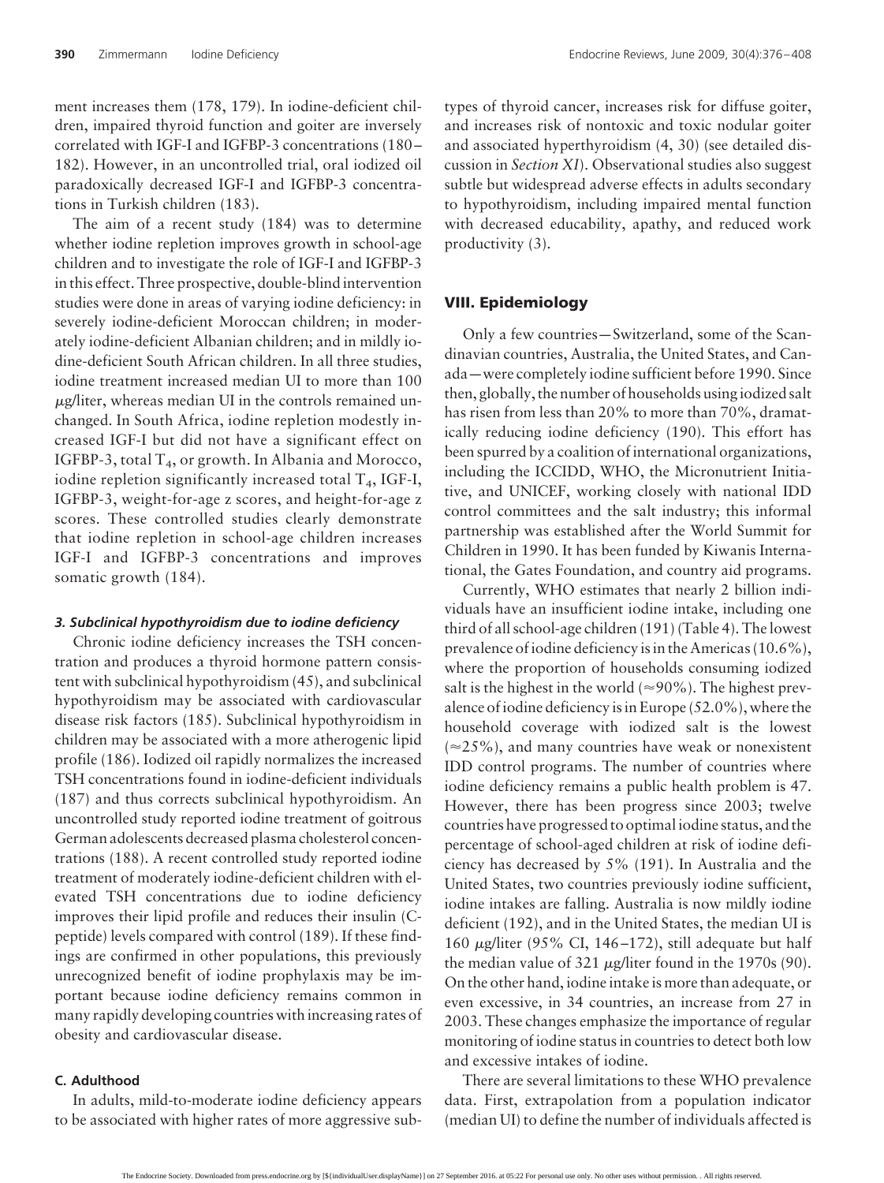ment increases them (178, 179). In iodine-deficient children, impaired thyroid function and goiter are inversely correlated with IGF-I and IGFBP-3 concentrations (180–182). However, in an uncontrolled trial, oral iodized oil paradoxically decreased IGF-I and IGFBP-3 concentrations in Turkish children (183).

The aim of a recent study (184) was to determine whether iodine repletion improves growth in school-age children and to investigate the role of IGF-I and IGFBP-3 in this effect. Three prospective, double-blind intervention studies were done in areas of varying iodine deficiency: in severely iodine-deficient Moroccan children; in moderately iodine-deficient Albanian children; and in mildly iodine-deficient South African children. In all three studies, iodine treatment increased median UI to more than 100 μg/liter, whereas median UI in the controls remained unchanged. In South Africa, iodine repletion modestly increased IGF-I but did not have a significant effect on IGFBP-3, total $T_4$, or growth. In Albania and Morocco, iodine repletion significantly increased total $T_4$, IGF-I, IGFBP-3, weight-for-age z scores, and height-for-age z scores. These controlled studies clearly demonstrate that iodine repletion in school-age children increases IGF-I and IGFBP-3 concentrations and improves somatic growth (184).

#### *3. Subclinical hypothyroidism due to iodine deficiency*

Chronic iodine deficiency increases the TSH concentration and produces a thyroid hormone pattern consistent with subclinical hypothyroidism (45), and subclinical hypothyroidism may be associated with cardiovascular disease risk factors (185). Subclinical hypothyroidism in children may be associated with a more atherogenic lipid profile (186). Iodized oil rapidly normalizes the increased TSH concentrations found in iodine-deficient individuals (187) and thus corrects subclinical hypothyroidism. An uncontrolled study reported iodine treatment of goitrous German adolescents decreased plasma cholesterol concentrations (188). A recent controlled study reported iodine treatment of moderately iodine-deficient children with elevated TSH concentrations due to iodine deficiency improves their lipid profile and reduces their insulin (C-peptide) levels compared with control (189). If these findings are confirmed in other populations, this previously unrecognized benefit of iodine prophylaxis may be important because iodine deficiency remains common in many rapidly developing countries with increasing rates of obesity and cardiovascular disease.

### C. Adulthood

In adults, mild-to-moderate iodine deficiency appears to be associated with higher rates of more aggressive subtypes of thyroid cancer, increases risk for diffuse goiter, and increases risk of nontoxic and toxic nodular goiter and associated hyperthyroidism (4, 30) (see detailed discussion in *Section XI*). Observational studies also suggest subtle but widespread adverse effects in adults secondary to hypothyroidism, including impaired mental function with decreased educability, apathy, and reduced work productivity (3).

## VIII. Epidemiology

Only a few countries—Switzerland, some of the Scandinavian countries, Australia, the United States, and Canada—were completely iodine sufficient before 1990. Since then, globally, the number of households using iodized salt has risen from less than 20% to more than 70%, dramatically reducing iodine deficiency (190). This effort has been spurred by a coalition of international organizations, including the ICCIDD, WHO, the Micronutrient Initiative, and UNICEF, working closely with national IDD control committees and the salt industry; this informal partnership was established after the World Summit for Children in 1990. It has been funded by Kiwanis International, the Gates Foundation, and country aid programs.

Currently, WHO estimates that nearly 2 billion individuals have an insufficient iodine intake, including one third of all school-age children (191) (Table 4). The lowest prevalence of iodine deficiency is in the Americas (10.6%), where the proportion of households consuming iodized salt is the highest in the world (≈90%). The highest prevalence of iodine deficiency is in Europe (52.0%), where the household coverage with iodized salt is the lowest (≈25%), and many countries have weak or nonexistent IDD control programs. The number of countries where iodine deficiency remains a public health problem is 47. However, there has been progress since 2003; twelve countries have progressed to optimal iodine status, and the percentage of school-aged children at risk of iodine deficiency has decreased by 5% (191). In Australia and the United States, two countries previously iodine sufficient, iodine intakes are falling. Australia is now mildly iodine deficient (192), and in the United States, the median UI is 160 μg/liter (95% CI, 146–172), still adequate but half the median value of 321 μg/liter found in the 1970s (90). On the other hand, iodine intake is more than adequate, or even excessive, in 34 countries, an increase from 27 in 2003. These changes emphasize the importance of regular monitoring of iodine status in countries to detect both low and excessive intakes of iodine.

There are several limitations to these WHO prevalence data. First, extrapolation from a population indicator (median UI) to define the number of individuals affected is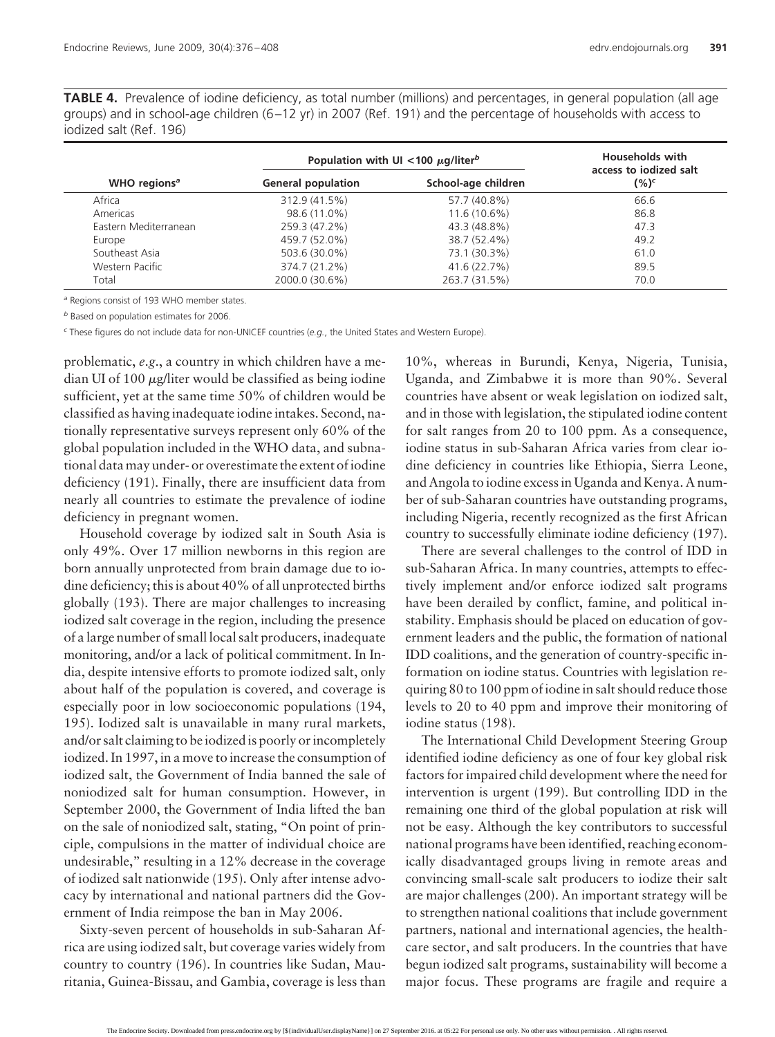**TABLE 4.** Prevalence of iodine deficiency, as total number (millions) and percentages, in general population (all age groups) and in school-age children (6–12 yr) in 2007 (Ref. 191) and the percentage of households with access to iodized salt (Ref. 196)

| WHO regions[a] | Population with UI <100 μg/liter[b] | | Households with access to iodized salt (%)[c] |
|---|---|---|---|
| | General population | School-age children | |
| Africa | 312.9 (41.5%) | 57.7 (40.8%) | 66.6 |
| Americas | 98.6 (11.0%) | 11.6 (10.6%) | 86.8 |
| Eastern Mediterranean | 259.3 (47.2%) | 43.3 (48.8%) | 47.3 |
| Europe | 459.7 (52.0%) | 38.7 (52.4%) | 49.2 |
| Southeast Asia | 503.6 (30.0%) | 73.1 (30.3%) | 61.0 |
| Western Pacific | 374.7 (21.2%) | 41.6 (22.7%) | 89.5 |
| Total | 2000.0 (30.6%) | 263.7 (31.5%) | 70.0 |

[a] Regions consist of 193 WHO member states.

[b] Based on population estimates for 2006.

[c] These figures do not include data for non-UNICEF countries (*e.g.*, the United States and Western Europe).

problematic, *e.g.*, a country in which children have a median UI of 100 μg/liter would be classified as being iodine sufficient, yet at the same time 50% of children would be classified as having inadequate iodine intakes. Second, nationally representative surveys represent only 60% of the global population included in the WHO data, and subnational data may under- or overestimate the extent of iodine deficiency (191). Finally, there are insufficient data from nearly all countries to estimate the prevalence of iodine deficiency in pregnant women.

Household coverage by iodized salt in South Asia is only 49%. Over 17 million newborns in this region are born annually unprotected from brain damage due to iodine deficiency; this is about 40% of all unprotected births globally (193). There are major challenges to increasing iodized salt coverage in the region, including the presence of a large number of small local salt producers, inadequate monitoring, and/or a lack of political commitment. In India, despite intensive efforts to promote iodized salt, only about half of the population is covered, and coverage is especially poor in low socioeconomic populations (194, 195). Iodized salt is unavailable in many rural markets, and/or salt claiming to be iodized is poorly or incompletely iodized. In 1997, in a move to increase the consumption of iodized salt, the Government of India banned the sale of noniodized salt for human consumption. However, in September 2000, the Government of India lifted the ban on the sale of noniodized salt, stating, "On point of principle, compulsions in the matter of individual choice are undesirable," resulting in a 12% decrease in the coverage of iodized salt nationwide (195). Only after intense advocacy by international and national partners did the Government of India reimpose the ban in May 2006.

Sixty-seven percent of households in sub-Saharan Africa are using iodized salt, but coverage varies widely from country to country (196). In countries like Sudan, Mauritania, Guinea-Bissau, and Gambia, coverage is less than 10%, whereas in Burundi, Kenya, Nigeria, Tunisia, Uganda, and Zimbabwe it is more than 90%. Several countries have absent or weak legislation on iodized salt, and in those with legislation, the stipulated iodine content for salt ranges from 20 to 100 ppm. As a consequence, iodine status in sub-Saharan Africa varies from clear iodine deficiency in countries like Ethiopia, Sierra Leone, and Angola to iodine excess in Uganda and Kenya. A number of sub-Saharan countries have outstanding programs, including Nigeria, recently recognized as the first African country to successfully eliminate iodine deficiency (197).

There are several challenges to the control of IDD in sub-Saharan Africa. In many countries, attempts to effectively implement and/or enforce iodized salt programs have been derailed by conflict, famine, and political instability. Emphasis should be placed on education of government leaders and the public, the formation of national IDD coalitions, and the generation of country-specific information on iodine status. Countries with legislation requiring 80 to 100 ppm of iodine in salt should reduce those levels to 20 to 40 ppm and improve their monitoring of iodine status (198).

The International Child Development Steering Group identified iodine deficiency as one of four key global risk factors for impaired child development where the need for intervention is urgent (199). But controlling IDD in the remaining one third of the global population at risk will not be easy. Although the key contributors to successful national programs have been identified, reaching economically disadvantaged groups living in remote areas and convincing small-scale salt producers to iodize their salt are major challenges (200). An important strategy will be to strengthen national coalitions that include government partners, national and international agencies, the healthcare sector, and salt producers. In the countries that have begun iodized salt programs, sustainability will become a major focus. These programs are fragile and require a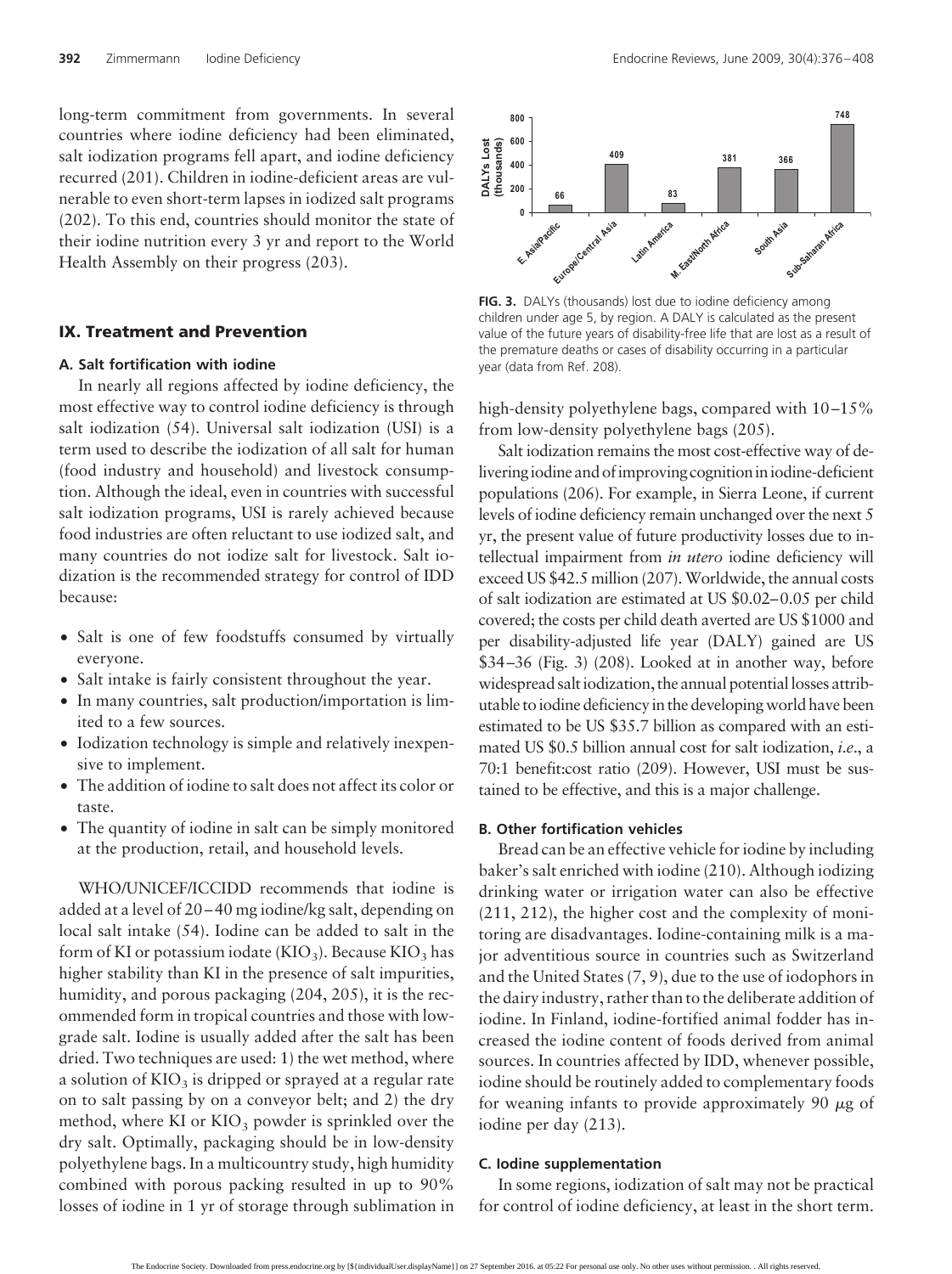long-term commitment from governments. In several countries where iodine deficiency had been eliminated, salt iodization programs fell apart, and iodine deficiency recurred (201). Children in iodine-deficient areas are vulnerable to even short-term lapses in iodized salt programs (202). To this end, countries should monitor the state of their iodine nutrition every 3 yr and report to the World Health Assembly on their progress (203).

## IX. Treatment and Prevention

### A. Salt fortification with iodine

In nearly all regions affected by iodine deficiency, the most effective way to control iodine deficiency is through salt iodization (54). Universal salt iodization (USI) is a term used to describe the iodization of all salt for human (food industry and household) and livestock consumption. Although the ideal, even in countries with successful salt iodization programs, USI is rarely achieved because food industries are often reluctant to use iodized salt, and many countries do not iodize salt for livestock. Salt iodization is the recommended strategy for control of IDD because:

- Salt is one of few foodstuffs consumed by virtually everyone.
- Salt intake is fairly consistent throughout the year.
- In many countries, salt production/importation is limited to a few sources.
- Iodization technology is simple and relatively inexpensive to implement.
- The addition of iodine to salt does not affect its color or taste.
- The quantity of iodine in salt can be simply monitored at the production, retail, and household levels.

WHO/UNICEF/ICCIDD recommends that iodine is added at a level of 20–40 mg iodine/kg salt, depending on local salt intake (54). Iodine can be added to salt in the form of KI or potassium iodate ($KIO_3$). Because $KIO_3$ has higher stability than KI in the presence of salt impurities, humidity, and porous packaging (204, 205), it is the recommended form in tropical countries and those with low-grade salt. Iodine is usually added after the salt has been dried. Two techniques are used: 1) the wet method, where a solution of $KIO_3$ is dripped or sprayed at a regular rate on to salt passing by on a conveyor belt; and 2) the dry method, where KI or $KIO_3$ powder is sprinkled over the dry salt. Optimally, packaging should be in low-density polyethylene bags. In a multicountry study, high humidity combined with porous packing resulted in up to 90% losses of iodine in 1 yr of storage through sublimation in high-density polyethylene bags, compared with 10–15% from low-density polyethylene bags (205).

| Region | DALYs Lost (thousands) |
|---|---|
| E. Asia/Pacific | 66 |
| Europe/Central Asia | 409 |
| Latin America | 83 |
| M. East/North Africa | 381 |
| South Asia | 366 |
| Sub-Saharan Africa | 748 |

**FIG. 3.** DALYs (thousands) lost due to iodine deficiency among children under age 5, by region. A DALY is calculated as the present value of the future years of disability-free life that are lost as a result of the premature deaths or cases of disability occurring in a particular year (data from Ref. 208).

Salt iodization remains the most cost-effective way of delivering iodine and of improving cognition in iodine-deficient populations (206). For example, in Sierra Leone, if current levels of iodine deficiency remain unchanged over the next 5 yr, the present value of future productivity losses due to intellectual impairment from *in utero* iodine deficiency will exceed US $42.5 million (207). Worldwide, the annual costs of salt iodization are estimated at US $0.02–0.05 per child covered; the costs per child death averted are US $1000 and per disability-adjusted life year (DALY) gained are US $34–36 (Fig. 3) (208). Looked at in another way, before widespread salt iodization, the annual potential losses attributable to iodine deficiency in the developing world have been estimated to be US $35.7 billion as compared with an estimated US $0.5 billion annual cost for salt iodization, *i.e.*, a 70:1 benefit:cost ratio (209). However, USI must be sustained to be effective, and this is a major challenge.

### B. Other fortification vehicles

Bread can be an effective vehicle for iodine by including baker's salt enriched with iodine (210). Although iodizing drinking water or irrigation water can also be effective (211, 212), the higher cost and the complexity of monitoring are disadvantages. Iodine-containing milk is a major adventitious source in countries such as Switzerland and the United States (7, 9), due to the use of iodophors in the dairy industry, rather than to the deliberate addition of iodine. In Finland, iodine-fortified animal fodder has increased the iodine content of foods derived from animal sources. In countries affected by IDD, whenever possible, iodine should be routinely added to complementary foods for weaning infants to provide approximately 90 $\mu$g of iodine per day (213).

### C. Iodine supplementation

In some regions, iodization of salt may not be practical for control of iodine deficiency, at least in the short term.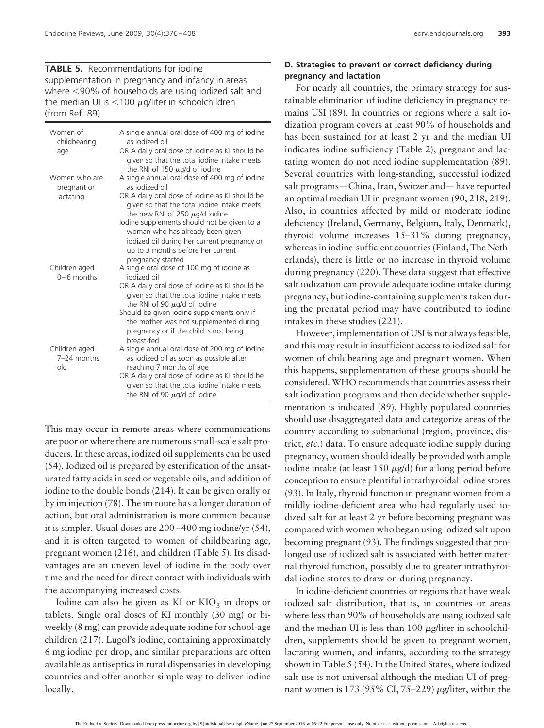**TABLE 5.** Recommendations for iodine supplementation in pregnancy and infancy in areas where <90% of households are using iodized salt and the median UI is <100 μg/liter in schoolchildren (from Ref. 89)

| | |
|---|---|
| Women of childbearing age | A single annual oral dose of 400 mg of iodine as iodized oil<br>OR A daily oral dose of iodine as KI should be given so that the total iodine intake meets the RNI of 150 μg/d of iodine |
| Women who are pregnant or lactating | A single annual oral dose of 400 mg of iodine as iodized oil<br>OR A daily oral dose of iodine as KI should be given so that the total iodine intake meets the new RNI of 250 μg/d iodine<br>Iodine supplements should not be given to a woman who has already been given iodized oil during her current pregnancy or up to 3 months before her current pregnancy started |
| Children aged 0–6 months | A single oral dose of 100 mg of iodine as iodized oil<br>OR A daily oral dose of iodine as KI should be given so that the total iodine intake meets the RNI of 90 μg/d of iodine<br>Should be given iodine supplements only if the mother was not supplemented during pregnancy or if the child is not being breast-fed |
| Children aged 7–24 months old | A single annual oral dose of 200 mg of iodine as iodized oil as soon as possible after reaching 7 months of age<br>OR A daily oral dose of iodine as KI should be given so that the total iodine intake meets the RNI of 90 μg/d of iodine |

This may occur in remote areas where communications are poor or where there are numerous small-scale salt producers. In these areas, iodized oil supplements can be used (54). Iodized oil is prepared by esterification of the unsaturated fatty acids in seed or vegetable oils, and addition of iodine to the double bonds (214). It can be given orally or by im injection (78). The im route has a longer duration of action, but oral administration is more common because it is simpler. Usual doses are 200–400 mg iodine/yr (54), and it is often targeted to women of childbearing age, pregnant women (216), and children (Table 5). Its disadvantages are an uneven level of iodine in the body over time and the need for direct contact with individuals with the accompanying increased costs.

Iodine can also be given as KI or $KIO_3$ in drops or tablets. Single oral doses of KI monthly (30 mg) or biweekly (8 mg) can provide adequate iodine for school-age children (217). Lugol's iodine, containing approximately 6 mg iodine per drop, and similar preparations are often available as antiseptics in rural dispensaries in developing countries and offer another simple way to deliver iodine locally.

### D. Strategies to prevent or correct deficiency during pregnancy and lactation

For nearly all countries, the primary strategy for sustainable elimination of iodine deficiency in pregnancy remains USI (89). In countries or regions where a salt iodization program covers at least 90% of households and has been sustained for at least 2 yr and the median UI indicates iodine sufficiency (Table 2), pregnant and lactating women do not need iodine supplementation (89). Several countries with long-standing, successful iodized salt programs—China, Iran, Switzerland—have reported an optimal median UI in pregnant women (90, 218, 219). Also, in countries affected by mild or moderate iodine deficiency (Ireland, Germany, Belgium, Italy, Denmark), thyroid volume increases 15–31% during pregnancy, whereas in iodine-sufficient countries (Finland, The Netherlands), there is little or no increase in thyroid volume during pregnancy (220). These data suggest that effective salt iodization can provide adequate iodine intake during pregnancy, but iodine-containing supplements taken during the prenatal period may have contributed to iodine intakes in these studies (221).

However, implementation of USI is not always feasible, and this may result in insufficient access to iodized salt for women of childbearing age and pregnant women. When this happens, supplementation of these groups should be considered. WHO recommends that countries assess their salt iodization programs and then decide whether supplementation is indicated (89). Highly populated countries should use disaggregated data and categorize areas of the country according to subnational (region, province, district, *etc.*) data. To ensure adequate iodine supply during pregnancy, women should ideally be provided with ample iodine intake (at least 150 μg/d) for a long period before conception to ensure plentiful intrathyroidal iodine stores (93). In Italy, thyroid function in pregnant women from a mildly iodine-deficient area who had regularly used iodized salt for at least 2 yr before becoming pregnant was compared with women who began using iodized salt upon becoming pregnant (93). The findings suggested that prolonged use of iodized salt is associated with better maternal thyroid function, possibly due to greater intrathyroidal iodine stores to draw on during pregnancy.

In iodine-deficient countries or regions that have weak iodized salt distribution, that is, in countries or areas where less than 90% of households are using iodized salt and the median UI is less than 100 μg/liter in schoolchildren, supplements should be given to pregnant women, lactating women, and infants, according to the strategy shown in Table 5 (54). In the United States, where iodized salt use is not universal although the median UI of pregnant women is 173 (95% CI, 75–229) μg/liter, within the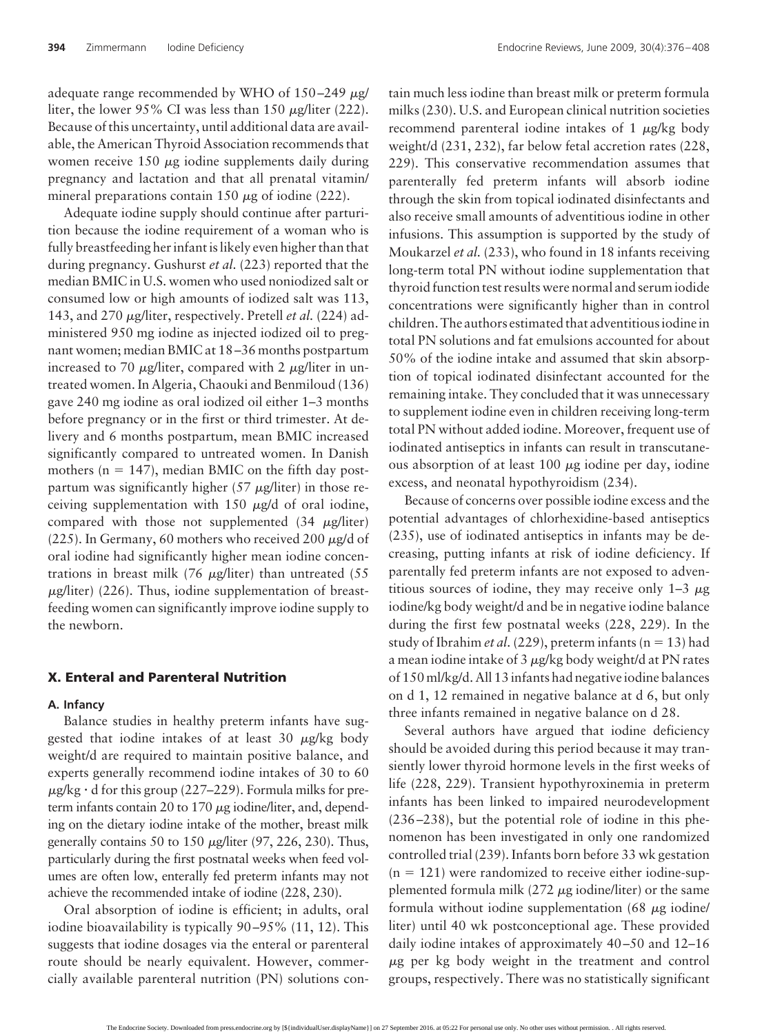adequate range recommended by WHO of 150–249 μg/liter, the lower 95% CI was less than 150 μg/liter (222). Because of this uncertainty, until additional data are available, the American Thyroid Association recommends that women receive 150 μg iodine supplements daily during pregnancy and lactation and that all prenatal vitamin/mineral preparations contain 150 μg of iodine (222).

Adequate iodine supply should continue after parturition because the iodine requirement of a woman who is fully breastfeeding her infant is likely even higher than that during pregnancy. Gushurst *et al.* (223) reported that the median BMIC in U.S. women who used noniodized salt or consumed low or high amounts of iodized salt was 113, 143, and 270 μg/liter, respectively. Pretell *et al.* (224) administered 950 mg iodine as injected iodized oil to pregnant women; median BMIC at 18–36 months postpartum increased to 70 μg/liter, compared with 2 μg/liter in untreated women. In Algeria, Chaouki and Benmiloud (136) gave 240 mg iodine as oral iodized oil either 1–3 months before pregnancy or in the first or third trimester. At delivery and 6 months postpartum, mean BMIC increased significantly compared to untreated women. In Danish mothers ($n = 147$), median BMIC on the fifth day postpartum was significantly higher (57 μg/liter) in those receiving supplementation with 150 μg/d of oral iodine, compared with those not supplemented (34 μg/liter) (225). In Germany, 60 mothers who received 200 μg/d of oral iodine had significantly higher mean iodine concentrations in breast milk (76 μg/liter) than untreated (55 μg/liter) (226). Thus, iodine supplementation of breastfeeding women can significantly improve iodine supply to the newborn.

## X. Enteral and Parenteral Nutrition

### A. Infancy

Balance studies in healthy preterm infants have suggested that iodine intakes of at least 30 μg/kg body weight/d are required to maintain positive balance, and experts generally recommend iodine intakes of 30 to 60 μg/kg · d for this group (227–229). Formula milks for preterm infants contain 20 to 170 μg iodine/liter, and, depending on the dietary iodine intake of the mother, breast milk generally contains 50 to 150 μg/liter (97, 226, 230). Thus, particularly during the first postnatal weeks when feed volumes are often low, enterally fed preterm infants may not achieve the recommended intake of iodine (228, 230).

Oral absorption of iodine is efficient; in adults, oral iodine bioavailability is typically 90–95% (11, 12). This suggests that iodine dosages via the enteral or parenteral route should be nearly equivalent. However, commercially available parenteral nutrition (PN) solutions contain much less iodine than breast milk or preterm formula milks (230). U.S. and European clinical nutrition societies recommend parenteral iodine intakes of 1 μg/kg body weight/d (231, 232), far below fetal accretion rates (228, 229). This conservative recommendation assumes that parenterally fed preterm infants will absorb iodine through the skin from topical iodinated disinfectants and also receive small amounts of adventitious iodine in other infusions. This assumption is supported by the study of Moukarzel *et al.* (233), who found in 18 infants receiving long-term total PN without iodine supplementation that thyroid function test results were normal and serum iodide concentrations were significantly higher than in control children. The authors estimated that adventitious iodine in total PN solutions and fat emulsions accounted for about 50% of the iodine intake and assumed that skin absorption of topical iodinated disinfectant accounted for the remaining intake. They concluded that it was unnecessary to supplement iodine even in children receiving long-term total PN without added iodine. Moreover, frequent use of iodinated antiseptics in infants can result in transcutaneous absorption of at least 100 μg iodine per day, iodine excess, and neonatal hypothyroidism (234).

Because of concerns over possible iodine excess and the potential advantages of chlorhexidine-based antiseptics (235), use of iodinated antiseptics in infants may be decreasing, putting infants at risk of iodine deficiency. If parentally fed preterm infants are not exposed to adventitious sources of iodine, they may receive only 1–3 μg iodine/kg body weight/d and be in negative iodine balance during the first few postnatal weeks (228, 229). In the study of Ibrahim *et al.* (229), preterm infants ($n = 13$) had a mean iodine intake of 3 μg/kg body weight/d at PN rates of 150 ml/kg/d. All 13 infants had negative iodine balances on d 1, 12 remained in negative balance at d 6, but only three infants remained in negative balance on d 28.

Several authors have argued that iodine deficiency should be avoided during this period because it may transiently lower thyroid hormone levels in the first weeks of life (228, 229). Transient hypothyroxinemia in preterm infants has been linked to impaired neurodevelopment (236–238), but the potential role of iodine in this phenomenon has been investigated in only one randomized controlled trial (239). Infants born before 33 wk gestation ($n = 121$) were randomized to receive either iodine-supplemented formula milk (272 μg iodine/liter) or the same formula without iodine supplementation (68 μg iodine/liter) until 40 wk postconceptional age. These provided daily iodine intakes of approximately 40–50 and 12–16 μg per kg body weight in the treatment and control groups, respectively. There was no statistically significant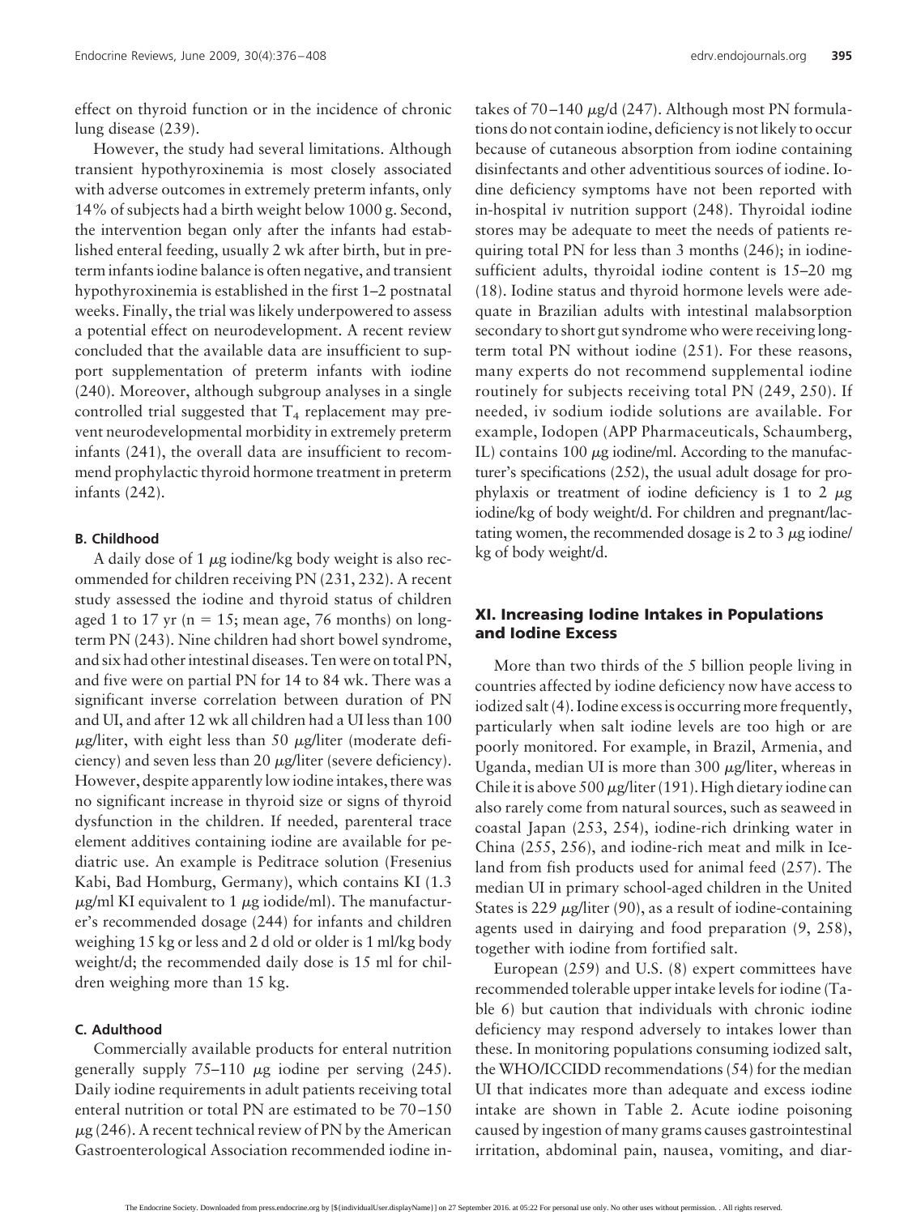effect on thyroid function or in the incidence of chronic lung disease (239).

However, the study had several limitations. Although transient hypothyroxinemia is most closely associated with adverse outcomes in extremely preterm infants, only 14% of subjects had a birth weight below 1000 g. Second, the intervention began only after the infants had established enteral feeding, usually 2 wk after birth, but in preterm infants iodine balance is often negative, and transient hypothyroxinemia is established in the first 1–2 postnatal weeks. Finally, the trial was likely underpowered to assess a potential effect on neurodevelopment. A recent review concluded that the available data are insufficient to support supplementation of preterm infants with iodine (240). Moreover, although subgroup analyses in a single controlled trial suggested that $T_4$ replacement may prevent neurodevelopmental morbidity in extremely preterm infants (241), the overall data are insufficient to recommend prophylactic thyroid hormone treatment in preterm infants (242).

### B. Childhood

A daily dose of 1 μg iodine/kg body weight is also recommended for children receiving PN (231, 232). A recent study assessed the iodine and thyroid status of children aged 1 to 17 yr ($n = 15$; mean age, 76 months) on long-term PN (243). Nine children had short bowel syndrome, and six had other intestinal diseases. Ten were on total PN, and five were on partial PN for 14 to 84 wk. There was a significant inverse correlation between duration of PN and UI, and after 12 wk all children had a UI less than 100 μg/liter, with eight less than 50 μg/liter (moderate deficiency) and seven less than 20 μg/liter (severe deficiency). However, despite apparently low iodine intakes, there was no significant increase in thyroid size or signs of thyroid dysfunction in the children. If needed, parenteral trace element additives containing iodine are available for pediatric use. An example is Peditrace solution (Fresenius Kabi, Bad Homburg, Germany), which contains KI (1.3 μg/ml KI equivalent to 1 μg iodide/ml). The manufacturer's recommended dosage (244) for infants and children weighing 15 kg or less and 2 d old or older is 1 ml/kg body weight/d; the recommended daily dose is 15 ml for children weighing more than 15 kg.

### C. Adulthood

Commercially available products for enteral nutrition generally supply 75–110 μg iodine per serving (245). Daily iodine requirements in adult patients receiving total enteral nutrition or total PN are estimated to be 70–150 μg (246). A recent technical review of PN by the American Gastroenterological Association recommended iodine intakes of 70–140 μg/d (247). Although most PN formulations do not contain iodine, deficiency is not likely to occur because of cutaneous absorption from iodine containing disinfectants and other adventitious sources of iodine. Iodine deficiency symptoms have not been reported with in-hospital iv nutrition support (248). Thyroidal iodine stores may be adequate to meet the needs of patients requiring total PN for less than 3 months (246); in iodine-sufficient adults, thyroidal iodine content is 15–20 mg (18). Iodine status and thyroid hormone levels were adequate in Brazilian adults with intestinal malabsorption secondary to short gut syndrome who were receiving long-term total PN without iodine (251). For these reasons, many experts do not recommend supplemental iodine routinely for subjects receiving total PN (249, 250). If needed, iv sodium iodide solutions are available. For example, Iodopen (APP Pharmaceuticals, Schaumberg, IL) contains 100 μg iodine/ml. According to the manufacturer's specifications (252), the usual adult dosage for prophylaxis or treatment of iodine deficiency is 1 to 2 μg iodine/kg of body weight/d. For children and pregnant/lactating women, the recommended dosage is 2 to 3 μg iodine/kg of body weight/d.

## XI. Increasing Iodine Intakes in Populations and Iodine Excess

More than two thirds of the 5 billion people living in countries affected by iodine deficiency now have access to iodized salt (4). Iodine excess is occurring more frequently, particularly when salt iodine levels are too high or are poorly monitored. For example, in Brazil, Armenia, and Uganda, median UI is more than 300 μg/liter, whereas in Chile it is above 500 μg/liter (191). High dietary iodine can also rarely come from natural sources, such as seaweed in coastal Japan (253, 254), iodine-rich drinking water in China (255, 256), and iodine-rich meat and milk in Iceland from fish products used for animal feed (257). The median UI in primary school-aged children in the United States is 229 μg/liter (90), as a result of iodine-containing agents used in dairying and food preparation (9, 258), together with iodine from fortified salt.

European (259) and U.S. (8) expert committees have recommended tolerable upper intake levels for iodine (Table 6) but caution that individuals with chronic iodine deficiency may respond adversely to intakes lower than these. In monitoring populations consuming iodized salt, the WHO/ICCIDD recommendations (54) for the median UI that indicates more than adequate and excess iodine intake are shown in Table 2. Acute iodine poisoning caused by ingestion of many grams causes gastrointestinal irritation, abdominal pain, nausea, vomiting, and diar-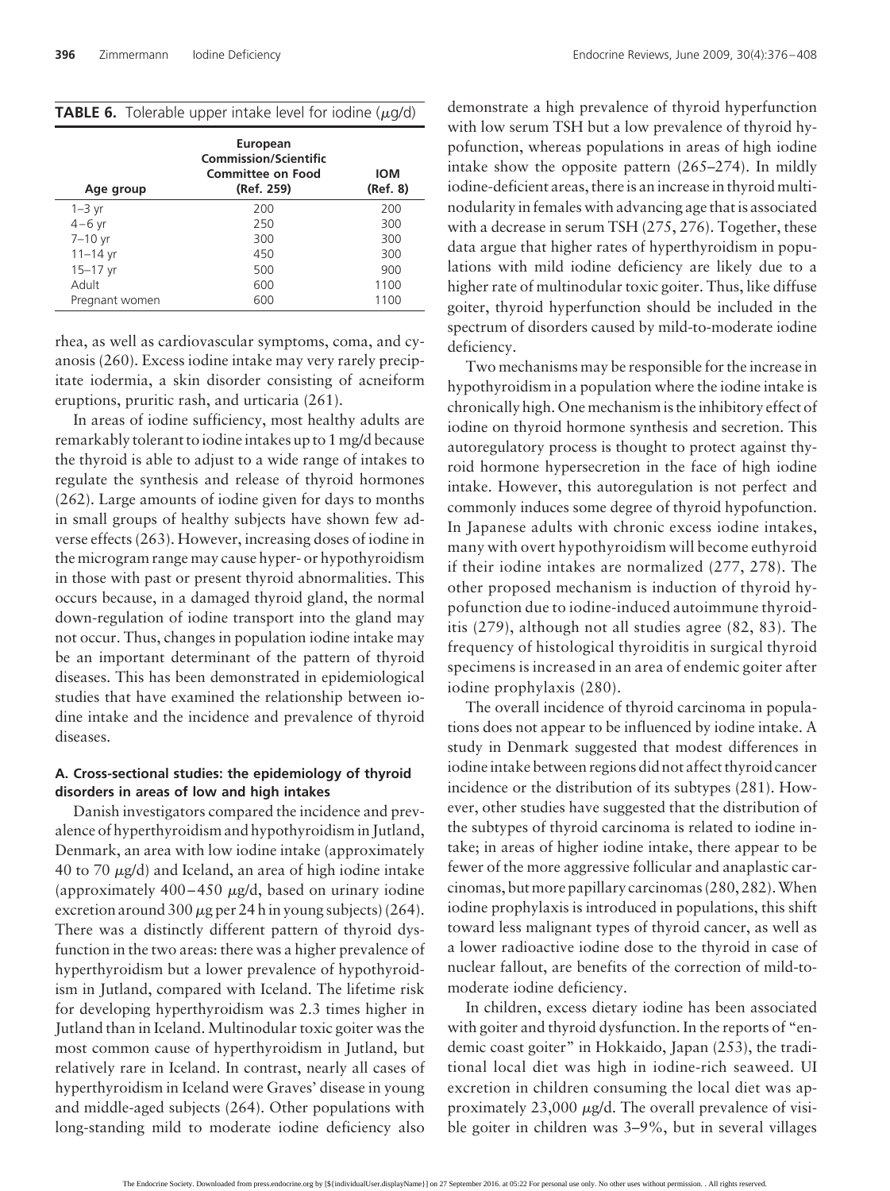**TABLE 6.** Tolerable upper intake level for iodine ($\mu$g/d)

| Age group | European Commission/Scientific Committee on Food (Ref. 259) | IOM (Ref. 8) |
|---|---|---|
| 1–3 yr | 200 | 200 |
| 4–6 yr | 250 | 300 |
| 7–10 yr | 300 | 300 |
| 11–14 yr | 450 | 300 |
| 15–17 yr | 500 | 900 |
| Adult | 600 | 1100 |
| Pregnant women | 600 | 1100 |

rhea, as well as cardiovascular symptoms, coma, and cyanosis (260). Excess iodine intake may very rarely precipitate iodermia, a skin disorder consisting of acneiform eruptions, pruritic rash, and urticaria (261).

In areas of iodine sufficiency, most healthy adults are remarkably tolerant to iodine intakes up to 1 mg/d because the thyroid is able to adjust to a wide range of intakes to regulate the synthesis and release of thyroid hormones (262). Large amounts of iodine given for days to months in small groups of healthy subjects have shown few adverse effects (263). However, increasing doses of iodine in the microgram range may cause hyper- or hypothyroidism in those with past or present thyroid abnormalities. This occurs because, in a damaged thyroid gland, the normal down-regulation of iodine transport into the gland may not occur. Thus, changes in population iodine intake may be an important determinant of the pattern of thyroid diseases. This has been demonstrated in epidemiological studies that have examined the relationship between iodine intake and the incidence and prevalence of thyroid diseases.

### A. Cross-sectional studies: the epidemiology of thyroid disorders in areas of low and high intakes

Danish investigators compared the incidence and prevalence of hyperthyroidism and hypothyroidism in Jutland, Denmark, an area with low iodine intake (approximately 40 to 70 $\mu$g/d) and Iceland, an area of high iodine intake (approximately 400–450 $\mu$g/d, based on urinary iodine excretion around 300 $\mu$g per 24 h in young subjects) (264). There was a distinctly different pattern of thyroid dysfunction in the two areas: there was a higher prevalence of hyperthyroidism but a lower prevalence of hypothyroidism in Jutland, compared with Iceland. The lifetime risk for developing hyperthyroidism was 2.3 times higher in Jutland than in Iceland. Multinodular toxic goiter was the most common cause of hyperthyroidism in Jutland, but relatively rare in Iceland. In contrast, nearly all cases of hyperthyroidism in Iceland were Graves' disease in young and middle-aged subjects (264). Other populations with long-standing mild to moderate iodine deficiency also demonstrate a high prevalence of thyroid hyperfunction with low serum TSH but a low prevalence of thyroid hypofunction, whereas populations in areas of high iodine intake show the opposite pattern (265–274). In mildly iodine-deficient areas, there is an increase in thyroid multinodularity in females with advancing age that is associated with a decrease in serum TSH (275, 276). Together, these data argue that higher rates of hyperthyroidism in populations with mild iodine deficiency are likely due to a higher rate of multinodular toxic goiter. Thus, like diffuse goiter, thyroid hyperfunction should be included in the spectrum of disorders caused by mild-to-moderate iodine deficiency.

Two mechanisms may be responsible for the increase in hypothyroidism in a population where the iodine intake is chronically high. One mechanism is the inhibitory effect of iodine on thyroid hormone synthesis and secretion. This autoregulatory process is thought to protect against thyroid hormone hypersecretion in the face of high iodine intake. However, this autoregulation is not perfect and commonly induces some degree of thyroid hypofunction. In Japanese adults with chronic excess iodine intakes, many with overt hypothyroidism will become euthyroid if their iodine intakes are normalized (277, 278). The other proposed mechanism is induction of thyroid hypofunction due to iodine-induced autoimmune thyroiditis (279), although not all studies agree (82, 83). The frequency of histological thyroiditis in surgical thyroid specimens is increased in an area of endemic goiter after iodine prophylaxis (280).

The overall incidence of thyroid carcinoma in populations does not appear to be influenced by iodine intake. A study in Denmark suggested that modest differences in iodine intake between regions did not affect thyroid cancer incidence or the distribution of its subtypes (281). However, other studies have suggested that the distribution of the subtypes of thyroid carcinoma is related to iodine intake; in areas of higher iodine intake, there appear to be fewer of the more aggressive follicular and anaplastic carcinomas, but more papillary carcinomas (280, 282). When iodine prophylaxis is introduced in populations, this shift toward less malignant types of thyroid cancer, as well as a lower radioactive iodine dose to the thyroid in case of nuclear fallout, are benefits of the correction of mild-to-moderate iodine deficiency.

In children, excess dietary iodine has been associated with goiter and thyroid dysfunction. In the reports of "endemic coast goiter" in Hokkaido, Japan (253), the traditional local diet was high in iodine-rich seaweed. UI excretion in children consuming the local diet was approximately 23,000 $\mu$g/d. The overall prevalence of visible goiter in children was 3–9%, but in several villages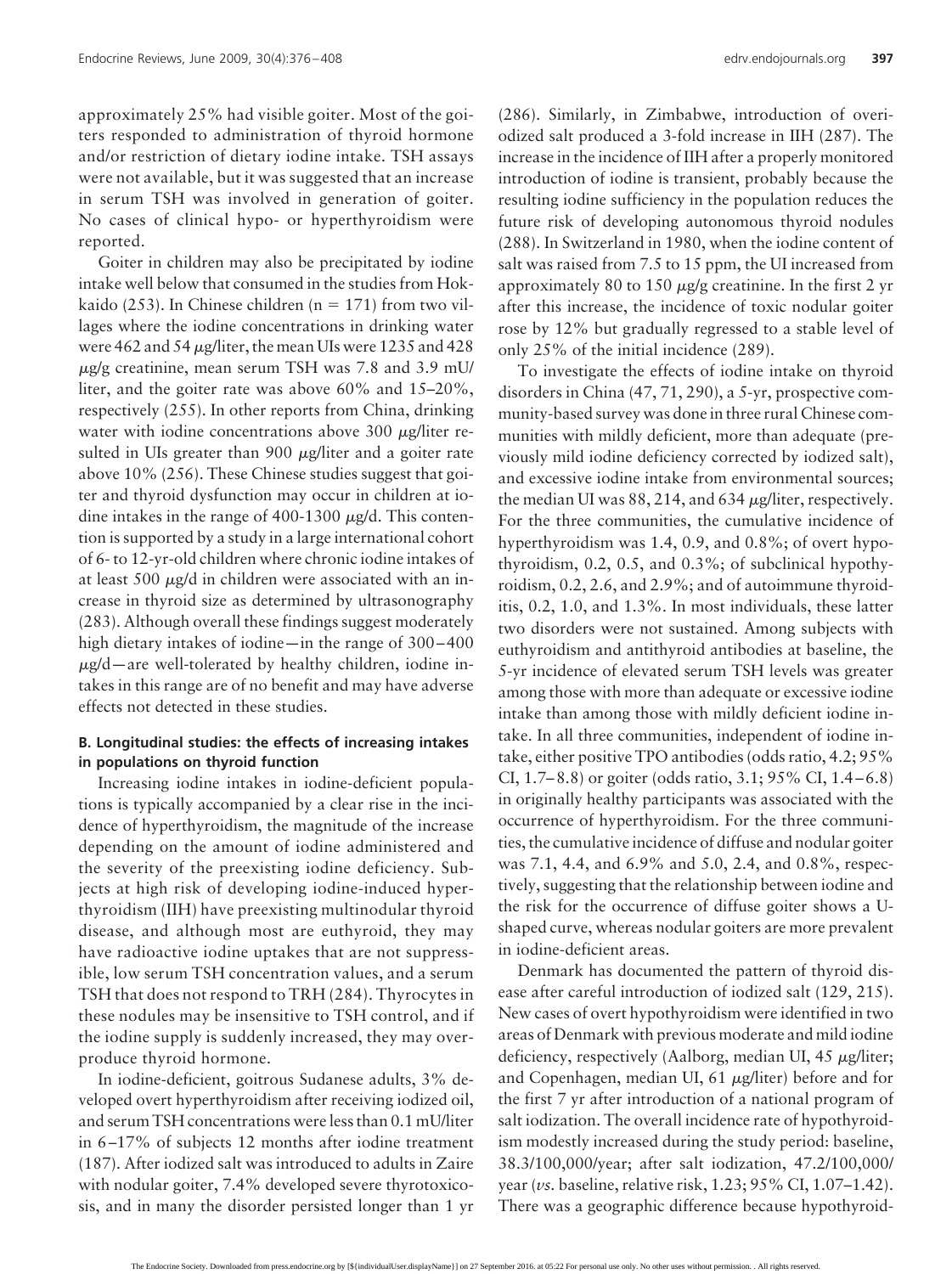approximately 25% had visible goiter. Most of the goiters responded to administration of thyroid hormone and/or restriction of dietary iodine intake. TSH assays were not available, but it was suggested that an increase in serum TSH was involved in generation of goiter. No cases of clinical hypo- or hyperthyroidism were reported.

Goiter in children may also be precipitated by iodine intake well below that consumed in the studies from Hokkaido (253). In Chinese children ($n = 171$) from two villages where the iodine concentrations in drinking water were 462 and 54 μg/liter, the mean UIs were 1235 and 428 μg/g creatinine, mean serum TSH was 7.8 and 3.9 mU/liter, and the goiter rate was above 60% and 15–20%, respectively (255). In other reports from China, drinking water with iodine concentrations above 300 μg/liter resulted in UIs greater than 900 μg/liter and a goiter rate above 10% (256). These Chinese studies suggest that goiter and thyroid dysfunction may occur in children at iodine intakes in the range of 400-1300 μg/d. This contention is supported by a study in a large international cohort of 6- to 12-yr-old children where chronic iodine intakes of at least 500 μg/d in children were associated with an increase in thyroid size as determined by ultrasonography (283). Although overall these findings suggest moderately high dietary intakes of iodine—in the range of 300–400 μg/d—are well-tolerated by healthy children, iodine intakes in this range are of no benefit and may have adverse effects not detected in these studies.

### B. Longitudinal studies: the effects of increasing intakes in populations on thyroid function

Increasing iodine intakes in iodine-deficient populations is typically accompanied by a clear rise in the incidence of hyperthyroidism, the magnitude of the increase depending on the amount of iodine administered and the severity of the preexisting iodine deficiency. Subjects at high risk of developing iodine-induced hyperthyroidism (IIH) have preexisting multinodular thyroid disease, and although most are euthyroid, they may have radioactive iodine uptakes that are not suppressible, low serum TSH concentration values, and a serum TSH that does not respond to TRH (284). Thyrocytes in these nodules may be insensitive to TSH control, and if the iodine supply is suddenly increased, they may overproduce thyroid hormone.

In iodine-deficient, goitrous Sudanese adults, 3% developed overt hyperthyroidism after receiving iodized oil, and serum TSH concentrations were less than 0.1 mU/liter in 6–17% of subjects 12 months after iodine treatment (187). After iodized salt was introduced to adults in Zaire with nodular goiter, 7.4% developed severe thyrotoxicosis, and in many the disorder persisted longer than 1 yr (286). Similarly, in Zimbabwe, introduction of overiodized salt produced a 3-fold increase in IIH (287). The increase in the incidence of IIH after a properly monitored introduction of iodine is transient, probably because the resulting iodine sufficiency in the population reduces the future risk of developing autonomous thyroid nodules (288). In Switzerland in 1980, when the iodine content of salt was raised from 7.5 to 15 ppm, the UI increased from approximately 80 to 150 μg/g creatinine. In the first 2 yr after this increase, the incidence of toxic nodular goiter rose by 12% but gradually regressed to a stable level of only 25% of the initial incidence (289).

To investigate the effects of iodine intake on thyroid disorders in China (47, 71, 290), a 5-yr, prospective community-based survey was done in three rural Chinese communities with mildly deficient, more than adequate (previously mild iodine deficiency corrected by iodized salt), and excessive iodine intake from environmental sources; the median UI was 88, 214, and 634 μg/liter, respectively. For the three communities, the cumulative incidence of hyperthyroidism was 1.4, 0.9, and 0.8%; of overt hypothyroidism, 0.2, 0.5, and 0.3%; of subclinical hypothyroidism, 0.2, 2.6, and 2.9%; and of autoimmune thyroiditis, 0.2, 1.0, and 1.3%. In most individuals, these latter two disorders were not sustained. Among subjects with euthyroidism and antithyroid antibodies at baseline, the 5-yr incidence of elevated serum TSH levels was greater among those with more than adequate or excessive iodine intake than among those with mildly deficient iodine intake. In all three communities, independent of iodine intake, either positive TPO antibodies (odds ratio, 4.2; 95% CI, 1.7–8.8) or goiter (odds ratio, 3.1; 95% CI, 1.4–6.8) in originally healthy participants was associated with the occurrence of hyperthyroidism. For the three communities, the cumulative incidence of diffuse and nodular goiter was 7.1, 4.4, and 6.9% and 5.0, 2.4, and 0.8%, respectively, suggesting that the relationship between iodine and the risk for the occurrence of diffuse goiter shows a U-shaped curve, whereas nodular goiters are more prevalent in iodine-deficient areas.

Denmark has documented the pattern of thyroid disease after careful introduction of iodized salt (129, 215). New cases of overt hypothyroidism were identified in two areas of Denmark with previous moderate and mild iodine deficiency, respectively (Aalborg, median UI, 45 μg/liter; and Copenhagen, median UI, 61 μg/liter) before and for the first 7 yr after introduction of a national program of salt iodization. The overall incidence rate of hypothyroidism modestly increased during the study period: baseline, 38.3/100,000/year; after salt iodization, 47.2/100,000/year (*vs.* baseline, relative risk, 1.23; 95% CI, 1.07–1.42). There was a geographic difference because hypothyroid-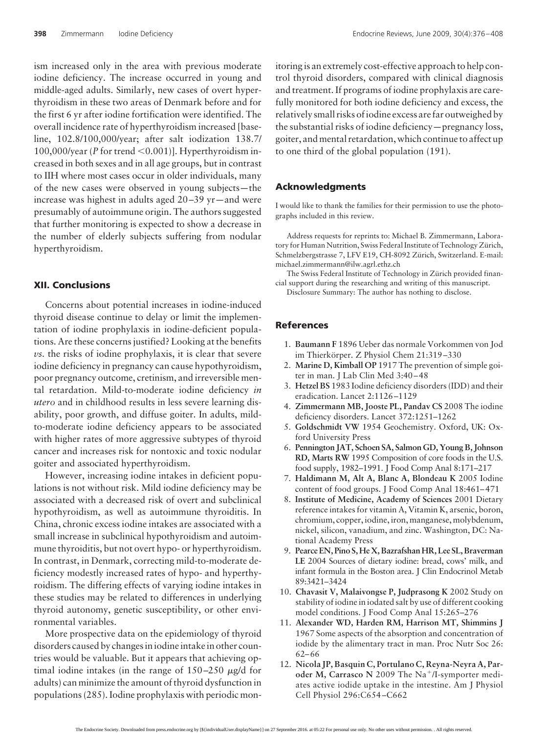ism increased only in the area with previous moderate iodine deficiency. The increase occurred in young and middle-aged adults. Similarly, new cases of overt hyperthyroidism in these two areas of Denmark before and for the first 6 yr after iodine fortification were identified. The overall incidence rate of hyperthyroidism increased [baseline, 102.8/100,000/year; after salt iodization 138.7/100,000/year ($P$ for trend <0.001)]. Hyperthyroidism increased in both sexes and in all age groups, but in contrast to IIH where most cases occur in older individuals, many of the new cases were observed in young subjects—the increase was highest in adults aged 20–39 yr—and were presumably of autoimmune origin. The authors suggested that further monitoring is expected to show a decrease in the number of elderly subjects suffering from nodular hyperthyroidism.

## XII. Conclusions

Concerns about potential increases in iodine-induced thyroid disease continue to delay or limit the implementation of iodine prophylaxis in iodine-deficient populations. Are these concerns justified? Looking at the benefits *vs.* the risks of iodine prophylaxis, it is clear that severe iodine deficiency in pregnancy can cause hypothyroidism, poor pregnancy outcome, cretinism, and irreversible mental retardation. Mild-to-moderate iodine deficiency *in utero* and in childhood results in less severe learning disability, poor growth, and diffuse goiter. In adults, mild-to-moderate iodine deficiency appears to be associated with higher rates of more aggressive subtypes of thyroid cancer and increases risk for nontoxic and toxic nodular goiter and associated hyperthyroidism.

However, increasing iodine intakes in deficient populations is not without risk. Mild iodine deficiency may be associated with a decreased risk of overt and subclinical hypothyroidism, as well as autoimmune thyroiditis. In China, chronic excess iodine intakes are associated with a small increase in subclinical hypothyroidism and autoimmune thyroiditis, but not overt hypo- or hyperthyroidism. In contrast, in Denmark, correcting mild-to-moderate deficiency modestly increased rates of hypo- and hyperthyroidism. The differing effects of varying iodine intakes in these studies may be related to differences in underlying thyroid autonomy, genetic susceptibility, or other environmental variables.

More prospective data on the epidemiology of thyroid disorders caused by changes in iodine intake in other countries would be valuable. But it appears that achieving optimal iodine intakes (in the range of 150–250 $\mu$g/d for adults) can minimize the amount of thyroid dysfunction in populations (285). Iodine prophylaxis with periodic monitoring is an extremely cost-effective approach to help control thyroid disorders, compared with clinical diagnosis and treatment. If programs of iodine prophylaxis are carefully monitored for both iodine deficiency and excess, the relatively small risks of iodine excess are far outweighed by the substantial risks of iodine deficiency—pregnancy loss, goiter, and mental retardation, which continue to affect up to one third of the global population (191).

## Acknowledgments

I would like to thank the families for their permission to use the photographs included in this review.

Address requests for reprints to: Michael B. Zimmermann, Laboratory for Human Nutrition, Swiss Federal Institute of Technology Zürich, Schmelzbergstrasse 7, LFV E19, CH-8092 Zürich, Switzerland. E-mail: michael.zimmermann@ilw.agrl.ethz.ch

The Swiss Federal Institute of Technology in Zürich provided financial support during the researching and writing of this manuscript.

Disclosure Summary: The author has nothing to disclose.

## References

1. **Baumann F** 1896 Ueber das normale Vorkommen von Jod im Thierkörper. Z Physiol Chem 21:319–330
2. **Marine D, Kimball OP** 1917 The prevention of simple goiter in man. J Lab Clin Med 3:40–48
3. **Hetzel BS** 1983 Iodine deficiency disorders (IDD) and their eradication. Lancet 2:1126–1129
4. **Zimmermann MB, Jooste PL, Pandav CS** 2008 The iodine deficiency disorders. Lancet 372:1251–1262
5. **Goldschmidt VW** 1954 Geochemistry. Oxford, UK: Oxford University Press
6. **Pennington JAT, Schoen SA, Salmon GD, Young B, Johnson RD, Marts RW** 1995 Composition of core foods in the U.S. food supply, 1982–1991. J Food Comp Anal 8:171–217
7. **Haldimann M, Alt A, Blanc A, Blondeau K** 2005 Iodine content of food groups. J Food Comp Anal 18:461–471
8. **Institute of Medicine, Academy of Sciences** 2001 Dietary reference intakes for vitamin A, Vitamin K, arsenic, boron, chromium, copper, iodine, iron, manganese, molybdenum, nickel, silicon, vanadium, and zinc. Washington, DC: National Academy Press
9. **Pearce EN, Pino S, He X, Bazrafshan HR, Lee SL, Braverman LE** 2004 Sources of dietary iodine: bread, cows' milk, and infant formula in the Boston area. J Clin Endocrinol Metab 89:3421–3424
10. **Chavasit V, Malaivongse P, Judprasong K** 2002 Study on stability of iodine in iodated salt by use of different cooking model conditions. J Food Comp Anal 15:265–276
11. **Alexander WD, Harden RM, Harrison MT, Shimmins J** 1967 Some aspects of the absorption and concentration of iodide by the alimentary tract in man. Proc Nutr Soc 26:62–66
12. **Nicola JP, Basquin C, Portulano C, Reyna-Neyra A, Paroder M, Carrasco N** 2009 The $Na^+$/I-symporter mediates active iodide uptake in the intestine. Am J Physiol Cell Physiol 296:C654–C662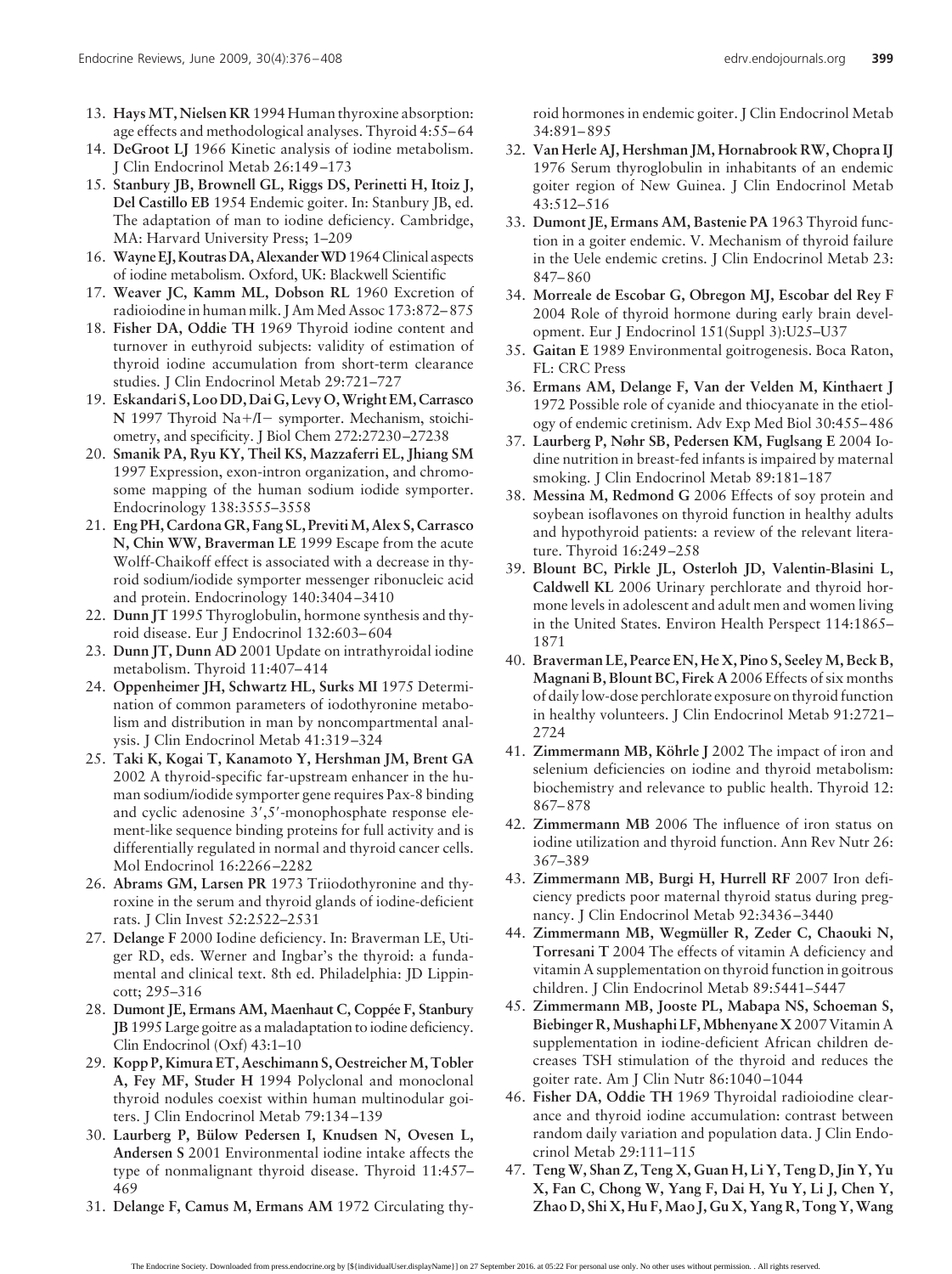13. **Hays MT, Nielsen KR** 1994 Human thyroxine absorption: age effects and methodological analyses. Thyroid 4:55–64
14. **DeGroot LJ** 1966 Kinetic analysis of iodine metabolism. J Clin Endocrinol Metab 26:149–173
15. **Stanbury JB, Brownell GL, Riggs DS, Perinetti H, Itoiz J, Del Castillo EB** 1954 Endemic goiter. In: Stanbury JB, ed. The adaptation of man to iodine deficiency. Cambridge, MA: Harvard University Press; 1–209
16. **Wayne EJ, Koutras DA, Alexander WD** 1964 Clinical aspects of iodine metabolism. Oxford, UK: Blackwell Scientific
17. **Weaver JC, Kamm ML, Dobson RL** 1960 Excretion of radioiodine in human milk. J Am Med Assoc 173:872–875
18. **Fisher DA, Oddie TH** 1969 Thyroid iodine content and turnover in euthyroid subjects: validity of estimation of thyroid iodine accumulation from short-term clearance studies. J Clin Endocrinol Metab 29:721–727
19. **Eskandari S, Loo DD, Dai G, Levy O, Wright EM, Carrasco N** 1997 Thyroid Na+/I− symporter. Mechanism, stoichiometry, and specificity. J Biol Chem 272:27230–27238
20. **Smanik PA, Ryu KY, Theil KS, Mazzaferri EL, Jhiang SM** 1997 Expression, exon-intron organization, and chromosome mapping of the human sodium iodide symporter. Endocrinology 138:3555–3558
21. **Eng PH, Cardona GR, Fang SL, Previti M, Alex S, Carrasco N, Chin WW, Braverman LE** 1999 Escape from the acute Wolff-Chaikoff effect is associated with a decrease in thyroid sodium/iodide symporter messenger ribonucleic acid and protein. Endocrinology 140:3404–3410
22. **Dunn JT** 1995 Thyroglobulin, hormone synthesis and thyroid disease. Eur J Endocrinol 132:603–604
23. **Dunn JT, Dunn AD** 2001 Update on intrathyroidal iodine metabolism. Thyroid 11:407–414
24. **Oppenheimer JH, Schwartz HL, Surks MI** 1975 Determination of common parameters of iodothyronine metabolism and distribution in man by noncompartmental analysis. J Clin Endocrinol Metab 41:319–324
25. **Taki K, Kogai T, Kanamoto Y, Hershman JM, Brent GA** 2002 A thyroid-specific far-upstream enhancer in the human sodium/iodide symporter gene requires Pax-8 binding and cyclic adenosine 3′,5′-monophosphate response element-like sequence binding proteins for full activity and is differentially regulated in normal and thyroid cancer cells. Mol Endocrinol 16:2266–2282
26. **Abrams GM, Larsen PR** 1973 Triiodothyronine and thyroxine in the serum and thyroid glands of iodine-deficient rats. J Clin Invest 52:2522–2531
27. **Delange F** 2000 Iodine deficiency. In: Braverman LE, Utiger RD, eds. Werner and Ingbar's the thyroid: a fundamental and clinical text. 8th ed. Philadelphia: JD Lippincott; 295–316
28. **Dumont JE, Ermans AM, Maenhaut C, Coppée F, Stanbury JB** 1995 Large goitre as a maladaptation to iodine deficiency. Clin Endocrinol (Oxf) 43:1–10
29. **Kopp P, Kimura ET, Aeschimann S, Oestreicher M, Tobler A, Fey MF, Studer H** 1994 Polyclonal and monoclonal thyroid nodules coexist within human multinodular goiters. J Clin Endocrinol Metab 79:134–139
30. **Laurberg P, Bülow Pedersen I, Knudsen N, Ovesen L, Andersen S** 2001 Environmental iodine intake affects the type of nonmalignant thyroid disease. Thyroid 11:457–469
31. **Delange F, Camus M, Ermans AM** 1972 Circulating thyroid hormones in endemic goiter. J Clin Endocrinol Metab 34:891–895
32. **Van Herle AJ, Hershman JM, Hornabrook RW, Chopra IJ** 1976 Serum thyroglobulin in inhabitants of an endemic goiter region of New Guinea. J Clin Endocrinol Metab 43:512–516
33. **Dumont JE, Ermans AM, Bastenie PA** 1963 Thyroid function in a goiter endemic. V. Mechanism of thyroid failure in the Uele endemic cretins. J Clin Endocrinol Metab 23: 847–860
34. **Morreale de Escobar G, Obregon MJ, Escobar del Rey F** 2004 Role of thyroid hormone during early brain development. Eur J Endocrinol 151(Suppl 3):U25–U37
35. **Gaitan E** 1989 Environmental goitrogenesis. Boca Raton, FL: CRC Press
36. **Ermans AM, Delange F, Van der Velden M, Kinthaert J** 1972 Possible role of cyanide and thiocyanate in the etiology of endemic cretinism. Adv Exp Med Biol 30:455–486
37. **Laurberg P, Nøhr SB, Pedersen KM, Fuglsang E** 2004 Iodine nutrition in breast-fed infants is impaired by maternal smoking. J Clin Endocrinol Metab 89:181–187
38. **Messina M, Redmond G** 2006 Effects of soy protein and soybean isoflavones on thyroid function in healthy adults and hypothyroid patients: a review of the relevant literature. Thyroid 16:249–258
39. **Blount BC, Pirkle JL, Osterloh JD, Valentin-Blasini L, Caldwell KL** 2006 Urinary perchlorate and thyroid hormone levels in adolescent and adult men and women living in the United States. Environ Health Perspect 114:1865–1871
40. **Braverman LE, Pearce EN, He X, Pino S, Seeley M, Beck B, Magnani B, Blount BC, Firek A** 2006 Effects of six months of daily low-dose perchlorate exposure on thyroid function in healthy volunteers. J Clin Endocrinol Metab 91:2721–2724
41. **Zimmermann MB, Köhrle J** 2002 The impact of iron and selenium deficiencies on iodine and thyroid metabolism: biochemistry and relevance to public health. Thyroid 12: 867–878
42. **Zimmermann MB** 2006 The influence of iron status on iodine utilization and thyroid function. Ann Rev Nutr 26: 367–389
43. **Zimmermann MB, Burgi H, Hurrell RF** 2007 Iron deficiency predicts poor maternal thyroid status during pregnancy. J Clin Endocrinol Metab 92:3436–3440
44. **Zimmermann MB, Wegmüller R, Zeder C, Chaouki N, Torresani T** 2004 The effects of vitamin A deficiency and vitamin A supplementation on thyroid function in goitrous children. J Clin Endocrinol Metab 89:5441–5447
45. **Zimmermann MB, Jooste PL, Mabapa NS, Schoeman S, Biebinger R, Mushaphi LF, Mbhenyane X** 2007 Vitamin A supplementation in iodine-deficient African children decreases TSH stimulation of the thyroid and reduces the goiter rate. Am J Clin Nutr 86:1040–1044
46. **Fisher DA, Oddie TH** 1969 Thyroidal radioiodine clearance and thyroid iodine accumulation: contrast between random daily variation and population data. J Clin Endocrinol Metab 29:111–115
47. **Teng W, Shan Z, Teng X, Guan H, Li Y, Teng D, Jin Y, Yu X, Fan C, Chong W, Yang F, Dai H, Yu Y, Li J, Chen Y, Zhao D, Shi X, Hu F, Mao J, Gu X, Yang R, Tong Y, Wang**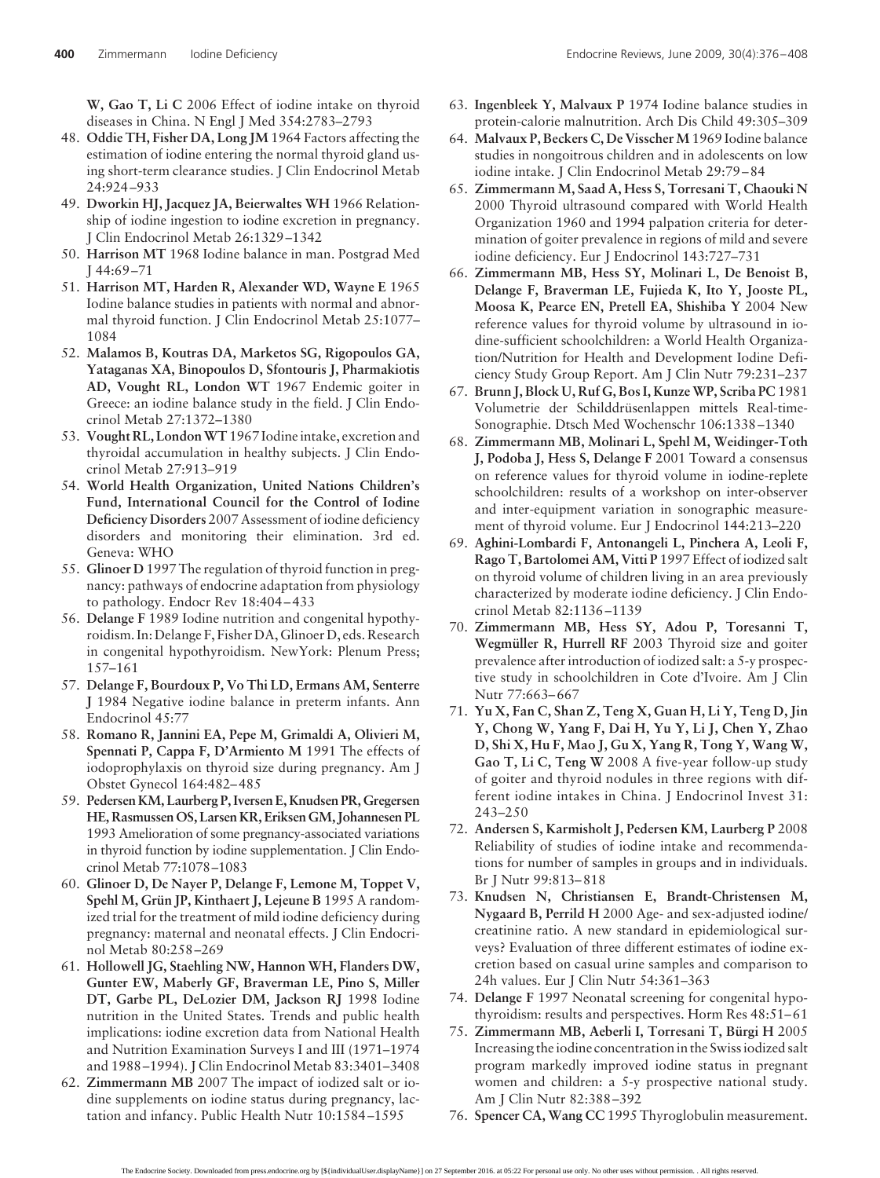W, Gao T, Li C 2006 Effect of iodine intake on thyroid diseases in China. N Engl J Med 354:2783–2793

48. **Oddie TH, Fisher DA, Long JM** 1964 Factors affecting the estimation of iodine entering the normal thyroid gland using short-term clearance studies. J Clin Endocrinol Metab 24:924–933
49. **Dworkin HJ, Jacquez JA, Beierwaltes WH** 1966 Relationship of iodine ingestion to iodine excretion in pregnancy. J Clin Endocrinol Metab 26:1329–1342
50. **Harrison MT** 1968 Iodine balance in man. Postgrad Med J 44:69–71
51. **Harrison MT, Harden R, Alexander WD, Wayne E** 1965 Iodine balance studies in patients with normal and abnormal thyroid function. J Clin Endocrinol Metab 25:1077–1084
52. **Malamos B, Koutras DA, Marketos SG, Rigopoulos GA, Yataganas XA, Binopoulos D, Sfontouris J, Pharmakiotis AD, Vought RL, London WT** 1967 Endemic goiter in Greece: an iodine balance study in the field. J Clin Endocrinol Metab 27:1372–1380
53. **Vought RL, London WT** 1967 Iodine intake, excretion and thyroidal accumulation in healthy subjects. J Clin Endocrinol Metab 27:913–919
54. **World Health Organization, United Nations Children's Fund, International Council for the Control of Iodine Deficiency Disorders** 2007 Assessment of iodine deficiency disorders and monitoring their elimination. 3rd ed. Geneva: WHO
55. **Glinoer D** 1997 The regulation of thyroid function in pregnancy: pathways of endocrine adaptation from physiology to pathology. Endocr Rev 18:404–433
56. **Delange F** 1989 Iodine nutrition and congenital hypothyroidism. In: Delange F, Fisher DA, Glinoer D, eds. Research in congenital hypothyroidism. NewYork: Plenum Press; 157–161
57. **Delange F, Bourdoux P, Vo Thi LD, Ermans AM, Senterre J** 1984 Negative iodine balance in preterm infants. Ann Endocrinol 45:77
58. **Romano R, Jannini EA, Pepe M, Grimaldi A, Olivieri M, Spennati P, Cappa F, D'Armiento M** 1991 The effects of iodoprophylaxis on thyroid size during pregnancy. Am J Obstet Gynecol 164:482–485
59. **Pedersen KM, Laurberg P, Iversen E, Knudsen PR, Gregersen HE, Rasmussen OS, Larsen KR, Eriksen GM, Johannesen PL** 1993 Amelioration of some pregnancy-associated variations in thyroid function by iodine supplementation. J Clin Endocrinol Metab 77:1078–1083
60. **Glinoer D, De Nayer P, Delange F, Lemone M, Toppet V, Spehl M, Grün JP, Kinthaert J, Lejeune B** 1995 A randomized trial for the treatment of mild iodine deficiency during pregnancy: maternal and neonatal effects. J Clin Endocrinol Metab 80:258–269
61. **Hollowell JG, Staehling NW, Hannon WH, Flanders DW, Gunter EW, Maberly GF, Braverman LE, Pino S, Miller DT, Garbe PL, DeLozier DM, Jackson RJ** 1998 Iodine nutrition in the United States. Trends and public health implications: iodine excretion data from National Health and Nutrition Examination Surveys I and III (1971–1974 and 1988–1994). J Clin Endocrinol Metab 83:3401–3408
62. **Zimmermann MB** 2007 The impact of iodized salt or iodine supplements on iodine status during pregnancy, lactation and infancy. Public Health Nutr 10:1584–1595
63. **Ingenbleek Y, Malvaux P** 1974 Iodine balance studies in protein-calorie malnutrition. Arch Dis Child 49:305–309
64. **Malvaux P, Beckers C, De Visscher M** 1969 Iodine balance studies in nongoitrous children and in adolescents on low iodine intake. J Clin Endocrinol Metab 29:79–84
65. **Zimmermann M, Saad A, Hess S, Torresani T, Chaouki N** 2000 Thyroid ultrasound compared with World Health Organization 1960 and 1994 palpation criteria for determination of goiter prevalence in regions of mild and severe iodine deficiency. Eur J Endocrinol 143:727–731
66. **Zimmermann MB, Hess SY, Molinari L, De Benoist B, Delange F, Braverman LE, Fujieda K, Ito Y, Jooste PL, Moosa K, Pearce EN, Pretell EA, Shishiba Y** 2004 New reference values for thyroid volume by ultrasound in iodine-sufficient schoolchildren: a World Health Organization/Nutrition for Health and Development Iodine Deficiency Study Group Report. Am J Clin Nutr 79:231–237
67. **Brunn J, Block U, Ruf G, Bos I, Kunze WP, Scriba PC** 1981 Volumetrie der Schilddrüsenlappen mittels Real-time-Sonographie. Dtsch Med Wochenschr 106:1338–1340
68. **Zimmermann MB, Molinari L, Spehl M, Weidinger-Toth J, Podoba J, Hess S, Delange F** 2001 Toward a consensus on reference values for thyroid volume in iodine-replete schoolchildren: results of a workshop on inter-observer and inter-equipment variation in sonographic measurement of thyroid volume. Eur J Endocrinol 144:213–220
69. **Aghini-Lombardi F, Antonangeli L, Pinchera A, Leoli F, Rago T, Bartolomei AM, Vitti P** 1997 Effect of iodized salt on thyroid volume of children living in an area previously characterized by moderate iodine deficiency. J Clin Endocrinol Metab 82:1136–1139
70. **Zimmermann MB, Hess SY, Adou P, Toresanni T, Wegmüller R, Hurrell RF** 2003 Thyroid size and goiter prevalence after introduction of iodized salt: a 5-y prospective study in schoolchildren in Cote d'Ivoire. Am J Clin Nutr 77:663–667
71. **Yu X, Fan C, Shan Z, Teng X, Guan H, Li Y, Teng D, Jin Y, Chong W, Yang F, Dai H, Yu Y, Li J, Chen Y, Zhao D, Shi X, Hu F, Mao J, Gu X, Yang R, Tong Y, Wang W, Gao T, Li C, Teng W** 2008 A five-year follow-up study of goiter and thyroid nodules in three regions with different iodine intakes in China. J Endocrinol Invest 31: 243–250
72. **Andersen S, Karmisholt J, Pedersen KM, Laurberg P** 2008 Reliability of studies of iodine intake and recommendations for number of samples in groups and in individuals. Br J Nutr 99:813–818
73. **Knudsen N, Christiansen E, Brandt-Christensen M, Nygaard B, Perrild H** 2000 Age- and sex-adjusted iodine/creatinine ratio. A new standard in epidemiological surveys? Evaluation of three different estimates of iodine excretion based on casual urine samples and comparison to 24h values. Eur J Clin Nutr 54:361–363
74. **Delange F** 1997 Neonatal screening for congenital hypothyroidism: results and perspectives. Horm Res 48:51–61
75. **Zimmermann MB, Aeberli I, Torresani T, Bürgi H** 2005 Increasing the iodine concentration in the Swiss iodized salt program markedly improved iodine status in pregnant women and children: a 5-y prospective national study. Am J Clin Nutr 82:388–392
76. **Spencer CA, Wang CC** 1995 Thyroglobulin measurement.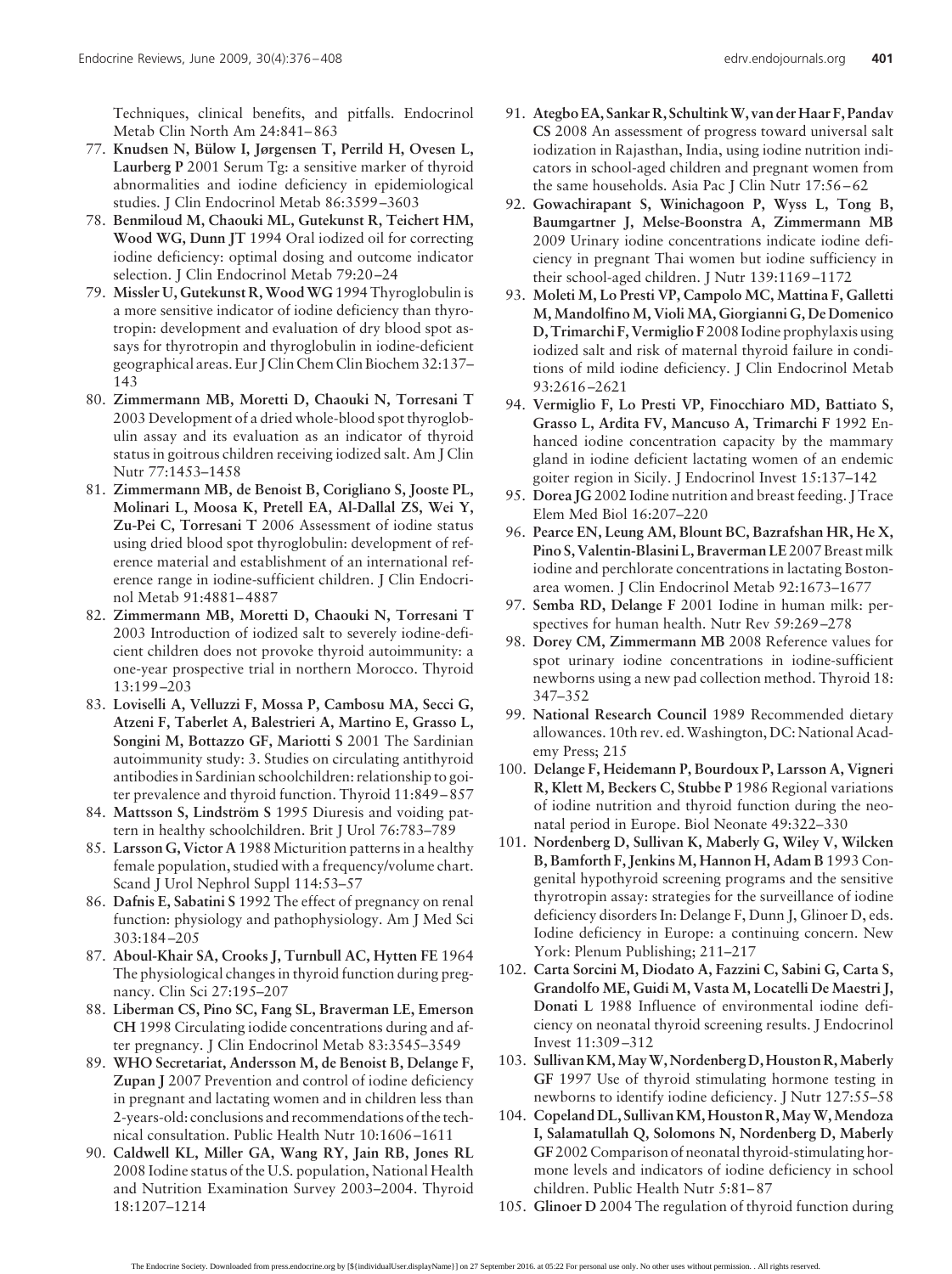Techniques, clinical benefits, and pitfalls. Endocrinol Metab Clin North Am 24:841–863

77. **Knudsen N, Bülow I, Jørgensen T, Perrild H, Ovesen L, Laurberg P** 2001 Serum Tg: a sensitive marker of thyroid abnormalities and iodine deficiency in epidemiological studies. J Clin Endocrinol Metab 86:3599–3603
78. **Benmiloud M, Chaouki ML, Gutekunst R, Teichert HM, Wood WG, Dunn JT** 1994 Oral iodized oil for correcting iodine deficiency: optimal dosing and outcome indicator selection. J Clin Endocrinol Metab 79:20–24
79. **Missler U, Gutekunst R, Wood WG** 1994 Thyroglobulin is a more sensitive indicator of iodine deficiency than thyrotropin: development and evaluation of dry blood spot assays for thyrotropin and thyroglobulin in iodine-deficient geographical areas. Eur J Clin Chem Clin Biochem 32:137–143
80. **Zimmermann MB, Moretti D, Chaouki N, Torresani T** 2003 Development of a dried whole-blood spot thyroglobulin assay and its evaluation as an indicator of thyroid status in goitrous children receiving iodized salt. Am J Clin Nutr 77:1453–1458
81. **Zimmermann MB, de Benoist B, Corigliano S, Jooste PL, Molinari L, Moosa K, Pretell EA, Al-Dallal ZS, Wei Y, Zu-Pei C, Torresani T** 2006 Assessment of iodine status using dried blood spot thyroglobulin: development of reference material and establishment of an international reference range in iodine-sufficient children. J Clin Endocrinol Metab 91:4881–4887
82. **Zimmermann MB, Moretti D, Chaouki N, Torresani T** 2003 Introduction of iodized salt to severely iodine-deficient children does not provoke thyroid autoimmunity: a one-year prospective trial in northern Morocco. Thyroid 13:199–203
83. **Loviselli A, Velluzzi F, Mossa P, Cambosu MA, Secci G, Atzeni F, Taberlet A, Balestrieri A, Martino E, Grasso L, Songini M, Bottazzo GF, Mariotti S** 2001 The Sardinian autoimmunity study: 3. Studies on circulating antithyroid antibodies in Sardinian schoolchildren: relationship to goiter prevalence and thyroid function. Thyroid 11:849–857
84. **Mattsson S, Lindström S** 1995 Diuresis and voiding pattern in healthy schoolchildren. Brit J Urol 76:783–789
85. **Larsson G, Victor A** 1988 Micturition patterns in a healthy female population, studied with a frequency/volume chart. Scand J Urol Nephrol Suppl 114:53–57
86. **Dafnis E, Sabatini S** 1992 The effect of pregnancy on renal function: physiology and pathophysiology. Am J Med Sci 303:184–205
87. **Aboul-Khair SA, Crooks J, Turnbull AC, Hytten FE** 1964 The physiological changes in thyroid function during pregnancy. Clin Sci 27:195–207
88. **Liberman CS, Pino SC, Fang SL, Braverman LE, Emerson CH** 1998 Circulating iodide concentrations during and after pregnancy. J Clin Endocrinol Metab 83:3545–3549
89. **WHO Secretariat, Andersson M, de Benoist B, Delange F, Zupan J** 2007 Prevention and control of iodine deficiency in pregnant and lactating women and in children less than 2-years-old: conclusions and recommendations of the technical consultation. Public Health Nutr 10:1606–1611
90. **Caldwell KL, Miller GA, Wang RY, Jain RB, Jones RL** 2008 Iodine status of the U.S. population, National Health and Nutrition Examination Survey 2003–2004. Thyroid 18:1207–1214
91. **Ategbo EA, Sankar R, Schultink W, van der Haar F, Pandav CS** 2008 An assessment of progress toward universal salt iodization in Rajasthan, India, using iodine nutrition indicators in school-aged children and pregnant women from the same households. Asia Pac J Clin Nutr 17:56–62
92. **Gowachirapant S, Winichagoon P, Wyss L, Tong B, Baumgartner J, Melse-Boonstra A, Zimmermann MB** 2009 Urinary iodine concentrations indicate iodine deficiency in pregnant Thai women but iodine sufficiency in their school-aged children. J Nutr 139:1169–1172
93. **Moleti M, Lo Presti VP, Campolo MC, Mattina F, Galletti M, Mandolfino M, Violi MA, Giorgianni G, De Domenico D, Trimarchi F, Vermiglio F** 2008 Iodine prophylaxis using iodized salt and risk of maternal thyroid failure in conditions of mild iodine deficiency. J Clin Endocrinol Metab 93:2616–2621
94. **Vermiglio F, Lo Presti VP, Finocchiaro MD, Battiato S, Grasso L, Ardita FV, Mancuso A, Trimarchi F** 1992 Enhanced iodine concentration capacity by the mammary gland in iodine deficient lactating women of an endemic goiter region in Sicily. J Endocrinol Invest 15:137–142
95. **Dorea JG** 2002 Iodine nutrition and breast feeding. J Trace Elem Med Biol 16:207–220
96. **Pearce EN, Leung AM, Blount BC, Bazrafshan HR, He X, Pino S, Valentin-Blasini L, Braverman LE** 2007 Breast milk iodine and perchlorate concentrations in lactating Boston-area women. J Clin Endocrinol Metab 92:1673–1677
97. **Semba RD, Delange F** 2001 Iodine in human milk: perspectives for human health. Nutr Rev 59:269–278
98. **Dorey CM, Zimmermann MB** 2008 Reference values for spot urinary iodine concentrations in iodine-sufficient newborns using a new pad collection method. Thyroid 18: 347–352
99. **National Research Council** 1989 Recommended dietary allowances. 10th rev. ed. Washington, DC: National Academy Press; 215
100. **Delange F, Heidemann P, Bourdoux P, Larsson A, Vigneri R, Klett M, Beckers C, Stubbe P** 1986 Regional variations of iodine nutrition and thyroid function during the neonatal period in Europe. Biol Neonate 49:322–330
101. **Nordenberg D, Sullivan K, Maberly G, Wiley V, Wilcken B, Bamforth F, Jenkins M, Hannon H, Adam B** 1993 Congenital hypothyroid screening programs and the sensitive thyrotropin assay: strategies for the surveillance of iodine deficiency disorders In: Delange F, Dunn J, Glinoer D, eds. Iodine deficiency in Europe: a continuing concern. New York: Plenum Publishing; 211–217
102. **Carta Sorcini M, Diodato A, Fazzini C, Sabini G, Carta S, Grandolfo ME, Guidi M, Vasta M, Locatelli De Maestri J, Donati L** 1988 Influence of environmental iodine deficiency on neonatal thyroid screening results. J Endocrinol Invest 11:309–312
103. **Sullivan KM, May W, Nordenberg D, Houston R, Maberly GF** 1997 Use of thyroid stimulating hormone testing in newborns to identify iodine deficiency. J Nutr 127:55–58
104. **Copeland DL, Sullivan KM, Houston R, May W, Mendoza I, Salamatullah Q, Solomons N, Nordenberg D, Maberly GF** 2002 Comparison of neonatal thyroid-stimulating hormone levels and indicators of iodine deficiency in school children. Public Health Nutr 5:81–87
105. **Glinoer D** 2004 The regulation of thyroid function during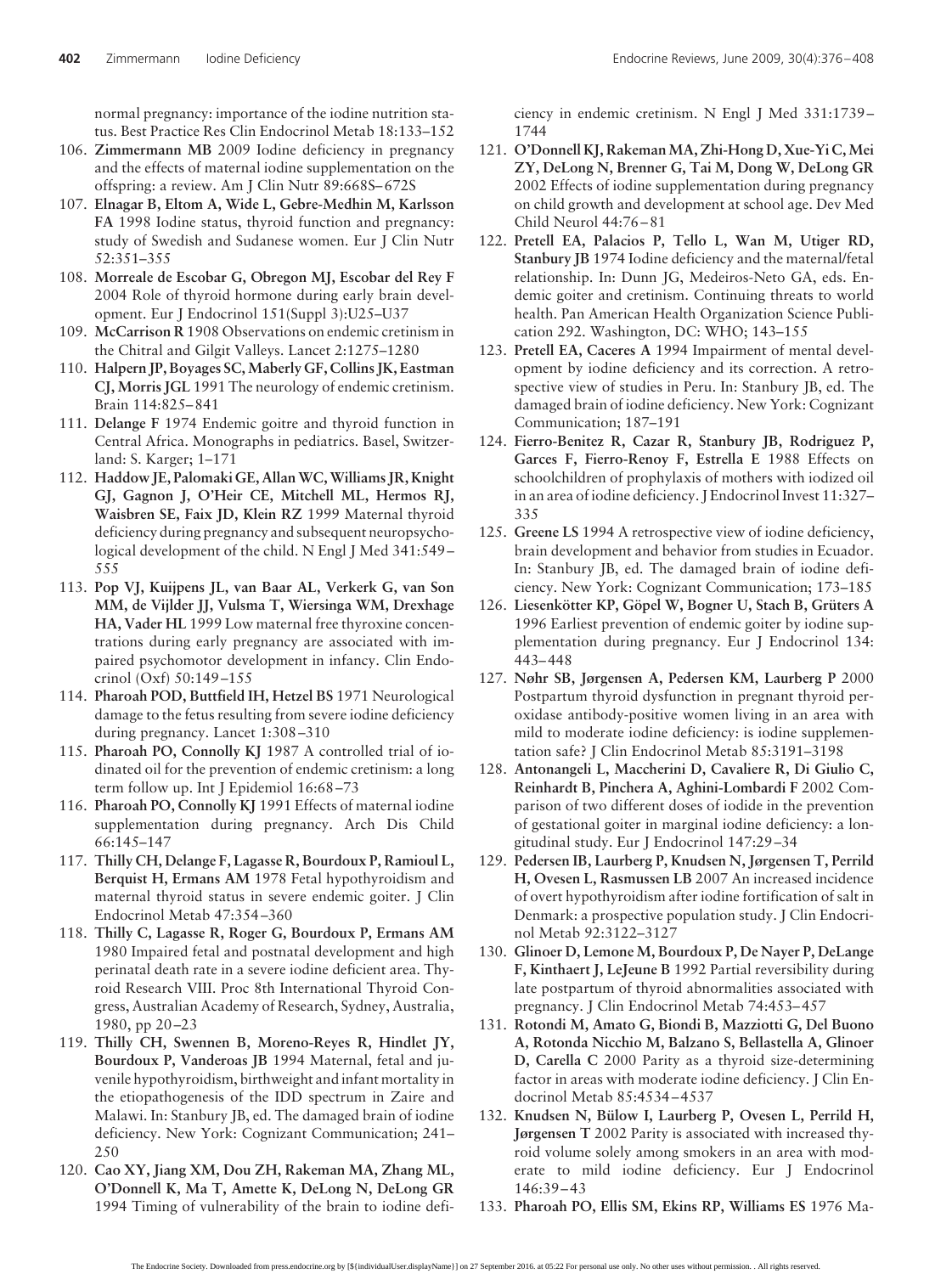normal pregnancy: importance of the iodine nutrition status. Best Practice Res Clin Endocrinol Metab 18:133–152

106. **Zimmermann MB** 2009 Iodine deficiency in pregnancy and the effects of maternal iodine supplementation on the offspring: a review. Am J Clin Nutr 89:668S–672S
107. **Elnagar B, Eltom A, Wide L, Gebre-Medhin M, Karlsson FA** 1998 Iodine status, thyroid function and pregnancy: study of Swedish and Sudanese women. Eur J Clin Nutr 52:351–355
108. **Morreale de Escobar G, Obregon MJ, Escobar del Rey F** 2004 Role of thyroid hormone during early brain development. Eur J Endocrinol 151(Suppl 3):U25–U37
109. **McCarrison R** 1908 Observations on endemic cretinism in the Chitral and Gilgit Valleys. Lancet 2:1275–1280
110. **Halpern JP, Boyages SC, Maberly GF, Collins JK, Eastman CJ, Morris JGL** 1991 The neurology of endemic cretinism. Brain 114:825–841
111. **Delange F** 1974 Endemic goitre and thyroid function in Central Africa. Monographs in pediatrics. Basel, Switzerland: S. Karger; 1–171
112. **Haddow JE, Palomaki GE, Allan WC, Williams JR, Knight GJ, Gagnon J, O'Heir CE, Mitchell ML, Hermos RJ, Waisbren SE, Faix JD, Klein RZ** 1999 Maternal thyroid deficiency during pregnancy and subsequent neuropsychological development of the child. N Engl J Med 341:549–555
113. **Pop VJ, Kuijpens JL, van Baar AL, Verkerk G, van Son MM, de Vijlder JJ, Vulsma T, Wiersinga WM, Drexhage HA, Vader HL** 1999 Low maternal free thyroxine concentrations during early pregnancy are associated with impaired psychomotor development in infancy. Clin Endocrinol (Oxf) 50:149–155
114. **Pharoah POD, Buttfield IH, Hetzel BS** 1971 Neurological damage to the fetus resulting from severe iodine deficiency during pregnancy. Lancet 1:308–310
115. **Pharoah PO, Connolly KJ** 1987 A controlled trial of iodinated oil for the prevention of endemic cretinism: a long term follow up. Int J Epidemiol 16:68–73
116. **Pharoah PO, Connolly KJ** 1991 Effects of maternal iodine supplementation during pregnancy. Arch Dis Child 66:145–147
117. **Thilly CH, Delange F, Lagasse R, Bourdoux P, Ramioul L, Berquist H, Ermans AM** 1978 Fetal hypothyroidism and maternal thyroid status in severe endemic goiter. J Clin Endocrinol Metab 47:354–360
118. **Thilly C, Lagasse R, Roger G, Bourdoux P, Ermans AM** 1980 Impaired fetal and postnatal development and high perinatal death rate in a severe iodine deficient area. Thyroid Research VIII. Proc 8th International Thyroid Congress, Australian Academy of Research, Sydney, Australia, 1980, pp 20–23
119. **Thilly CH, Swennen B, Moreno-Reyes R, Hindlet JY, Bourdoux P, Vanderoas JB** 1994 Maternal, fetal and juvenile hypothyroidism, birthweight and infant mortality in the etiopathogenesis of the IDD spectrum in Zaire and Malawi. In: Stanbury JB, ed. The damaged brain of iodine deficiency. New York: Cognizant Communication; 241–250
120. **Cao XY, Jiang XM, Dou ZH, Rakeman MA, Zhang ML, O'Donnell K, Ma T, Amette K, DeLong N, DeLong GR** 1994 Timing of vulnerability of the brain to iodine deficiency in endemic cretinism. N Engl J Med 331:1739–1744
121. **O'Donnell KJ, Rakeman MA, Zhi-Hong D, Xue-Yi C, Mei ZY, DeLong N, Brenner G, Tai M, Dong W, DeLong GR** 2002 Effects of iodine supplementation during pregnancy on child growth and development at school age. Dev Med Child Neurol 44:76–81
122. **Pretell EA, Palacios P, Tello L, Wan M, Utiger RD, Stanbury JB** 1974 Iodine deficiency and the maternal/fetal relationship. In: Dunn JG, Medeiros-Neto GA, eds. Endemic goiter and cretinism. Continuing threats to world health. Pan American Health Organization Science Publication 292. Washington, DC: WHO; 143–155
123. **Pretell EA, Caceres A** 1994 Impairment of mental development by iodine deficiency and its correction. A retrospective view of studies in Peru. In: Stanbury JB, ed. The damaged brain of iodine deficiency. New York: Cognizant Communication; 187–191
124. **Fierro-Benitez R, Cazar R, Stanbury JB, Rodriguez P, Garces F, Fierro-Renoy F, Estrella E** 1988 Effects on schoolchildren of prophylaxis of mothers with iodized oil in an area of iodine deficiency. J Endocrinol Invest 11:327–335
125. **Greene LS** 1994 A retrospective view of iodine deficiency, brain development and behavior from studies in Ecuador. In: Stanbury JB, ed. The damaged brain of iodine deficiency. New York: Cognizant Communication; 173–185
126. **Liesenkötter KP, Göpel W, Bogner U, Stach B, Grüters A** 1996 Earliest prevention of endemic goiter by iodine supplementation during pregnancy. Eur J Endocrinol 134: 443–448
127. **Nøhr SB, Jørgensen A, Pedersen KM, Laurberg P** 2000 Postpartum thyroid dysfunction in pregnant thyroid peroxidase antibody-positive women living in an area with mild to moderate iodine deficiency: is iodine supplementation safe? J Clin Endocrinol Metab 85:3191–3198
128. **Antonangeli L, Maccherini D, Cavaliere R, Di Giulio C, Reinhardt B, Pinchera A, Aghini-Lombardi F** 2002 Comparison of two different doses of iodide in the prevention of gestational goiter in marginal iodine deficiency: a longitudinal study. Eur J Endocrinol 147:29–34
129. **Pedersen IB, Laurberg P, Knudsen N, Jørgensen T, Perrild H, Ovesen L, Rasmussen LB** 2007 An increased incidence of overt hypothyroidism after iodine fortification of salt in Denmark: a prospective population study. J Clin Endocrinol Metab 92:3122–3127
130. **Glinoer D, Lemone M, Bourdoux P, De Nayer P, DeLange F, Kinthaert J, LeJeune B** 1992 Partial reversibility during late postpartum of thyroid abnormalities associated with pregnancy. J Clin Endocrinol Metab 74:453–457
131. **Rotondi M, Amato G, Biondi B, Mazziotti G, Del Buono A, Rotonda Nicchio M, Balzano S, Bellastella A, Glinoer D, Carella C** 2000 Parity as a thyroid size-determining factor in areas with moderate iodine deficiency. J Clin Endocrinol Metab 85:4534–4537
132. **Knudsen N, Bülow I, Laurberg P, Ovesen L, Perrild H, Jørgensen T** 2002 Parity is associated with increased thyroid volume solely among smokers in an area with moderate to mild iodine deficiency. Eur J Endocrinol 146:39–43
133. **Pharoah PO, Ellis SM, Ekins RP, Williams ES** 1976 Ma-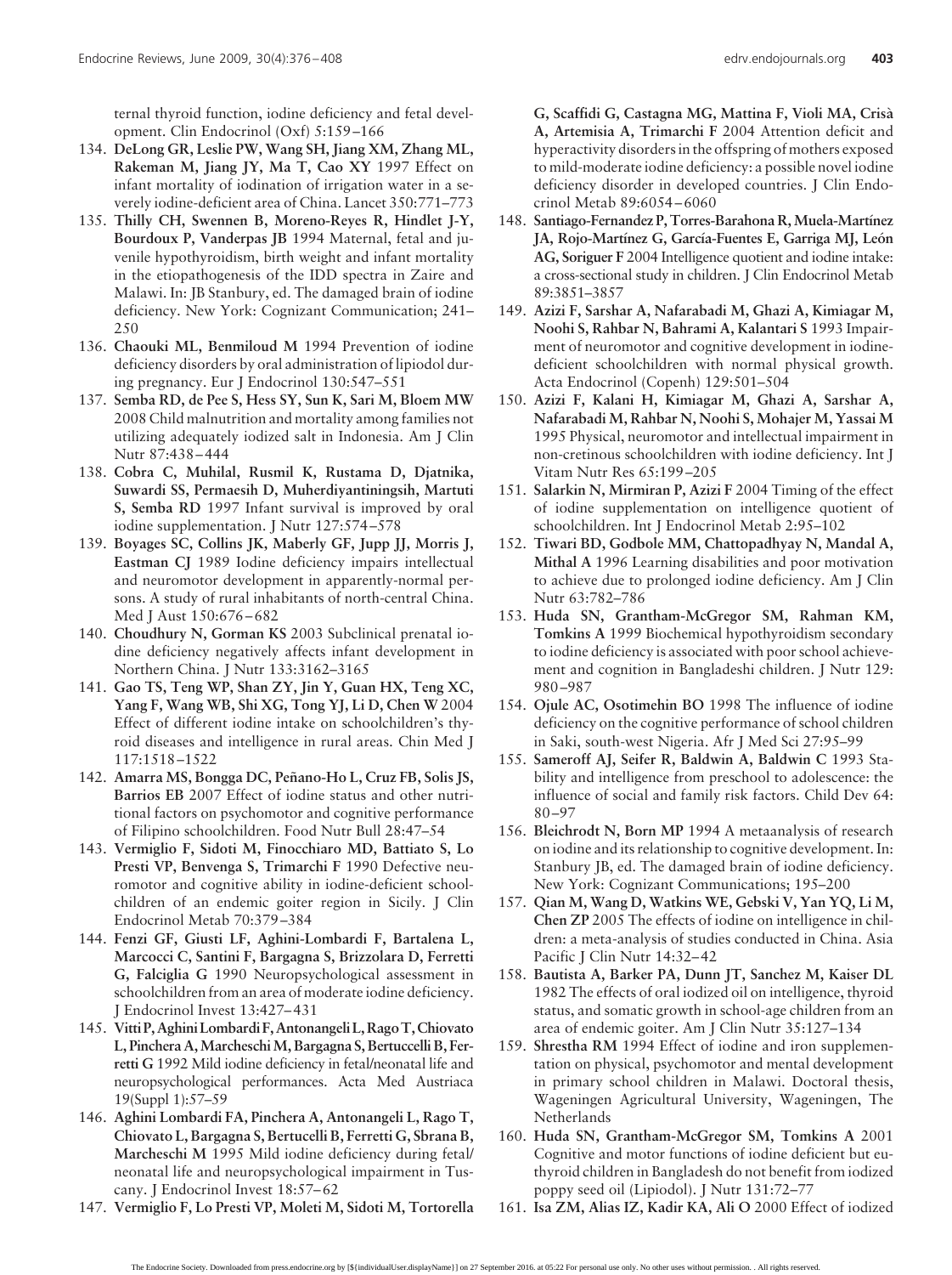ternal thyroid function, iodine deficiency and fetal development. Clin Endocrinol (Oxf) 5:159–166

134. **DeLong GR, Leslie PW, Wang SH, Jiang XM, Zhang ML, Rakeman M, Jiang JY, Ma T, Cao XY** 1997 Effect on infant mortality of iodination of irrigation water in a severely iodine-deficient area of China. Lancet 350:771–773
135. **Thilly CH, Swennen B, Moreno-Reyes R, Hindlet J-Y, Bourdoux P, Vanderpas JB** 1994 Maternal, fetal and juvenile hypothyroidism, birth weight and infant mortality in the etiopathogenesis of the IDD spectra in Zaire and Malawi. In: JB Stanbury, ed. The damaged brain of iodine deficiency. New York: Cognizant Communication; 241–250
136. **Chaouki ML, Benmiloud M** 1994 Prevention of iodine deficiency disorders by oral administration of lipiodol during pregnancy. Eur J Endocrinol 130:547–551
137. **Semba RD, de Pee S, Hess SY, Sun K, Sari M, Bloem MW** 2008 Child malnutrition and mortality among families not utilizing adequately iodized salt in Indonesia. Am J Clin Nutr 87:438–444
138. **Cobra C, Muhilal, Rusmil K, Rustama D, Djatnika, Suwardi SS, Permaesih D, Muherdiyantiningsih, Martuti S, Semba RD** 1997 Infant survival is improved by oral iodine supplementation. J Nutr 127:574–578
139. **Boyages SC, Collins JK, Maberly GF, Jupp JJ, Morris J, Eastman CJ** 1989 Iodine deficiency impairs intellectual and neuromotor development in apparently-normal persons. A study of rural inhabitants of north-central China. Med J Aust 150:676–682
140. **Choudhury N, Gorman KS** 2003 Subclinical prenatal iodine deficiency negatively affects infant development in Northern China. J Nutr 133:3162–3165
141. **Gao TS, Teng WP, Shan ZY, Jin Y, Guan HX, Teng XC, Yang F, Wang WB, Shi XG, Tong YJ, Li D, Chen W** 2004 Effect of different iodine intake on schoolchildren's thyroid diseases and intelligence in rural areas. Chin Med J 117:1518–1522
142. **Amarra MS, Bongga DC, Peñano-Ho L, Cruz FB, Solis JS, Barrios EB** 2007 Effect of iodine status and other nutritional factors on psychomotor and cognitive performance of Filipino schoolchildren. Food Nutr Bull 28:47–54
143. **Vermiglio F, Sidoti M, Finocchiaro MD, Battiato S, Lo Presti VP, Benvenga S, Trimarchi F** 1990 Defective neuromotor and cognitive ability in iodine-deficient schoolchildren of an endemic goiter region in Sicily. J Clin Endocrinol Metab 70:379–384
144. **Fenzi GF, Giusti LF, Aghini-Lombardi F, Bartalena L, Marcocci C, Santini F, Bargagna S, Brizzolara D, Ferretti G, Falciglia G** 1990 Neuropsychological assessment in schoolchildren from an area of moderate iodine deficiency. J Endocrinol Invest 13:427–431
145. **Vitti P, Aghini Lombardi F, Antonangeli L, Rago T, Chiovato L, Pinchera A, Marcheschi M, Bargagna S, Bertuccelli B, Ferretti G** 1992 Mild iodine deficiency in fetal/neonatal life and neuropsychological performances. Acta Med Austriaca 19(Suppl 1):57–59
146. **Aghini Lombardi FA, Pinchera A, Antonangeli L, Rago T, Chiovato L, Bargagna S, Bertucelli B, Ferretti G, Sbrana B, Marcheschi M** 1995 Mild iodine deficiency during fetal/neonatal life and neuropsychological impairment in Tuscany. J Endocrinol Invest 18:57–62
147. **Vermiglio F, Lo Presti VP, Moleti M, Sidoti M, Tortorella G, Scaffidi G, Castagna MG, Mattina F, Violi MA, Crisà A, Artemisia A, Trimarchi F** 2004 Attention deficit and hyperactivity disorders in the offspring of mothers exposed to mild-moderate iodine deficiency: a possible novel iodine deficiency disorder in developed countries. J Clin Endocrinol Metab 89:6054–6060
148. **Santiago-Fernandez P, Torres-Barahona R, Muela-Martínez JA, Rojo-Martínez G, García-Fuentes E, Garriga MJ, León AG, Soriguer F** 2004 Intelligence quotient and iodine intake: a cross-sectional study in children. J Clin Endocrinol Metab 89:3851–3857
149. **Azizi F, Sarshar A, Nafarabadi M, Ghazi A, Kimiagar M, Noohi S, Rahbar N, Bahrami A, Kalantari S** 1993 Impairment of neuromotor and cognitive development in iodine-deficient schoolchildren with normal physical growth. Acta Endocrinol (Copenh) 129:501–504
150. **Azizi F, Kalani H, Kimiagar M, Ghazi A, Sarshar A, Nafarabadi M, Rahbar N, Noohi S, Mohajer M, Yassai M** 1995 Physical, neuromotor and intellectual impairment in non-cretinous schoolchildren with iodine deficiency. Int J Vitam Nutr Res 65:199–205
151. **Salarkin N, Mirmiran P, Azizi F** 2004 Timing of the effect of iodine supplementation on intelligence quotient of schoolchildren. Int J Endocrinol Metab 2:95–102
152. **Tiwari BD, Godbole MM, Chattopadhyay N, Mandal A, Mithal A** 1996 Learning disabilities and poor motivation to achieve due to prolonged iodine deficiency. Am J Clin Nutr 63:782–786
153. **Huda SN, Grantham-McGregor SM, Rahman KM, Tomkins A** 1999 Biochemical hypothyroidism secondary to iodine deficiency is associated with poor school achievement and cognition in Bangladeshi children. J Nutr 129:980–987
154. **Ojule AC, Osotimehin BO** 1998 The influence of iodine deficiency on the cognitive performance of school children in Saki, south-west Nigeria. Afr J Med Sci 27:95–99
155. **Sameroff AJ, Seifer R, Baldwin A, Baldwin C** 1993 Stability and intelligence from preschool to adolescence: the influence of social and family risk factors. Child Dev 64:80–97
156. **Bleichrodt N, Born MP** 1994 A metaanalysis of research on iodine and its relationship to cognitive development. In: Stanbury JB, ed. The damaged brain of iodine deficiency. New York: Cognizant Communications; 195–200
157. **Qian M, Wang D, Watkins WE, Gebski V, Yan YQ, Li M, Chen ZP** 2005 The effects of iodine on intelligence in children: a meta-analysis of studies conducted in China. Asia Pacific J Clin Nutr 14:32–42
158. **Bautista A, Barker PA, Dunn JT, Sanchez M, Kaiser DL** 1982 The effects of oral iodized oil on intelligence, thyroid status, and somatic growth in school-age children from an area of endemic goiter. Am J Clin Nutr 35:127–134
159. **Shrestha RM** 1994 Effect of iodine and iron supplementation on physical, psychomotor and mental development in primary school children in Malawi. Doctoral thesis, Wageningen Agricultural University, Wageningen, The Netherlands
160. **Huda SN, Grantham-McGregor SM, Tomkins A** 2001 Cognitive and motor functions of iodine deficient but euthyroid children in Bangladesh do not benefit from iodized poppy seed oil (Lipiodol). J Nutr 131:72–77
161. **Isa ZM, Alias IZ, Kadir KA, Ali O** 2000 Effect of iodized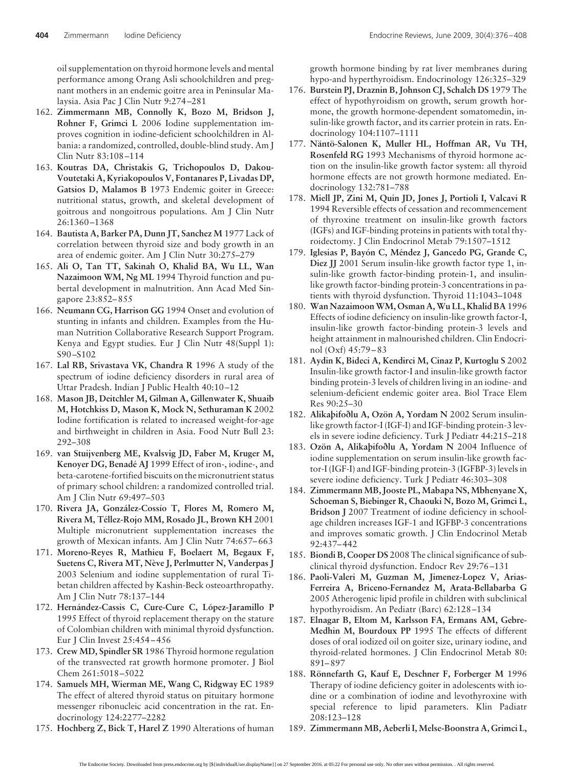oil supplementation on thyroid hormone levels and mental performance among Orang Asli schoolchildren and pregnant mothers in an endemic goitre area in Peninsular Malaysia. Asia Pac J Clin Nutr 9:274–281

162. **Zimmermann MB, Connolly K, Bozo M, Bridson J, Rohner F, Grimci L** 2006 Iodine supplementation improves cognition in iodine-deficient schoolchildren in Albania: a randomized, controlled, double-blind study. Am J Clin Nutr 83:108–114
163. **Koutras DA, Christakis G, Trichopoulos D, Dakou-Voutetaki A, Kyriakopoulos V, Fontanares P, Livadas DP, Gatsios D, Malamos B** 1973 Endemic goiter in Greece: nutritional status, growth, and skeletal development of goitrous and nongoitrous populations. Am J Clin Nutr 26:1360–1368
164. **Bautista A, Barker PA, Dunn JT, Sanchez M** 1977 Lack of correlation between thyroid size and body growth in an area of endemic goiter. Am J Clin Nutr 30:275–279
165. **Ali O, Tan TT, Sakinah O, Khalid BA, Wu LL, Wan Nazaimoon WM, Ng ML** 1994 Thyroid function and pubertal development in malnutrition. Ann Acad Med Singapore 23:852–855
166. **Neumann CG, Harrison GG** 1994 Onset and evolution of stunting in infants and children. Examples from the Human Nutrition Collaborative Research Support Program. Kenya and Egypt studies. Eur J Clin Nutr 48(Suppl 1): S90–S102
167. **Lal RB, Srivastava VK, Chandra R** 1996 A study of the spectrum of iodine deficiency disorders in rural area of Uttar Pradesh. Indian J Public Health 40:10–12
168. **Mason JB, Deitchler M, Gilman A, Gillenwater K, Shuaib M, Hotchkiss D, Mason K, Mock N, Sethuraman K** 2002 Iodine fortification is related to increased weight-for-age and birthweight in children in Asia. Food Nutr Bull 23: 292–308
169. **van Stuijvenberg ME, Kvalsvig JD, Faber M, Kruger M, Kenoyer DG, Benadé AJ** 1999 Effect of iron-, iodine-, and beta-carotene-fortified biscuits on the micronutrient status of primary school children: a randomized controlled trial. Am J Clin Nutr 69:497–503
170. **Rivera JA, González-Cossío T, Flores M, Romero M, Rivera M, Téllez-Rojo MM, Rosado JL, Brown KH** 2001 Multiple micronutrient supplementation increases the growth of Mexican infants. Am J Clin Nutr 74:657–663
171. **Moreno-Reyes R, Mathieu F, Boelaert M, Begaux F, Suetens C, Rivera MT, Nève J, Perlmutter N, Vanderpas J** 2003 Selenium and iodine supplementation of rural Tibetan children affected by Kashin-Beck osteoarthropathy. Am J Clin Nutr 78:137–144
172. **Hernández-Cassis C, Cure-Cure C, López-Jaramillo P** 1995 Effect of thyroid replacement therapy on the stature of Colombian children with minimal thyroid dysfunction. Eur J Clin Invest 25:454–456
173. **Crew MD, Spindler SR** 1986 Thyroid hormone regulation of the transvected rat growth hormone promoter. J Biol Chem 261:5018–5022
174. **Samuels MH, Wierman ME, Wang C, Ridgway EC** 1989 The effect of altered thyroid status on pituitary hormone messenger ribonucleic acid concentration in the rat. Endocrinology 124:2277–2282
175. **Hochberg Z, Bick T, Harel Z** 1990 Alterations of human growth hormone binding by rat liver membranes during hypo-and hyperthyroidism. Endocrinology 126:325–329
176. **Burstein PJ, Draznin B, Johnson CJ, Schalch DS** 1979 The effect of hypothyroidism on growth, serum growth hormone, the growth hormone-dependent somatomedin, insulin-like growth factor, and its carrier protein in rats. Endocrinology 104:1107–1111
177. **Näntö-Salonen K, Muller HL, Hoffman AR, Vu TH, Rosenfeld RG** 1993 Mechanisms of thyroid hormone action on the insulin-like growth factor system: all thyroid hormone effects are not growth hormone mediated. Endocrinology 132:781–788
178. **Miell JP, Zini M, Quin JD, Jones J, Portioli I, Valcavi R** 1994 Reversible effects of cessation and recommencement of thyroxine treatment on insulin-like growth factors (IGFs) and IGF-binding proteins in patients with total thyroidectomy. J Clin Endocrinol Metab 79:1507–1512
179. **Iglesias P, Bayón C, Méndez J, Gancedo PG, Grande C, Diez JJ** 2001 Serum insulin-like growth factor type 1, insulin-like growth factor-binding protein-1, and insulin-like growth factor-binding protein-3 concentrations in patients with thyroid dysfunction. Thyroid 11:1043–1048
180. **Wan Nazaimoon WM, Osman A, Wu LL, Khalid BA** 1996 Effects of iodine deficiency on insulin-like growth factor-I, insulin-like growth factor-binding protein-3 levels and height attainment in malnourished children. Clin Endocrinol (Oxf) 45:79–83
181. **Aydin K, Bideci A, Kendirci M, Cinaz P, Kurtoglu S** 2002 Insulin-like growth factor-I and insulin-like growth factor binding protein-3 levels of children living in an iodine- and selenium-deficient endemic goiter area. Biol Trace Elem Res 90:25–30
182. **Alikaþifoðlu A, Ozön A, Yordam N** 2002 Serum insulin-like growth factor-I (IGF-I) and IGF-binding protein-3 levels in severe iodine deficiency. Turk J Pediatr 44:215–218
183. **Ozön A, Alikaþifoðlu A, Yordam N** 2004 Influence of iodine supplementation on serum insulin-like growth factor-I (IGF-I) and IGF-binding protein-3 (IGFBP-3) levels in severe iodine deficiency. Turk J Pediatr 46:303–308
184. **Zimmermann MB, Jooste PL, Mabapa NS, Mbhenyane X, Schoeman S, Biebinger R, Chaouki N, Bozo M, Grimci L, Bridson J** 2007 Treatment of iodine deficiency in school-age children increases IGF-1 and IGFBP-3 concentrations and improves somatic growth. J Clin Endocrinol Metab 92:437–442
185. **Biondi B, Cooper DS** 2008 The clinical significance of subclinical thyroid dysfunction. Endocr Rev 29:76–131
186. **Paoli-Valeri M, Guzman M, Jimenez-Lopez V, Arias-Ferreira A, Briceno-Fernandez M, Arata-Bellabarba G** 2005 Atherogenic lipid profile in children with subclinical hypothyroidism. An Pediatr (Barc) 62:128–134
187. **Elnagar B, Eltom M, Karlsson FA, Ermans AM, Gebre-Medhin M, Bourdoux PP** 1995 The effects of different doses of oral iodized oil on goiter size, urinary iodine, and thyroid-related hormones. J Clin Endocrinol Metab 80: 891–897
188. **Rönnefarth G, Kauf E, Deschner F, Forberger M** 1996 Therapy of iodine deficiency goiter in adolescents with iodine or a combination of iodine and levothyroxine with special reference to lipid parameters. Klin Padiatr 208:123–128
189. **Zimmermann MB, Aeberli I, Melse-Boonstra A, Grimci L,**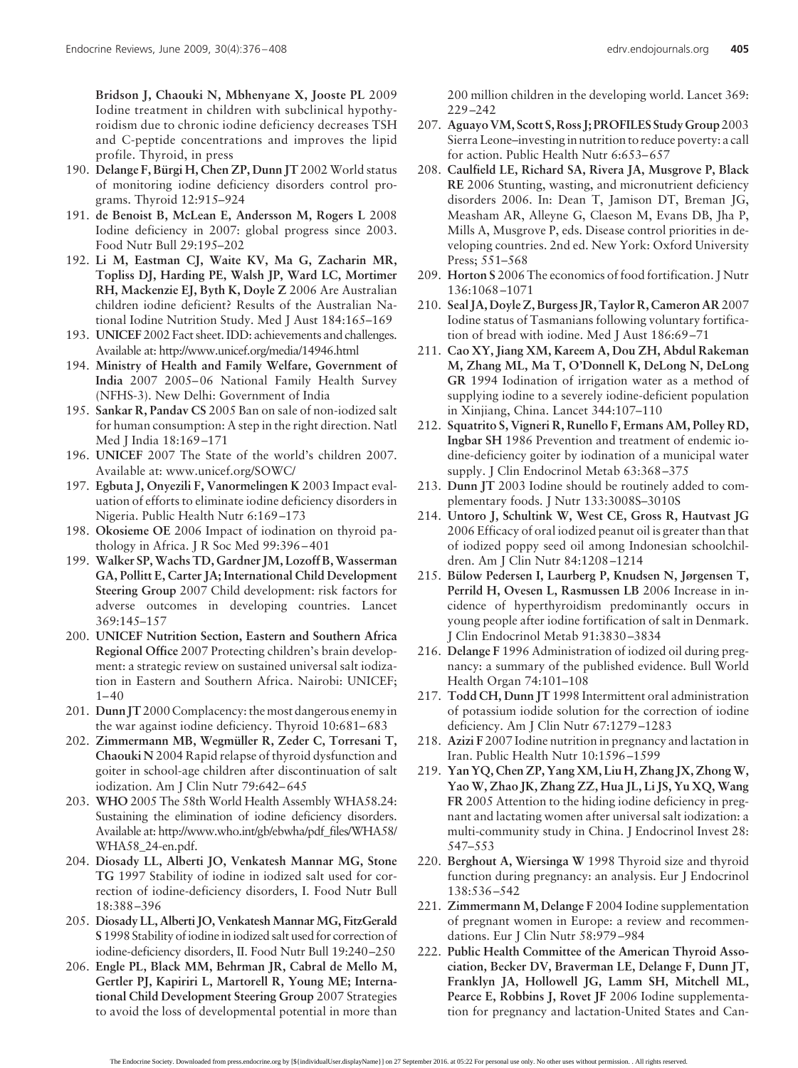Bridson J, Chaouki N, Mbhenyane X, Jooste PL 2009 Iodine treatment in children with subclinical hypothyroidism due to chronic iodine deficiency decreases TSH and C-peptide concentrations and improves the lipid profile. Thyroid, in press

190. **Delange F, Bürgi H, Chen ZP, Dunn JT** 2002 World status of monitoring iodine deficiency disorders control programs. Thyroid 12:915–924
191. **de Benoist B, McLean E, Andersson M, Rogers L** 2008 Iodine deficiency in 2007: global progress since 2003. Food Nutr Bull 29:195–202
192. **Li M, Eastman CJ, Waite KV, Ma G, Zacharin MR, Topliss DJ, Harding PE, Walsh JP, Ward LC, Mortimer RH, Mackenzie EJ, Byth K, Doyle Z** 2006 Are Australian children iodine deficient? Results of the Australian National Iodine Nutrition Study. Med J Aust 184:165–169
193. **UNICEF** 2002 Fact sheet. IDD: achievements and challenges. Available at: http://www.unicef.org/media/14946.html
194. **Ministry of Health and Family Welfare, Government of India** 2007 2005–06 National Family Health Survey (NFHS-3). New Delhi: Government of India
195. **Sankar R, Pandav CS** 2005 Ban on sale of non-iodized salt for human consumption: A step in the right direction. Natl Med J India 18:169–171
196. **UNICEF** 2007 The State of the world's children 2007. Available at: www.unicef.org/SOWC/
197. **Egbuta J, Onyezili F, Vanormelingen K** 2003 Impact evaluation of efforts to eliminate iodine deficiency disorders in Nigeria. Public Health Nutr 6:169–173
198. **Okosieme OE** 2006 Impact of iodination on thyroid pathology in Africa. J R Soc Med 99:396–401
199. **Walker SP, Wachs TD, Gardner JM, Lozoff B, Wasserman GA, Pollitt E, Carter JA; International Child Development Steering Group** 2007 Child development: risk factors for adverse outcomes in developing countries. Lancet 369:145–157
200. **UNICEF Nutrition Section, Eastern and Southern Africa Regional Office** 2007 Protecting children's brain development: a strategic review on sustained universal salt iodization in Eastern and Southern Africa. Nairobi: UNICEF; 1–40
201. **Dunn JT** 2000 Complacency: the most dangerous enemy in the war against iodine deficiency. Thyroid 10:681–683
202. **Zimmermann MB, Wegmüller R, Zeder C, Torresani T, Chaouki N** 2004 Rapid relapse of thyroid dysfunction and goiter in school-age children after discontinuation of salt iodization. Am J Clin Nutr 79:642–645
203. **WHO** 2005 The 58th World Health Assembly WHA58.24: Sustaining the elimination of iodine deficiency disorders. Available at: http://www.who.int/gb/ebwha/pdf_files/WHA58/WHA58_24-en.pdf.
204. **Diosady LL, Alberti JO, Venkatesh Mannar MG, Stone TG** 1997 Stability of iodine in iodized salt used for correction of iodine-deficiency disorders, I. Food Nutr Bull 18:388–396
205. **Diosady LL, Alberti JO, Venkatesh Mannar MG, FitzGerald S** 1998 Stability of iodine in iodized salt used for correction of iodine-deficiency disorders, II. Food Nutr Bull 19:240–250
206. **Engle PL, Black MM, Behrman JR, Cabral de Mello M, Gertler PJ, Kapiriri L, Martorell R, Young ME; International Child Development Steering Group** 2007 Strategies to avoid the loss of developmental potential in more than 200 million children in the developing world. Lancet 369: 229–242
207. **Aguayo VM, Scott S, Ross J; PROFILES Study Group** 2003 Sierra Leone–investing in nutrition to reduce poverty: a call for action. Public Health Nutr 6:653–657
208. **Caulfield LE, Richard SA, Rivera JA, Musgrove P, Black RE** 2006 Stunting, wasting, and micronutrient deficiency disorders 2006. In: Dean T, Jamison DT, Breman JG, Measham AR, Alleyne G, Claeson M, Evans DB, Jha P, Mills A, Musgrove P, eds. Disease control priorities in developing countries. 2nd ed. New York: Oxford University Press; 551–568
209. **Horton S** 2006 The economics of food fortification. J Nutr 136:1068–1071
210. **Seal JA, Doyle Z, Burgess JR, Taylor R, Cameron AR** 2007 Iodine status of Tasmanians following voluntary fortification of bread with iodine. Med J Aust 186:69–71
211. **Cao XY, Jiang XM, Kareem A, Dou ZH, Abdul Rakeman M, Zhang ML, Ma T, O'Donnell K, DeLong N, DeLong GR** 1994 Iodination of irrigation water as a method of supplying iodine to a severely iodine-deficient population in Xinjiang, China. Lancet 344:107–110
212. **Squatrito S, Vigneri R, Runello F, Ermans AM, Polley RD, Ingbar SH** 1986 Prevention and treatment of endemic iodine-deficiency goiter by iodination of a municipal water supply. J Clin Endocrinol Metab 63:368–375
213. **Dunn JT** 2003 Iodine should be routinely added to complementary foods. J Nutr 133:3008S–3010S
214. **Untoro J, Schultink W, West CE, Gross R, Hautvast JG** 2006 Efficacy of oral iodized peanut oil is greater than that of iodized poppy seed oil among Indonesian schoolchildren. Am J Clin Nutr 84:1208–1214
215. **Bülow Pedersen I, Laurberg P, Knudsen N, Jørgensen T, Perrild H, Ovesen L, Rasmussen LB** 2006 Increase in incidence of hyperthyroidism predominantly occurs in young people after iodine fortification of salt in Denmark. J Clin Endocrinol Metab 91:3830–3834
216. **Delange F** 1996 Administration of iodized oil during pregnancy: a summary of the published evidence. Bull World Health Organ 74:101–108
217. **Todd CH, Dunn JT** 1998 Intermittent oral administration of potassium iodide solution for the correction of iodine deficiency. Am J Clin Nutr 67:1279–1283
218. **Azizi F** 2007 Iodine nutrition in pregnancy and lactation in Iran. Public Health Nutr 10:1596–1599
219. **Yan YQ, Chen ZP, Yang XM, Liu H, Zhang JX, Zhong W, Yao W, Zhao JK, Zhang ZZ, Hua JL, Li JS, Yu XQ, Wang FR** 2005 Attention to the hiding iodine deficiency in pregnant and lactating women after universal salt iodization: a multi-community study in China. J Endocrinol Invest 28: 547–553
220. **Berghout A, Wiersinga W** 1998 Thyroid size and thyroid function during pregnancy: an analysis. Eur J Endocrinol 138:536–542
221. **Zimmermann M, Delange F** 2004 Iodine supplementation of pregnant women in Europe: a review and recommendations. Eur J Clin Nutr 58:979–984
222. **Public Health Committee of the American Thyroid Association, Becker DV, Braverman LE, Delange F, Dunn JT, Franklyn JA, Hollowell JG, Lamm SH, Mitchell ML, Pearce E, Robbins J, Rovet JF** 2006 Iodine supplementation for pregnancy and lactation-United States and Can-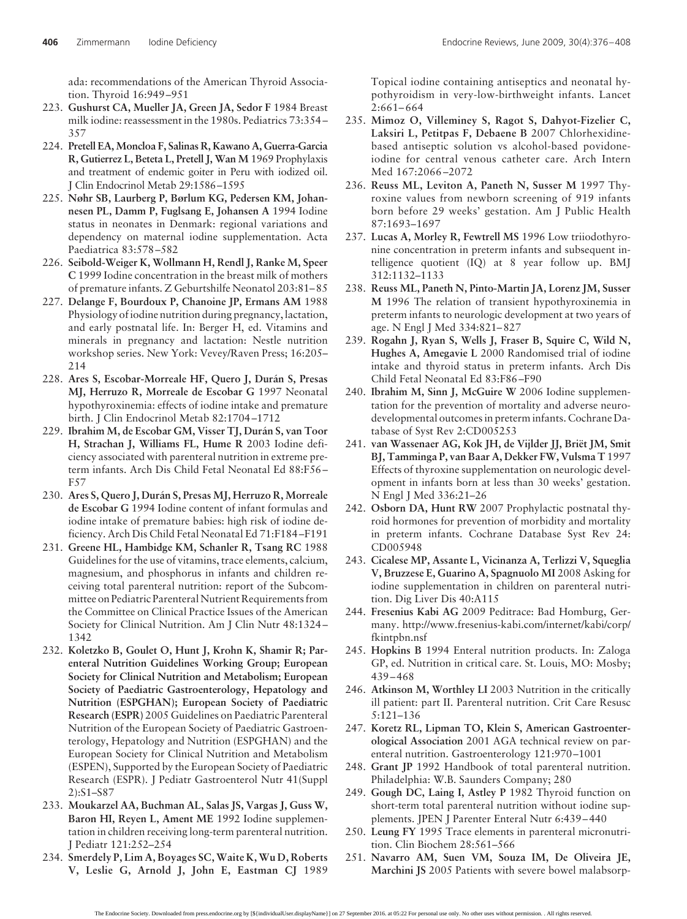ada: recommendations of the American Thyroid Association. Thyroid 16:949–951

223. **Gushurst CA, Mueller JA, Green JA, Sedor F** 1984 Breast milk iodine: reassessment in the 1980s. Pediatrics 73:354–357
224. **Pretell EA, Moncloa F, Salinas R, Kawano A, Guerra-Garcia R, Gutierrez L, Beteta L, Pretell J, Wan M** 1969 Prophylaxis and treatment of endemic goiter in Peru with iodized oil. J Clin Endocrinol Metab 29:1586–1595
225. **Nøhr SB, Laurberg P, Børlum KG, Pedersen KM, Johannesen PL, Damm P, Fuglsang E, Johansen A** 1994 Iodine status in neonates in Denmark: regional variations and dependency on maternal iodine supplementation. Acta Paediatrica 83:578–582
226. **Seibold-Weiger K, Wollmann H, Rendl J, Ranke M, Speer C** 1999 Iodine concentration in the breast milk of mothers of premature infants. Z Geburtshilfe Neonatol 203:81–85
227. **Delange F, Bourdoux P, Chanoine JP, Ermans AM** 1988 Physiology of iodine nutrition during pregnancy, lactation, and early postnatal life. In: Berger H, ed. Vitamins and minerals in pregnancy and lactation: Nestle nutrition workshop series. New York: Vevey/Raven Press; 16:205–214
228. **Ares S, Escobar-Morreale HF, Quero J, Durán S, Presas MJ, Herruzo R, Morreale de Escobar G** 1997 Neonatal hypothyroxinemia: effects of iodine intake and premature birth. J Clin Endocrinol Metab 82:1704–1712
229. **Ibrahim M, de Escobar GM, Visser TJ, Durán S, van Toor H, Strachan J, Williams FL, Hume R** 2003 Iodine deficiency associated with parenteral nutrition in extreme preterm infants. Arch Dis Child Fetal Neonatal Ed 88:F56–F57
230. **Ares S, Quero J, Durán S, Presas MJ, Herruzo R, Morreale de Escobar G** 1994 Iodine content of infant formulas and iodine intake of premature babies: high risk of iodine deficiency. Arch Dis Child Fetal Neonatal Ed 71:F184–F191
231. **Greene HL, Hambidge KM, Schanler R, Tsang RC** 1988 Guidelines for the use of vitamins, trace elements, calcium, magnesium, and phosphorus in infants and children receiving total parenteral nutrition: report of the Subcommittee on Pediatric Parenteral Nutrient Requirements from the Committee on Clinical Practice Issues of the American Society for Clinical Nutrition. Am J Clin Nutr 48:1324–1342
232. **Koletzko B, Goulet O, Hunt J, Krohn K, Shamir R; Parenteral Nutrition Guidelines Working Group; European Society for Clinical Nutrition and Metabolism; European Society of Paediatric Gastroenterology, Hepatology and Nutrition (ESPGHAN); European Society of Paediatric Research (ESPR)** 2005 Guidelines on Paediatric Parenteral Nutrition of the European Society of Paediatric Gastroenterology, Hepatology and Nutrition (ESPGHAN) and the European Society for Clinical Nutrition and Metabolism (ESPEN), Supported by the European Society of Paediatric Research (ESPR). J Pediatr Gastroenterol Nutr 41(Suppl 2):S1–S87
233. **Moukarzel AA, Buchman AL, Salas JS, Vargas J, Guss W, Baron HI, Reyen L, Ament ME** 1992 Iodine supplementation in children receiving long-term parenteral nutrition. J Pediatr 121:252–254
234. **Smerdely P, Lim A, Boyages SC, Waite K, Wu D, Roberts V, Leslie G, Arnold J, John E, Eastman CJ** 1989 Topical iodine containing antiseptics and neonatal hypothyroidism in very-low-birthweight infants. Lancet 2:661–664
235. **Mimoz O, Villeminey S, Ragot S, Dahyot-Fizelier C, Laksiri L, Petitpas F, Debaene B** 2007 Chlorhexidine-based antiseptic solution vs alcohol-based povidone-iodine for central venous catheter care. Arch Intern Med 167:2066–2072
236. **Reuss ML, Leviton A, Paneth N, Susser M** 1997 Thyroxine values from newborn screening of 919 infants born before 29 weeks' gestation. Am J Public Health 87:1693–1697
237. **Lucas A, Morley R, Fewtrell MS** 1996 Low triiodothyronine concentration in preterm infants and subsequent intelligence quotient (IQ) at 8 year follow up. BMJ 312:1132–1133
238. **Reuss ML, Paneth N, Pinto-Martin JA, Lorenz JM, Susser M** 1996 The relation of transient hypothyroxinemia in preterm infants to neurologic development at two years of age. N Engl J Med 334:821–827
239. **Rogahn J, Ryan S, Wells J, Fraser B, Squire C, Wild N, Hughes A, Amegavie L** 2000 Randomised trial of iodine intake and thyroid status in preterm infants. Arch Dis Child Fetal Neonatal Ed 83:F86–F90
240. **Ibrahim M, Sinn J, McGuire W** 2006 Iodine supplementation for the prevention of mortality and adverse neurodevelopmental outcomes in preterm infants. Cochrane Database of Syst Rev 2:CD005253
241. **van Wassenaer AG, Kok JH, de Vijlder JJ, Briët JM, Smit BJ, Tamminga P, van Baar A, Dekker FW, Vulsma T** 1997 Effects of thyroxine supplementation on neurologic development in infants born at less than 30 weeks' gestation. N Engl J Med 336:21–26
242. **Osborn DA, Hunt RW** 2007 Prophylactic postnatal thyroid hormones for prevention of morbidity and mortality in preterm infants. Cochrane Database Syst Rev 24: CD005948
243. **Cicalese MP, Assante L, Vicinanza A, Terlizzi V, Squeglia V, Bruzzese E, Guarino A, Spagnuolo MI** 2008 Asking for iodine supplementation in children on parenteral nutrition. Dig Liver Dis 40:A115
244. **Fresenius Kabi AG** 2009 Peditrace: Bad Homburg, Germany. http://www.fresenius-kabi.com/internet/kabi/corp/fkintpbn.nsf
245. **Hopkins B** 1994 Enteral nutrition products. In: Zaloga GP, ed. Nutrition in critical care. St. Louis, MO: Mosby; 439–468
246. **Atkinson M, Worthley LI** 2003 Nutrition in the critically ill patient: part II. Parenteral nutrition. Crit Care Resusc 5:121–136
247. **Koretz RL, Lipman TO, Klein S, American Gastroenterological Association** 2001 AGA technical review on parenteral nutrition. Gastroenterology 121:970–1001
248. **Grant JP** 1992 Handbook of total parenteral nutrition. Philadelphia: W.B. Saunders Company; 280
249. **Gough DC, Laing I, Astley P** 1982 Thyroid function on short-term total parenteral nutrition without iodine supplements. JPEN J Parenter Enteral Nutr 6:439–440
250. **Leung FY** 1995 Trace elements in parenteral micronutrition. Clin Biochem 28:561–566
251. **Navarro AM, Suen VM, Souza IM, De Oliveira JE, Marchini JS** 2005 Patients with severe bowel malabsorp-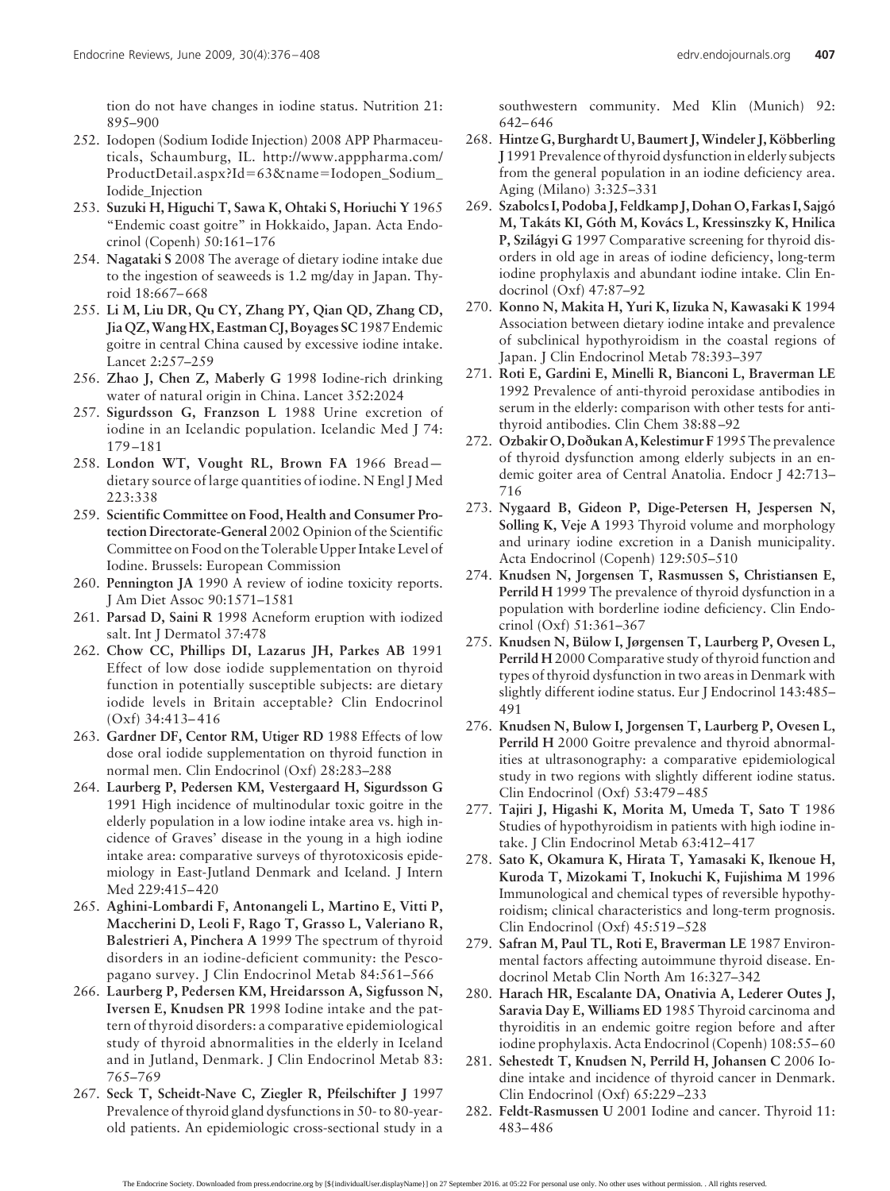tion do not have changes in iodine status. Nutrition 21: 895–900

252. Iodopen (Sodium Iodide Injection) 2008 APP Pharmaceuticals, Schaumburg, IL. http://www.apppharma.com/ProductDetail.aspx?Id=63&name=Iodopen_Sodium_Iodide_Injection
253. **Suzuki H, Higuchi T, Sawa K, Ohtaki S, Horiuchi Y** 1965 "Endemic coast goitre" in Hokkaido, Japan. Acta Endocrinol (Copenh) 50:161–176
254. **Nagataki S** 2008 The average of dietary iodine intake due to the ingestion of seaweeds is 1.2 mg/day in Japan. Thyroid 18:667–668
255. **Li M, Liu DR, Qu CY, Zhang PY, Qian QD, Zhang CD, Jia QZ, Wang HX, Eastman CJ, Boyages SC** 1987 Endemic goitre in central China caused by excessive iodine intake. Lancet 2:257–259
256. **Zhao J, Chen Z, Maberly G** 1998 Iodine-rich drinking water of natural origin in China. Lancet 352:2024
257. **Sigurdsson G, Franzson L** 1988 Urine excretion of iodine in an Icelandic population. Icelandic Med J 74: 179–181
258. **London WT, Vought RL, Brown FA** 1966 Bread—dietary source of large quantities of iodine. N Engl J Med 223:338
259. **Scientific Committee on Food, Health and Consumer Protection Directorate-General** 2002 Opinion of the Scientific Committee on Food on the Tolerable Upper Intake Level of Iodine. Brussels: European Commission
260. **Pennington JA** 1990 A review of iodine toxicity reports. J Am Diet Assoc 90:1571–1581
261. **Parsad D, Saini R** 1998 Acneform eruption with iodized salt. Int J Dermatol 37:478
262. **Chow CC, Phillips DI, Lazarus JH, Parkes AB** 1991 Effect of low dose iodide supplementation on thyroid function in potentially susceptible subjects: are dietary iodide levels in Britain acceptable? Clin Endocrinol (Oxf) 34:413–416
263. **Gardner DF, Centor RM, Utiger RD** 1988 Effects of low dose oral iodide supplementation on thyroid function in normal men. Clin Endocrinol (Oxf) 28:283–288
264. **Laurberg P, Pedersen KM, Vestergaard H, Sigurdsson G** 1991 High incidence of multinodular toxic goitre in the elderly population in a low iodine intake area vs. high incidence of Graves' disease in the young in a high iodine intake area: comparative surveys of thyrotoxicosis epidemiology in East-Jutland Denmark and Iceland. J Intern Med 229:415–420
265. **Aghini-Lombardi F, Antonangeli L, Martino E, Vitti P, Maccherini D, Leoli F, Rago T, Grasso L, Valeriano R, Balestrieri A, Pinchera A** 1999 The spectrum of thyroid disorders in an iodine-deficient community: the Pescopagano survey. J Clin Endocrinol Metab 84:561–566
266. **Laurberg P, Pedersen KM, Hreidarsson A, Sigfusson N, Iversen E, Knudsen PR** 1998 Iodine intake and the pattern of thyroid disorders: a comparative epidemiological study of thyroid abnormalities in the elderly in Iceland and in Jutland, Denmark. J Clin Endocrinol Metab 83: 765–769
267. **Seck T, Scheidt-Nave C, Ziegler R, Pfeilschifter J** 1997 Prevalence of thyroid gland dysfunctions in 50- to 80-year-old patients. An epidemiologic cross-sectional study in a southwestern community. Med Klin (Munich) 92: 642–646
268. **Hintze G, Burghardt U, Baumert J, Windeler J, Köbberling J** 1991 Prevalence of thyroid dysfunction in elderly subjects from the general population in an iodine deficiency area. Aging (Milano) 3:325–331
269. **Szabolcs I, Podoba J, Feldkamp J, Dohan O, Farkas I, Sajgó M, Takáts KI, Góth M, Kovács L, Kressinszky K, Hnilica P, Szilágyi G** 1997 Comparative screening for thyroid disorders in old age in areas of iodine deficiency, long-term iodine prophylaxis and abundant iodine intake. Clin Endocrinol (Oxf) 47:87–92
270. **Konno N, Makita H, Yuri K, Iizuka N, Kawasaki K** 1994 Association between dietary iodine intake and prevalence of subclinical hypothyroidism in the coastal regions of Japan. J Clin Endocrinol Metab 78:393–397
271. **Roti E, Gardini E, Minelli R, Bianconi L, Braverman LE** 1992 Prevalence of anti-thyroid peroxidase antibodies in serum in the elderly: comparison with other tests for anti-thyroid antibodies. Clin Chem 38:88–92
272. **Ozbakir O, Doðukan A, Kelestimur F** 1995 The prevalence of thyroid dysfunction among elderly subjects in an endemic goiter area of Central Anatolia. Endocr J 42:713–716
273. **Nygaard B, Gideon P, Dige-Petersen H, Jespersen N, Solling K, Veje A** 1993 Thyroid volume and morphology and urinary iodine excretion in a Danish municipality. Acta Endocrinol (Copenh) 129:505–510
274. **Knudsen N, Jorgensen T, Rasmussen S, Christiansen E, Perrild H** 1999 The prevalence of thyroid dysfunction in a population with borderline iodine deficiency. Clin Endocrinol (Oxf) 51:361–367
275. **Knudsen N, Bülow I, Jørgensen T, Laurberg P, Ovesen L, Perrild H** 2000 Comparative study of thyroid function and types of thyroid dysfunction in two areas in Denmark with slightly different iodine status. Eur J Endocrinol 143:485–491
276. **Knudsen N, Bulow I, Jorgensen T, Laurberg P, Ovesen L, Perrild H** 2000 Goitre prevalence and thyroid abnormalities at ultrasonography: a comparative epidemiological study in two regions with slightly different iodine status. Clin Endocrinol (Oxf) 53:479–485
277. **Tajiri J, Higashi K, Morita M, Umeda T, Sato T** 1986 Studies of hypothyroidism in patients with high iodine intake. J Clin Endocrinol Metab 63:412–417
278. **Sato K, Okamura K, Hirata T, Yamasaki K, Ikenoue H, Kuroda T, Mizokami T, Inokuchi K, Fujishima M** 1996 Immunological and chemical types of reversible hypothyroidism; clinical characteristics and long-term prognosis. Clin Endocrinol (Oxf) 45:519–528
279. **Safran M, Paul TL, Roti E, Braverman LE** 1987 Environmental factors affecting autoimmune thyroid disease. Endocrinol Metab Clin North Am 16:327–342
280. **Harach HR, Escalante DA, Onativia A, Lederer Outes J, Saravia Day E, Williams ED** 1985 Thyroid carcinoma and thyroiditis in an endemic goitre region before and after iodine prophylaxis. Acta Endocrinol (Copenh) 108:55–60
281. **Sehestedt T, Knudsen N, Perrild H, Johansen C** 2006 Iodine intake and incidence of thyroid cancer in Denmark. Clin Endocrinol (Oxf) 65:229–233
282. **Feldt-Rasmussen U** 2001 Iodine and cancer. Thyroid 11: 483–486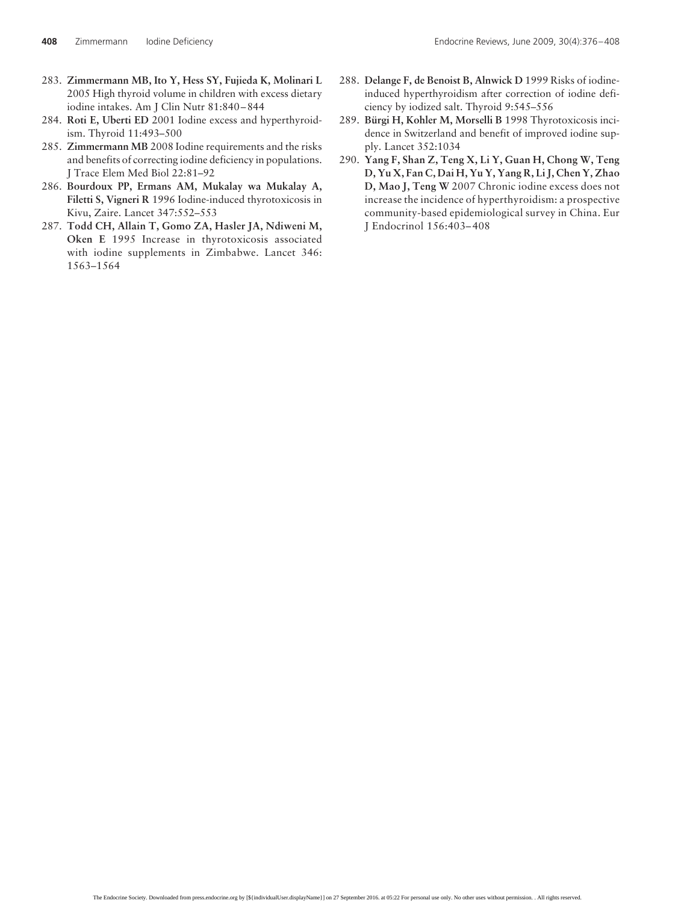283. **Zimmermann MB, Ito Y, Hess SY, Fujieda K, Molinari L** 2005 High thyroid volume in children with excess dietary iodine intakes. Am J Clin Nutr 81:840–844
284. **Roti E, Uberti ED** 2001 Iodine excess and hyperthyroidism. Thyroid 11:493–500
285. **Zimmermann MB** 2008 Iodine requirements and the risks and benefits of correcting iodine deficiency in populations. J Trace Elem Med Biol 22:81–92
286. **Bourdoux PP, Ermans AM, Mukalay wa Mukalay A, Filetti S, Vigneri R** 1996 Iodine-induced thyrotoxicosis in Kivu, Zaire. Lancet 347:552–553
287. **Todd CH, Allain T, Gomo ZA, Hasler JA, Ndiweni M, Oken E** 1995 Increase in thyrotoxicosis associated with iodine supplements in Zimbabwe. Lancet 346: 1563–1564
288. **Delange F, de Benoist B, Alnwick D** 1999 Risks of iodine-induced hyperthyroidism after correction of iodine deficiency by iodized salt. Thyroid 9:545–556
289. **Bürgi H, Kohler M, Morselli B** 1998 Thyrotoxicosis incidence in Switzerland and benefit of improved iodine supply. Lancet 352:1034
290. **Yang F, Shan Z, Teng X, Li Y, Guan H, Chong W, Teng D, Yu X, Fan C, Dai H, Yu Y, Yang R, Li J, Chen Y, Zhao D, Mao J, Teng W** 2007 Chronic iodine excess does not increase the incidence of hyperthyroidism: a prospective community-based epidemiological survey in China. Eur J Endocrinol 156:403–408